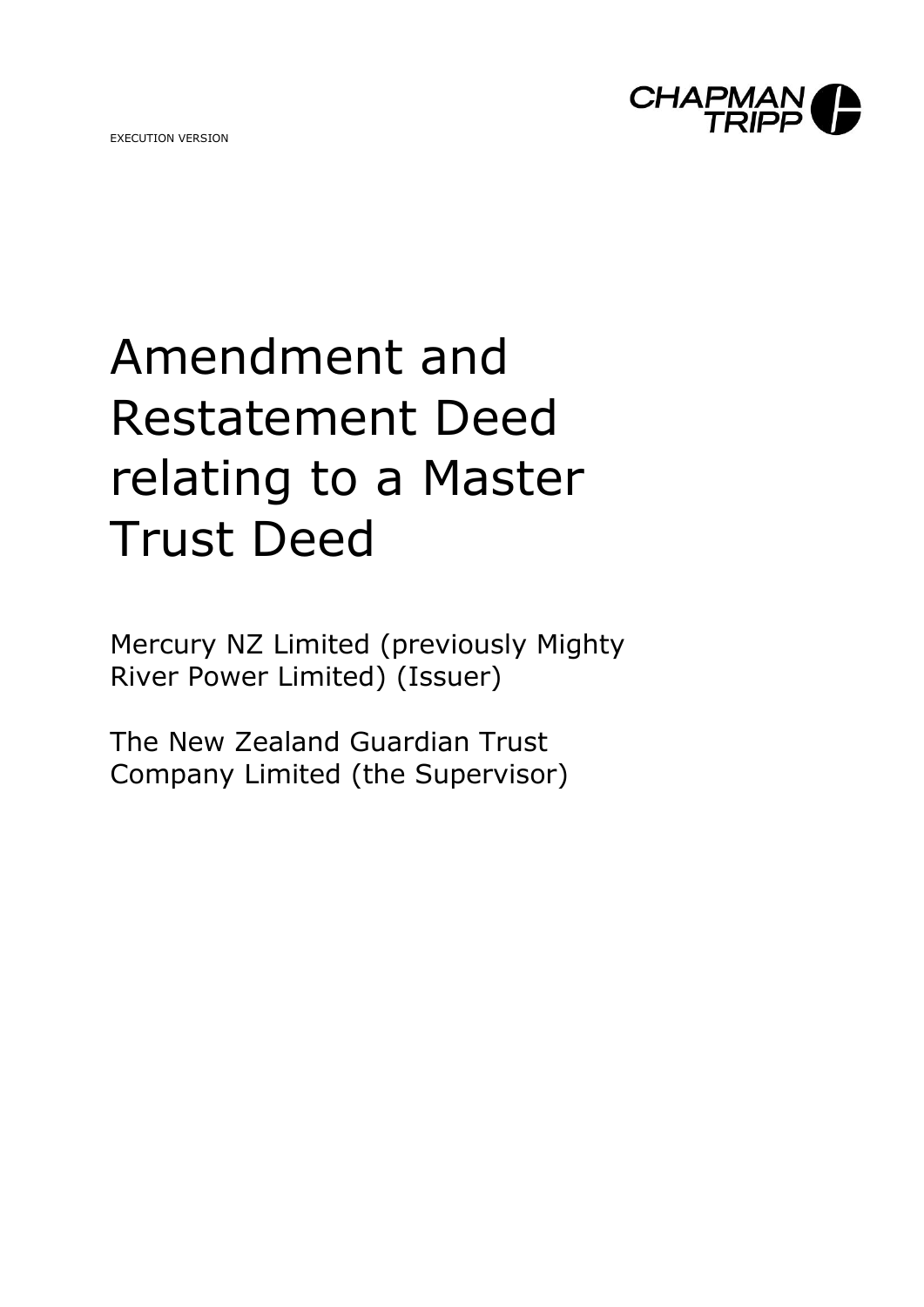EXECUTION VERSION

CHAPMAN TRIPP

# Amendment and Restatement Deed relating to a Master Trust Deed

Mercury NZ Limited (previously Mighty River Power Limited) (Issuer)

The New Zealand Guardian Trust Company Limited (the Supervisor)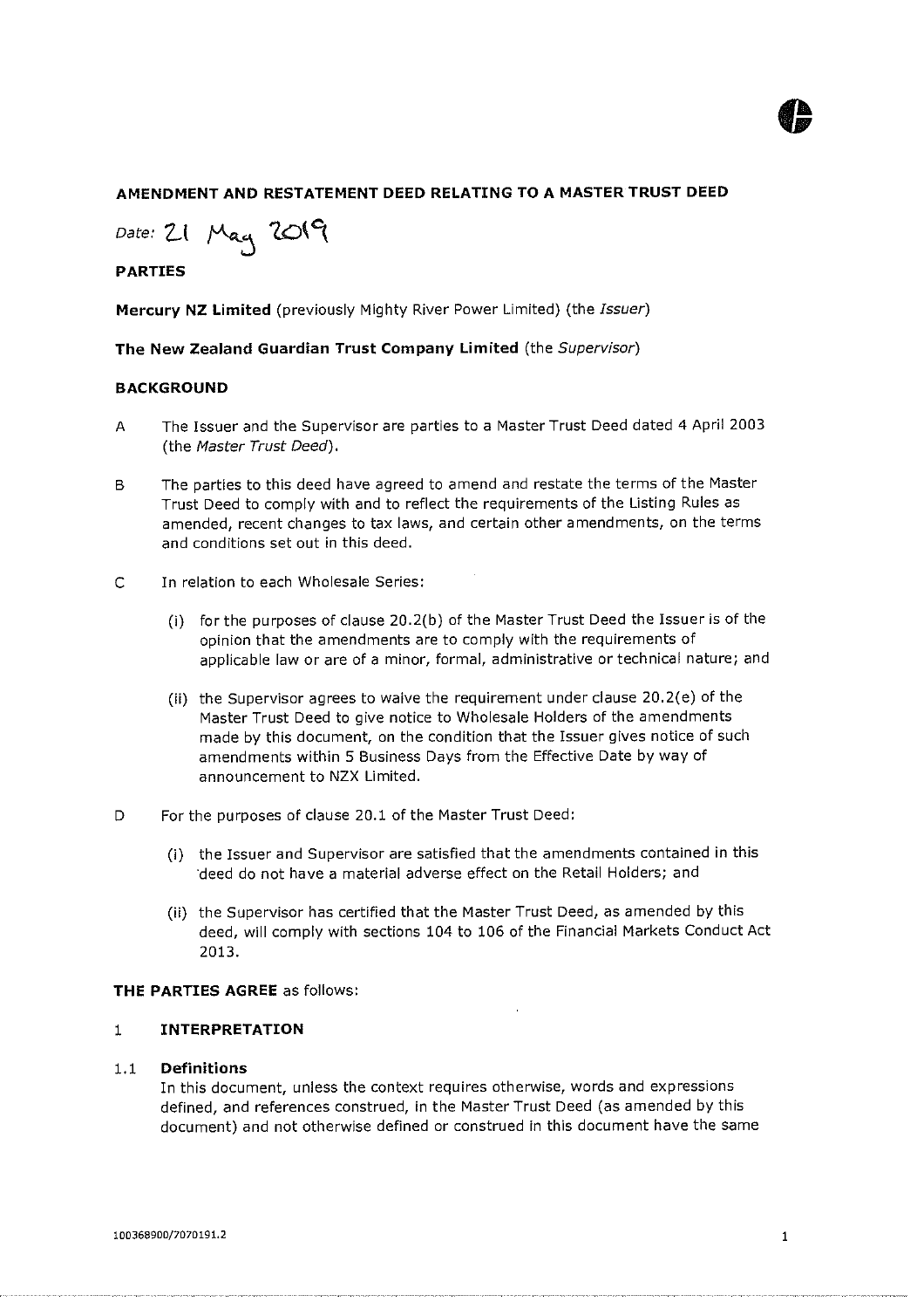## AMENDMENT AND RESTATEMENT DEED RELATING TO A MASTER TRUST DEED

*Date:* 21 May 2019

**PARTIES**

**Mercury NZ Limited** (previously Mighty River Power Limited) (the *Issuer*)

**The New Zealand Guardian Trust Company Limited** (the *Supervisor*)

**BACKGROUND**

A The Issuer and the Supervisor are parties to a Master Trust Deed dated 4 April 2003 (the *Master Trust Deed*).

B The parties to this deed have agreed to amend and restate the terms of the Master Trust Deed to comply with and to reflect the requirements of the Listing Rules as amended, recent changes to tax laws, and certain other amendments, on the terms and conditions set out in this deed.

C In relation to each Wholesale Series:

(i) for the purposes of clause 20.2(b) of the Master Trust Deed the Issuer is of the opinion that the amendments are to comply with the requirements of applicable law or are of a minor, formal, administrative or technical nature; and

(ii) the Supervisor agrees to waive the requirement under clause 20.2(e) of the Master Trust Deed to give notice to Wholesale Holders of the amendments made by this document, on the condition that the Issuer gives notice of such amendments within 5 Business Days from the Effective Date by way of announcement to NZX Limited.

D For the purposes of clause 20.1 of the Master Trust Deed:

(i) the Issuer and Supervisor are satisfied that the amendments contained in this deed do not have a material adverse effect on the Retail Holders; and

(ii) the Supervisor has certified that the Master Trust Deed, as amended by this deed, will comply with sections 104 to 106 of the Financial Markets Conduct Act 2013.

**THE PARTIES AGREE** as follows:

1 **INTERPRETATION**

1.1 **Definitions**

In this document, unless the context requires otherwise, words and expressions defined, and references construed, in the Master Trust Deed (as amended by this document) and not otherwise defined or construed in this document have the same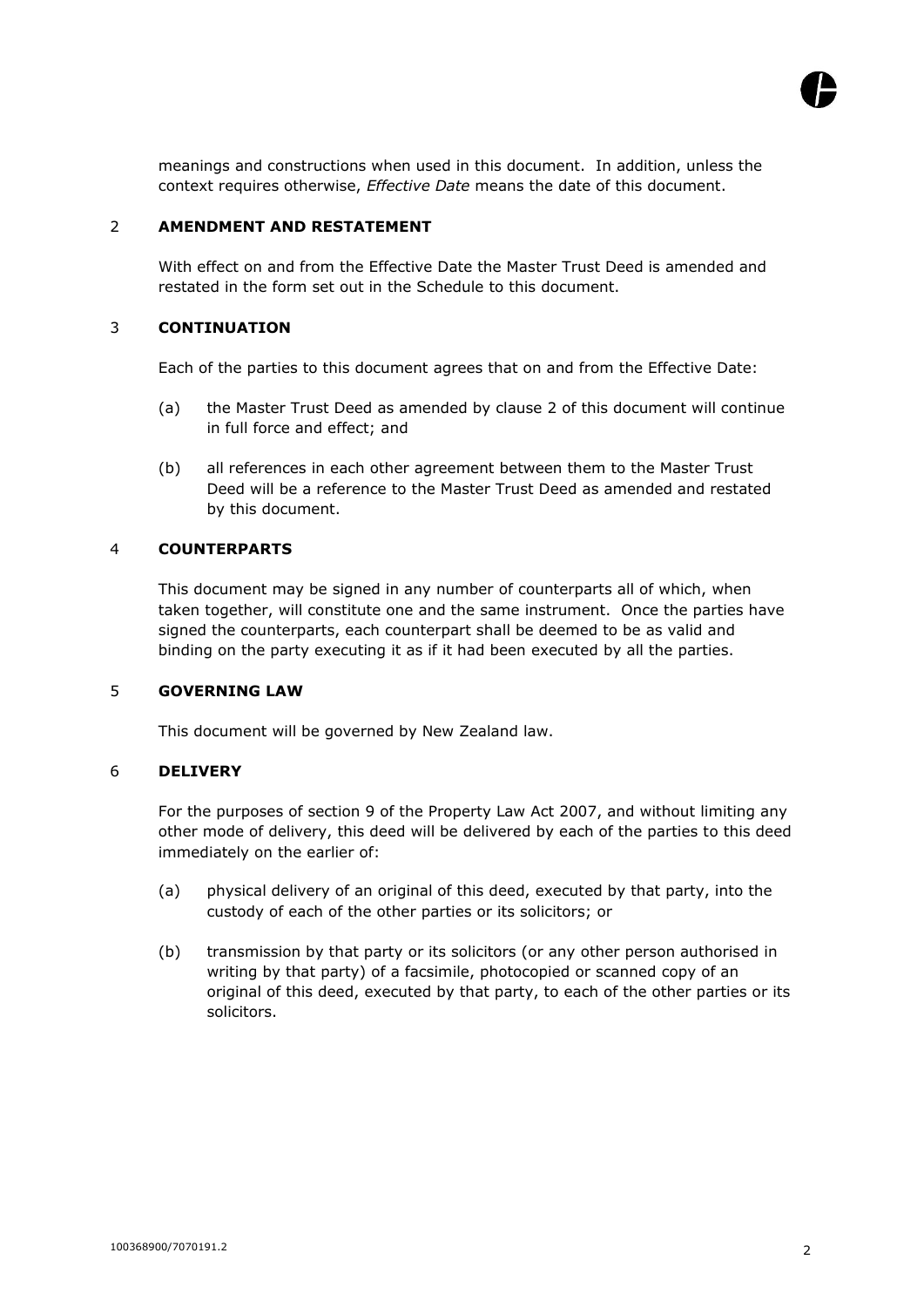meanings and constructions when used in this document. In addition, unless the context requires otherwise, *Effective Date* means the date of this document.

## 2 AMENDMENT AND RESTATEMENT

With effect on and from the Effective Date the Master Trust Deed is amended and restated in the form set out in the Schedule to this document.

## 3 CONTINUATION

Each of the parties to this document agrees that on and from the Effective Date:

(a) the Master Trust Deed as amended by clause 2 of this document will continue in full force and effect; and

(b) all references in each other agreement between them to the Master Trust Deed will be a reference to the Master Trust Deed as amended and restated by this document.

## 4 COUNTERPARTS

This document may be signed in any number of counterparts all of which, when taken together, will constitute one and the same instrument. Once the parties have signed the counterparts, each counterpart shall be deemed to be as valid and binding on the party executing it as if it had been executed by all the parties.

## 5 GOVERNING LAW

This document will be governed by New Zealand law.

## 6 DELIVERY

For the purposes of section 9 of the Property Law Act 2007, and without limiting any other mode of delivery, this deed will be delivered by each of the parties to this deed immediately on the earlier of:

(a) physical delivery of an original of this deed, executed by that party, into the custody of each of the other parties or its solicitors; or

(b) transmission by that party or its solicitors (or any other person authorised in writing by that party) of a facsimile, photocopied or scanned copy of an original of this deed, executed by that party, to each of the other parties or its solicitors.

100368900/7070191.2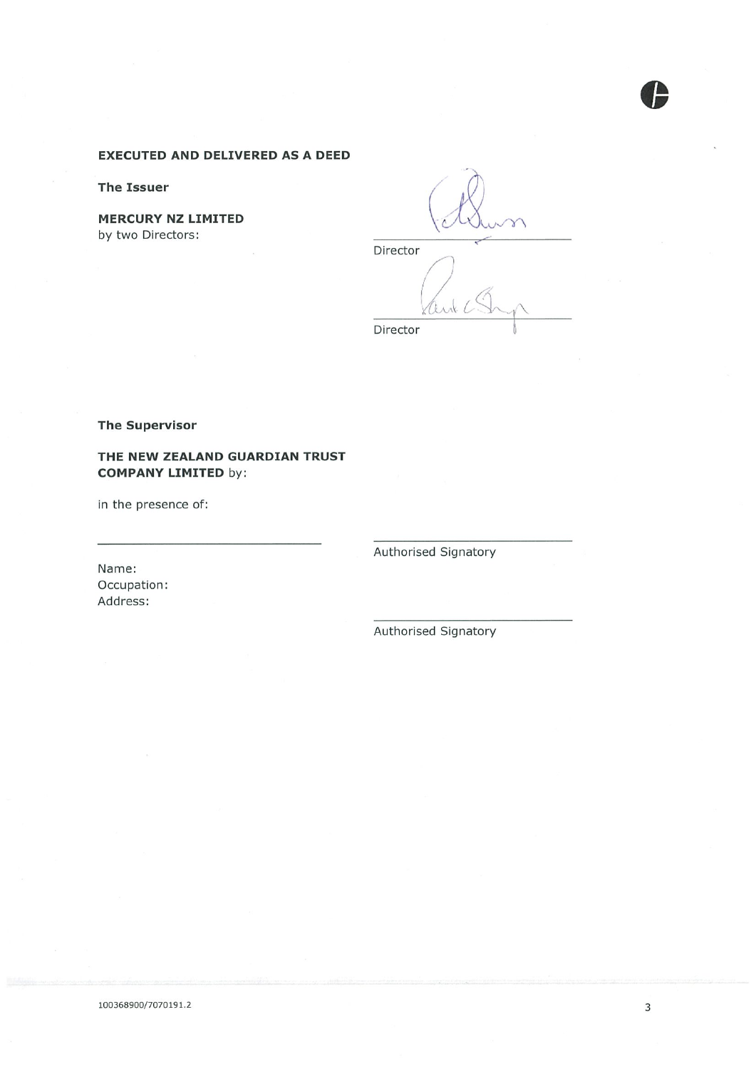**EXECUTED AND DELIVERED AS A DEED**

**The Issuer**

**MERCURY NZ LIMITED**
by two Directors:

\_\_\_\_\_\_\_\_\_\_\_\_\_\_\_\_\_\_\_\_\_\_\_\_\_\_\_\_
Director

\_\_\_\_\_\_\_\_\_\_\_\_\_\_\_\_\_\_\_\_\_\_\_\_\_\_\_\_
Director

**The Supervisor**

**THE NEW ZEALAND GUARDIAN TRUST COMPANY LIMITED** by:

in the presence of:

\_\_\_\_\_\_\_\_\_\_\_\_\_\_\_\_\_\_\_\_\_\_\_\_\_\_\_\_

Name:
Occupation:
Address:

\_\_\_\_\_\_\_\_\_\_\_\_\_\_\_\_\_\_\_\_\_\_\_\_\_\_\_\_
Authorised Signatory

\_\_\_\_\_\_\_\_\_\_\_\_\_\_\_\_\_\_\_\_\_\_\_\_\_\_\_\_
Authorised Signatory

100368900/7070191.2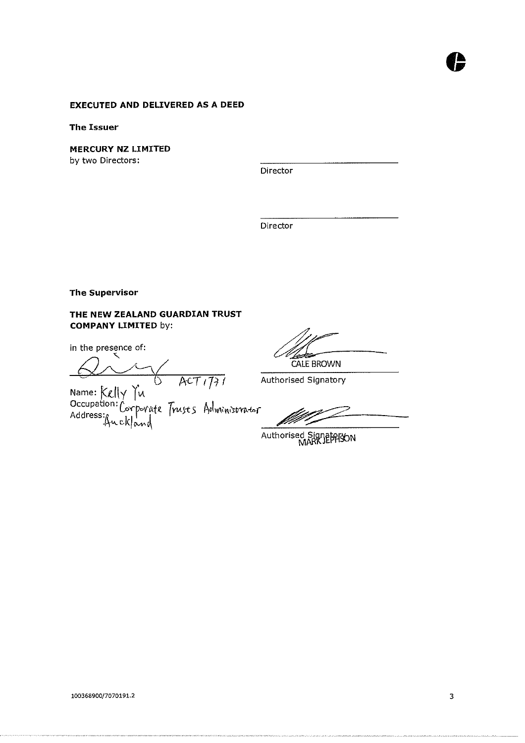**EXECUTED AND DELIVERED AS A DEED**

**The Issuer**

**MERCURY NZ LIMITED**
by two Directors:

Director

Director

**The Supervisor**

**THE NEW ZEALAND GUARDIAN TRUST COMPANY LIMITED** by:

in the presence of:

ACT 1771

Name: Kelly Yu
Occupation: Corporate Trusts Administrator
Address: Auckland

CALE BROWN
Authorised Signatory

MARK JEPHSON
Authorised Signatory

100368900/7070191.2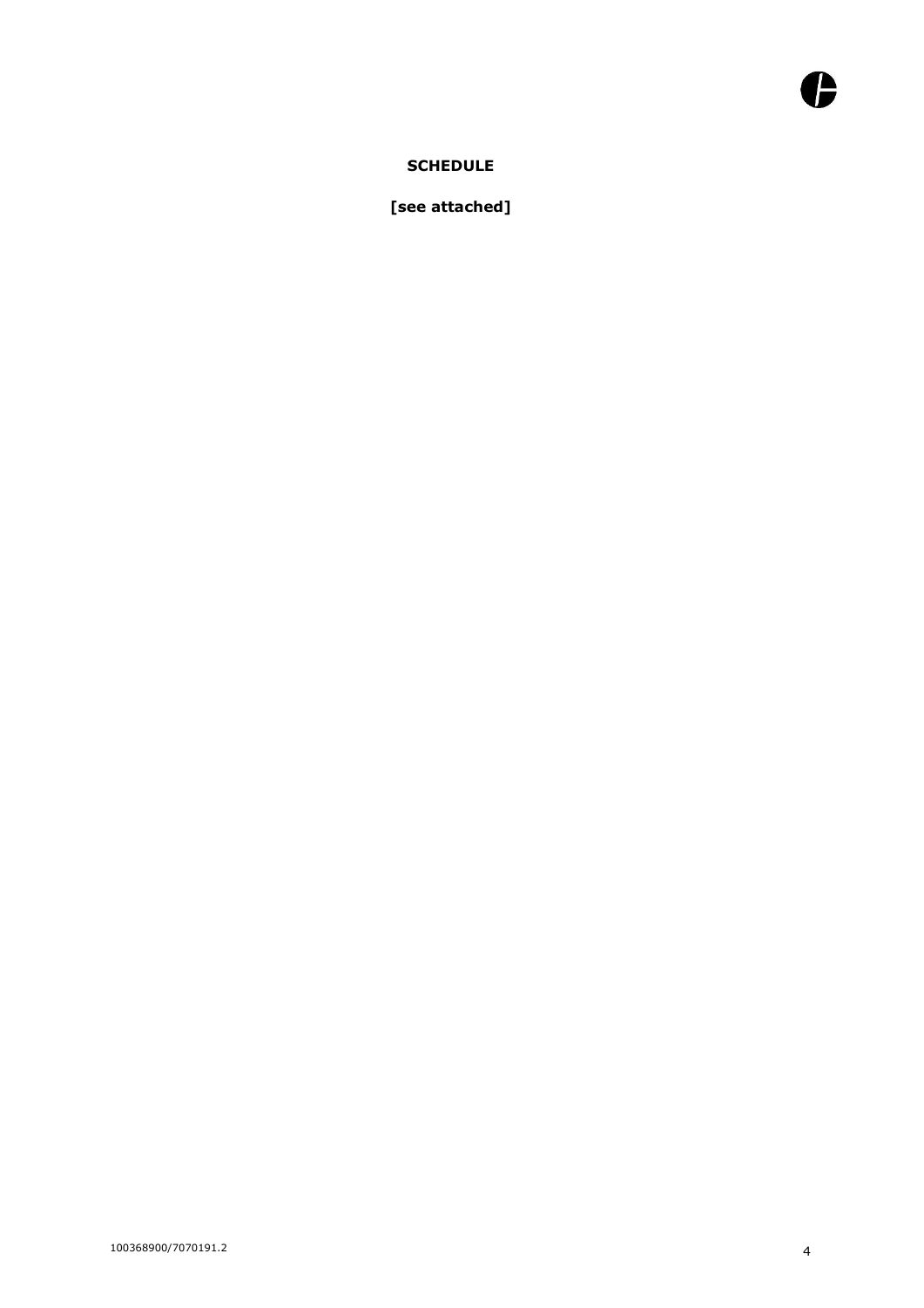**SCHEDULE**

**[see attached]**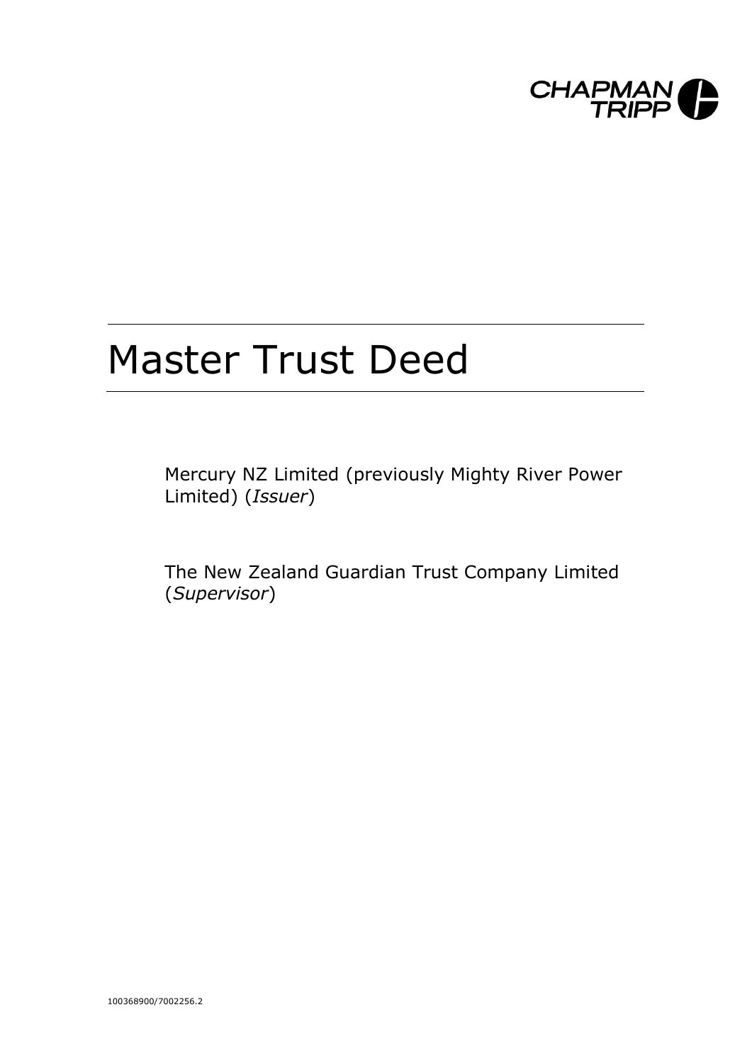# Master Trust Deed

Mercury NZ Limited (previously Mighty River Power Limited) (*Issuer*)

The New Zealand Guardian Trust Company Limited (*Supervisor*)

100368900/7002256.2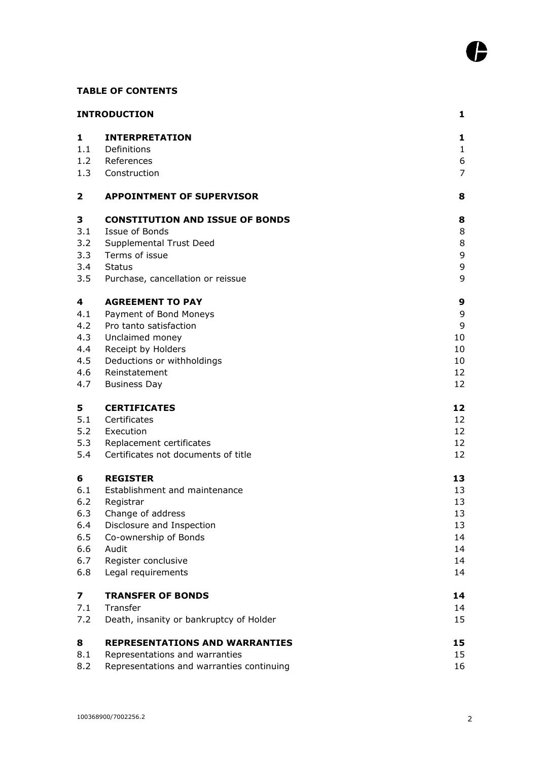**TABLE OF CONTENTS**

| | | |
|---|---|---|
| **INTRODUCTION** | | **1** |
| **1** | **INTERPRETATION** | **1** |
| 1.1 | Definitions | 1 |
| 1.2 | References | 6 |
| 1.3 | Construction | 7 |
| **2** | **APPOINTMENT OF SUPERVISOR** | **8** |
| **3** | **CONSTITUTION AND ISSUE OF BONDS** | **8** |
| 3.1 | Issue of Bonds | 8 |
| 3.2 | Supplemental Trust Deed | 8 |
| 3.3 | Terms of issue | 9 |
| 3.4 | Status | 9 |
| 3.5 | Purchase, cancellation or reissue | 9 |
| **4** | **AGREEMENT TO PAY** | **9** |
| 4.1 | Payment of Bond Moneys | 9 |
| 4.2 | Pro tanto satisfaction | 9 |
| 4.3 | Unclaimed money | 10 |
| 4.4 | Receipt by Holders | 10 |
| 4.5 | Deductions or withholdings | 10 |
| 4.6 | Reinstatement | 12 |
| 4.7 | Business Day | 12 |
| **5** | **CERTIFICATES** | **12** |
| 5.1 | Certificates | 12 |
| 5.2 | Execution | 12 |
| 5.3 | Replacement certificates | 12 |
| 5.4 | Certificates not documents of title | 12 |
| **6** | **REGISTER** | **13** |
| 6.1 | Establishment and maintenance | 13 |
| 6.2 | Registrar | 13 |
| 6.3 | Change of address | 13 |
| 6.4 | Disclosure and Inspection | 13 |
| 6.5 | Co-ownership of Bonds | 14 |
| 6.6 | Audit | 14 |
| 6.7 | Register conclusive | 14 |
| 6.8 | Legal requirements | 14 |
| **7** | **TRANSFER OF BONDS** | **14** |
| 7.1 | Transfer | 14 |
| 7.2 | Death, insanity or bankruptcy of Holder | 15 |
| **8** | **REPRESENTATIONS AND WARRANTIES** | **15** |
| 8.1 | Representations and warranties | 15 |
| 8.2 | Representations and warranties continuing | 16 |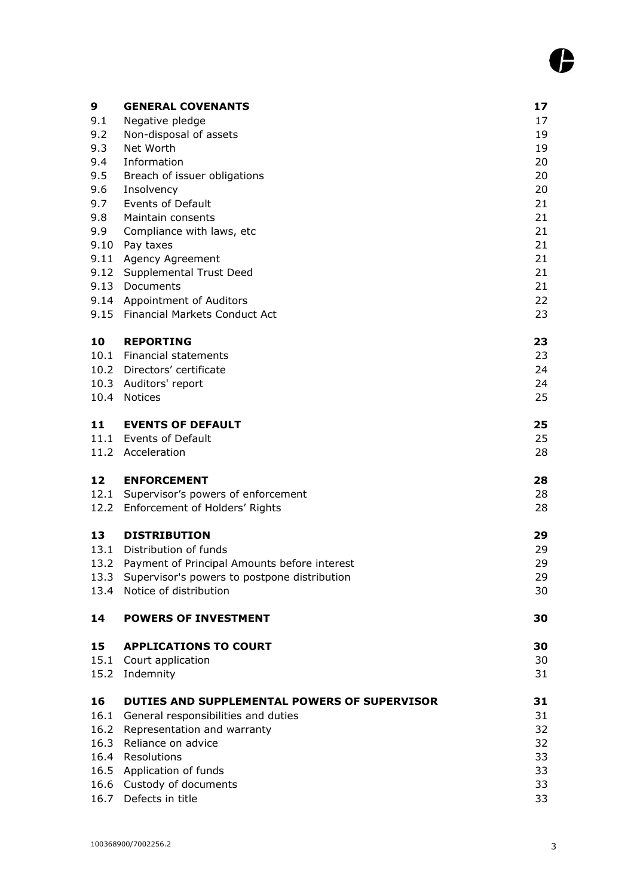| | | |
|---|---|---|
| **9** | **GENERAL COVENANTS** | **17** |
| 9.1 | Negative pledge | 17 |
| 9.2 | Non-disposal of assets | 19 |
| 9.3 | Net Worth | 19 |
| 9.4 | Information | 20 |
| 9.5 | Breach of issuer obligations | 20 |
| 9.6 | Insolvency | 20 |
| 9.7 | Events of Default | 21 |
| 9.8 | Maintain consents | 21 |
| 9.9 | Compliance with laws, etc | 21 |
| 9.10 | Pay taxes | 21 |
| 9.11 | Agency Agreement | 21 |
| 9.12 | Supplemental Trust Deed | 21 |
| 9.13 | Documents | 21 |
| 9.14 | Appointment of Auditors | 22 |
| 9.15 | Financial Markets Conduct Act | 23 |
| **10** | **REPORTING** | **23** |
| 10.1 | Financial statements | 23 |
| 10.2 | Directors' certificate | 24 |
| 10.3 | Auditors' report | 24 |
| 10.4 | Notices | 25 |
| **11** | **EVENTS OF DEFAULT** | **25** |
| 11.1 | Events of Default | 25 |
| 11.2 | Acceleration | 28 |
| **12** | **ENFORCEMENT** | **28** |
| 12.1 | Supervisor's powers of enforcement | 28 |
| 12.2 | Enforcement of Holders' Rights | 28 |
| **13** | **DISTRIBUTION** | **29** |
| 13.1 | Distribution of funds | 29 |
| 13.2 | Payment of Principal Amounts before interest | 29 |
| 13.3 | Supervisor's powers to postpone distribution | 29 |
| 13.4 | Notice of distribution | 30 |
| **14** | **POWERS OF INVESTMENT** | **30** |
| **15** | **APPLICATIONS TO COURT** | **30** |
| 15.1 | Court application | 30 |
| 15.2 | Indemnity | 31 |
| **16** | **DUTIES AND SUPPLEMENTAL POWERS OF SUPERVISOR** | **31** |
| 16.1 | General responsibilities and duties | 31 |
| 16.2 | Representation and warranty | 32 |
| 16.3 | Reliance on advice | 32 |
| 16.4 | Resolutions | 33 |
| 16.5 | Application of funds | 33 |
| 16.6 | Custody of documents | 33 |
| 16.7 | Defects in title | 33 |

100368900/7002256.2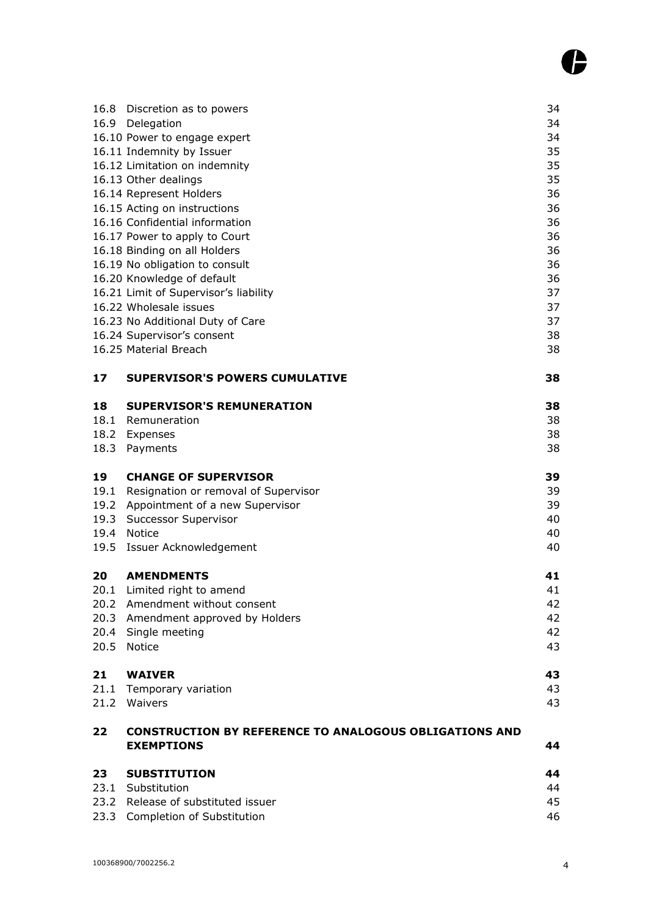| | | |
|---|---|---|
| 16.8 | Discretion as to powers | 34 |
| 16.9 | Delegation | 34 |
| 16.10 | Power to engage expert | 34 |
| 16.11 | Indemnity by Issuer | 35 |
| 16.12 | Limitation on indemnity | 35 |
| 16.13 | Other dealings | 35 |
| 16.14 | Represent Holders | 36 |
| 16.15 | Acting on instructions | 36 |
| 16.16 | Confidential information | 36 |
| 16.17 | Power to apply to Court | 36 |
| 16.18 | Binding on all Holders | 36 |
| 16.19 | No obligation to consult | 36 |
| 16.20 | Knowledge of default | 36 |
| 16.21 | Limit of Supervisor's liability | 37 |
| 16.22 | Wholesale issues | 37 |
| 16.23 | No Additional Duty of Care | 37 |
| 16.24 | Supervisor's consent | 38 |
| 16.25 | Material Breach | 38 |
| **17** | **SUPERVISOR'S POWERS CUMULATIVE** | **38** |
| **18** | **SUPERVISOR'S REMUNERATION** | **38** |
| 18.1 | Remuneration | 38 |
| 18.2 | Expenses | 38 |
| 18.3 | Payments | 38 |
| **19** | **CHANGE OF SUPERVISOR** | **39** |
| 19.1 | Resignation or removal of Supervisor | 39 |
| 19.2 | Appointment of a new Supervisor | 39 |
| 19.3 | Successor Supervisor | 40 |
| 19.4 | Notice | 40 |
| 19.5 | Issuer Acknowledgement | 40 |
| **20** | **AMENDMENTS** | **41** |
| 20.1 | Limited right to amend | 41 |
| 20.2 | Amendment without consent | 42 |
| 20.3 | Amendment approved by Holders | 42 |
| 20.4 | Single meeting | 42 |
| 20.5 | Notice | 43 |
| **21** | **WAIVER** | **43** |
| 21.1 | Temporary variation | 43 |
| 21.2 | Waivers | 43 |
| **22** | **CONSTRUCTION BY REFERENCE TO ANALOGOUS OBLIGATIONS AND EXEMPTIONS** | **44** |
| **23** | **SUBSTITUTION** | **44** |
| 23.1 | Substitution | 44 |
| 23.2 | Release of substituted issuer | 45 |
| 23.3 | Completion of Substitution | 46 |

100368900/7002256.2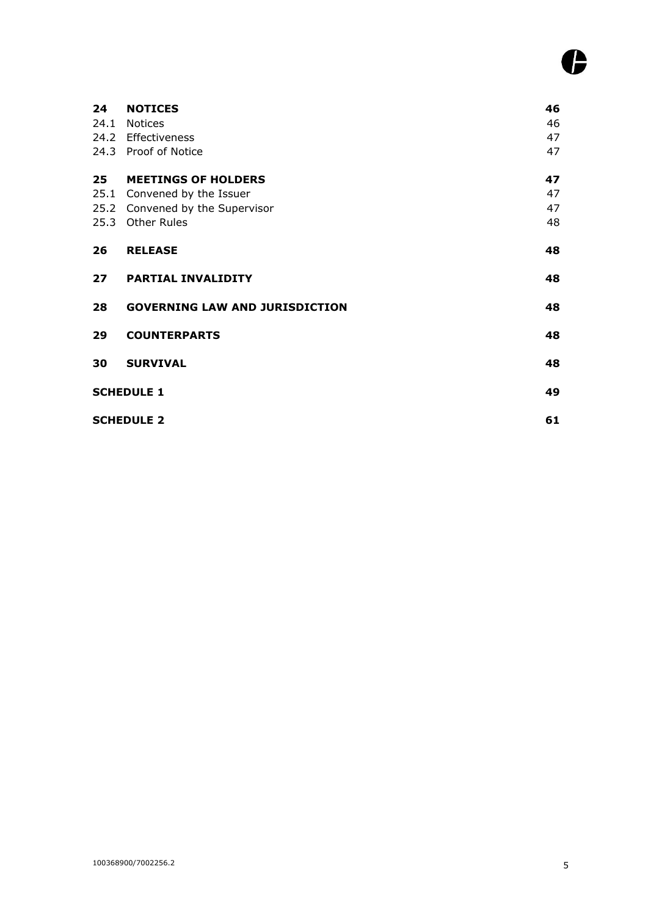| | | |
|---|---|---|
| **24** | **NOTICES** | **46** |
| 24.1 | Notices | 46 |
| 24.2 | Effectiveness | 47 |
| 24.3 | Proof of Notice | 47 |
| **25** | **MEETINGS OF HOLDERS** | **47** |
| 25.1 | Convened by the Issuer | 47 |
| 25.2 | Convened by the Supervisor | 47 |
| 25.3 | Other Rules | 48 |
| **26** | **RELEASE** | **48** |
| **27** | **PARTIAL INVALIDITY** | **48** |
| **28** | **GOVERNING LAW AND JURISDICTION** | **48** |
| **29** | **COUNTERPARTS** | **48** |
| **30** | **SURVIVAL** | **48** |
| **SCHEDULE 1** | | **49** |
| **SCHEDULE 2** | | **61** |

100368900/7002256.2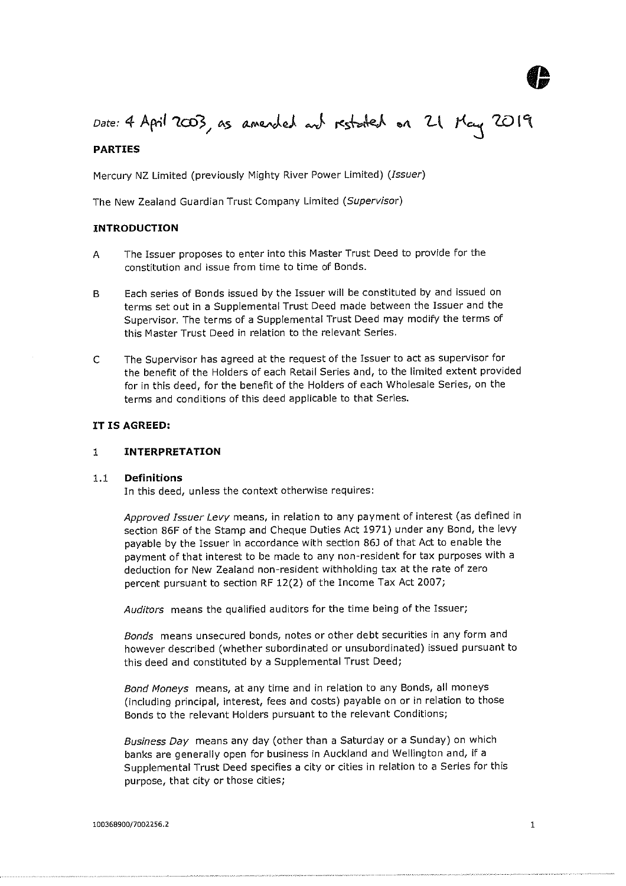Date: 4 April 2003, as amended and restated on 21 May 2019

**PARTIES**

Mercury NZ Limited (previously Mighty River Power Limited) (*Issuer*)

The New Zealand Guardian Trust Company Limited (*Supervisor*)

**INTRODUCTION**

A The Issuer proposes to enter into this Master Trust Deed to provide for the constitution and issue from time to time of Bonds.

B Each series of Bonds issued by the Issuer will be constituted by and issued on terms set out in a Supplemental Trust Deed made between the Issuer and the Supervisor. The terms of a Supplemental Trust Deed may modify the terms of this Master Trust Deed in relation to the relevant Series.

C The Supervisor has agreed at the request of the Issuer to act as supervisor for the benefit of the Holders of each Retail Series and, to the limited extent provided for in this deed, for the benefit of the Holders of each Wholesale Series, on the terms and conditions of this deed applicable to that Series.

**IT IS AGREED:**

## 1 INTERPRETATION

### 1.1 Definitions

In this deed, unless the context otherwise requires:

*Approved Issuer Levy* means, in relation to any payment of interest (as defined in section 86F of the Stamp and Cheque Duties Act 1971) under any Bond, the levy payable by the Issuer in accordance with section 86J of that Act to enable the payment of that interest to be made to any non-resident for tax purposes with a deduction for New Zealand non-resident withholding tax at the rate of zero percent pursuant to section RF 12(2) of the Income Tax Act 2007;

*Auditors* means the qualified auditors for the time being of the Issuer;

*Bonds* means unsecured bonds, notes or other debt securities in any form and however described (whether subordinated or unsubordinated) issued pursuant to this deed and constituted by a Supplemental Trust Deed;

*Bond Moneys* means, at any time and in relation to any Bonds, all moneys (including principal, interest, fees and costs) payable on or in relation to those Bonds to the relevant Holders pursuant to the relevant Conditions;

*Business Day* means any day (other than a Saturday or a Sunday) on which banks are generally open for business in Auckland and Wellington and, if a Supplemental Trust Deed specifies a city or cities in relation to a Series for this purpose, that city or those cities;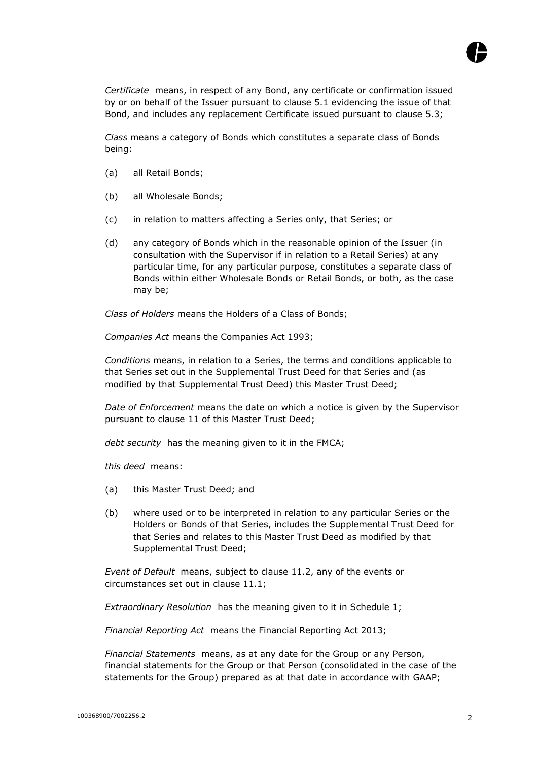*Certificate* means, in respect of any Bond, any certificate or confirmation issued by or on behalf of the Issuer pursuant to clause 5.1 evidencing the issue of that Bond, and includes any replacement Certificate issued pursuant to clause 5.3;

*Class* means a category of Bonds which constitutes a separate class of Bonds being:

(a) all Retail Bonds;

(b) all Wholesale Bonds;

(c) in relation to matters affecting a Series only, that Series; or

(d) any category of Bonds which in the reasonable opinion of the Issuer (in consultation with the Supervisor if in relation to a Retail Series) at any particular time, for any particular purpose, constitutes a separate class of Bonds within either Wholesale Bonds or Retail Bonds, or both, as the case may be;

*Class of Holders* means the Holders of a Class of Bonds;

*Companies Act* means the Companies Act 1993;

*Conditions* means, in relation to a Series, the terms and conditions applicable to that Series set out in the Supplemental Trust Deed for that Series and (as modified by that Supplemental Trust Deed) this Master Trust Deed;

*Date of Enforcement* means the date on which a notice is given by the Supervisor pursuant to clause 11 of this Master Trust Deed;

*debt security* has the meaning given to it in the FMCA;

*this deed* means:

(a) this Master Trust Deed; and

(b) where used or to be interpreted in relation to any particular Series or the Holders or Bonds of that Series, includes the Supplemental Trust Deed for that Series and relates to this Master Trust Deed as modified by that Supplemental Trust Deed;

*Event of Default* means, subject to clause 11.2, any of the events or circumstances set out in clause 11.1;

*Extraordinary Resolution* has the meaning given to it in Schedule 1;

*Financial Reporting Act* means the Financial Reporting Act 2013;

*Financial Statements* means, as at any date for the Group or any Person, financial statements for the Group or that Person (consolidated in the case of the statements for the Group) prepared as at that date in accordance with GAAP;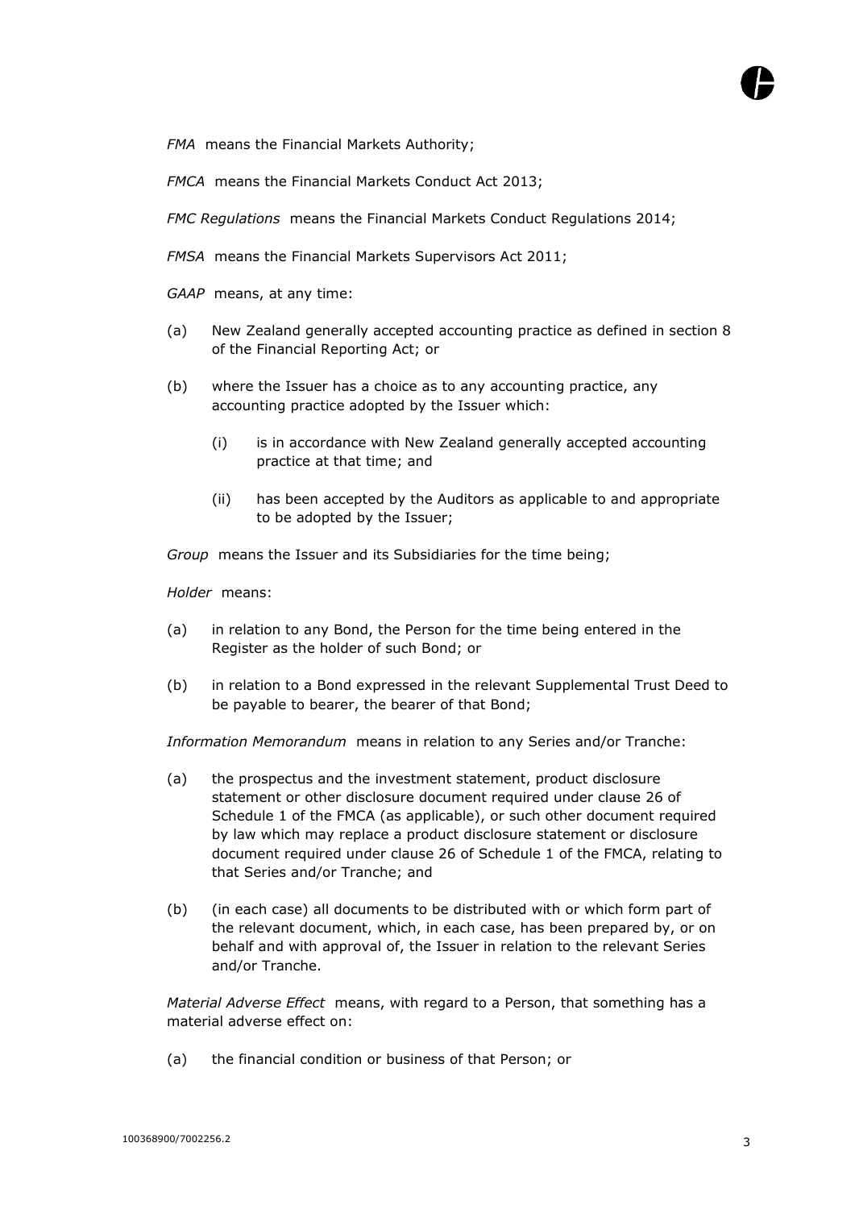*FMA* means the Financial Markets Authority;

*FMCA* means the Financial Markets Conduct Act 2013;

*FMC Regulations* means the Financial Markets Conduct Regulations 2014;

*FMSA* means the Financial Markets Supervisors Act 2011;

*GAAP* means, at any time:

(a) New Zealand generally accepted accounting practice as defined in section 8 of the Financial Reporting Act; or

(b) where the Issuer has a choice as to any accounting practice, any accounting practice adopted by the Issuer which:

  (i) is in accordance with New Zealand generally accepted accounting practice at that time; and

  (ii) has been accepted by the Auditors as applicable to and appropriate to be adopted by the Issuer;

*Group* means the Issuer and its Subsidiaries for the time being;

*Holder* means:

(a) in relation to any Bond, the Person for the time being entered in the Register as the holder of such Bond; or

(b) in relation to a Bond expressed in the relevant Supplemental Trust Deed to be payable to bearer, the bearer of that Bond;

*Information Memorandum* means in relation to any Series and/or Tranche:

(a) the prospectus and the investment statement, product disclosure statement or other disclosure document required under clause 26 of Schedule 1 of the FMCA (as applicable), or such other document required by law which may replace a product disclosure statement or disclosure document required under clause 26 of Schedule 1 of the FMCA, relating to that Series and/or Tranche; and

(b) (in each case) all documents to be distributed with or which form part of the relevant document, which, in each case, has been prepared by, or on behalf and with approval of, the Issuer in relation to the relevant Series and/or Tranche.

*Material Adverse Effect* means, with regard to a Person, that something has a material adverse effect on:

(a) the financial condition or business of that Person; or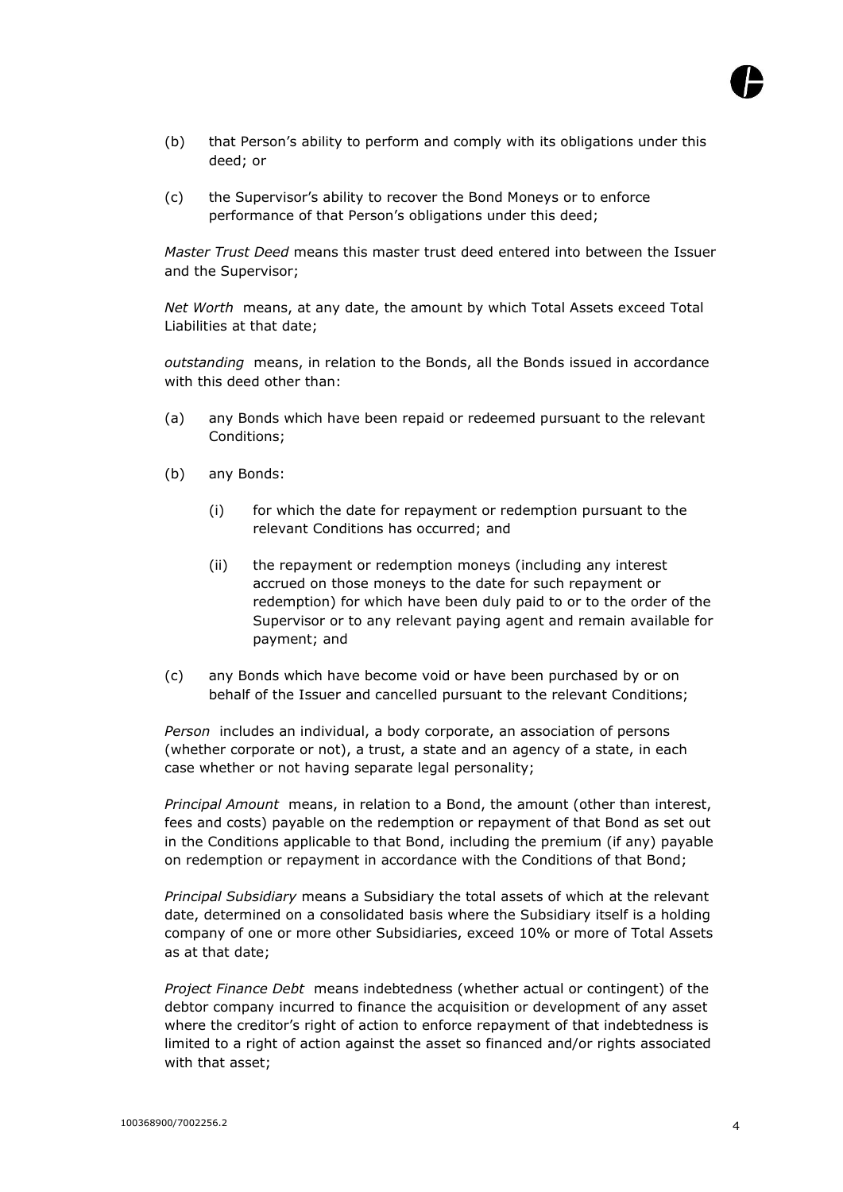(b) that Person's ability to perform and comply with its obligations under this deed; or

(c) the Supervisor's ability to recover the Bond Moneys or to enforce performance of that Person's obligations under this deed;

*Master Trust Deed* means this master trust deed entered into between the Issuer and the Supervisor;

*Net Worth* means, at any date, the amount by which Total Assets exceed Total Liabilities at that date;

*outstanding* means, in relation to the Bonds, all the Bonds issued in accordance with this deed other than:

(a) any Bonds which have been repaid or redeemed pursuant to the relevant Conditions;

(b) any Bonds:

   (i) for which the date for repayment or redemption pursuant to the relevant Conditions has occurred; and

   (ii) the repayment or redemption moneys (including any interest accrued on those moneys to the date for such repayment or redemption) for which have been duly paid to or to the order of the Supervisor or to any relevant paying agent and remain available for payment; and

(c) any Bonds which have become void or have been purchased by or on behalf of the Issuer and cancelled pursuant to the relevant Conditions;

*Person* includes an individual, a body corporate, an association of persons (whether corporate or not), a trust, a state and an agency of a state, in each case whether or not having separate legal personality;

*Principal Amount* means, in relation to a Bond, the amount (other than interest, fees and costs) payable on the redemption or repayment of that Bond as set out in the Conditions applicable to that Bond, including the premium (if any) payable on redemption or repayment in accordance with the Conditions of that Bond;

*Principal Subsidiary* means a Subsidiary the total assets of which at the relevant date, determined on a consolidated basis where the Subsidiary itself is a holding company of one or more other Subsidiaries, exceed 10% or more of Total Assets as at that date;

*Project Finance Debt* means indebtedness (whether actual or contingent) of the debtor company incurred to finance the acquisition or development of any asset where the creditor's right of action to enforce repayment of that indebtedness is limited to a right of action against the asset so financed and/or rights associated with that asset;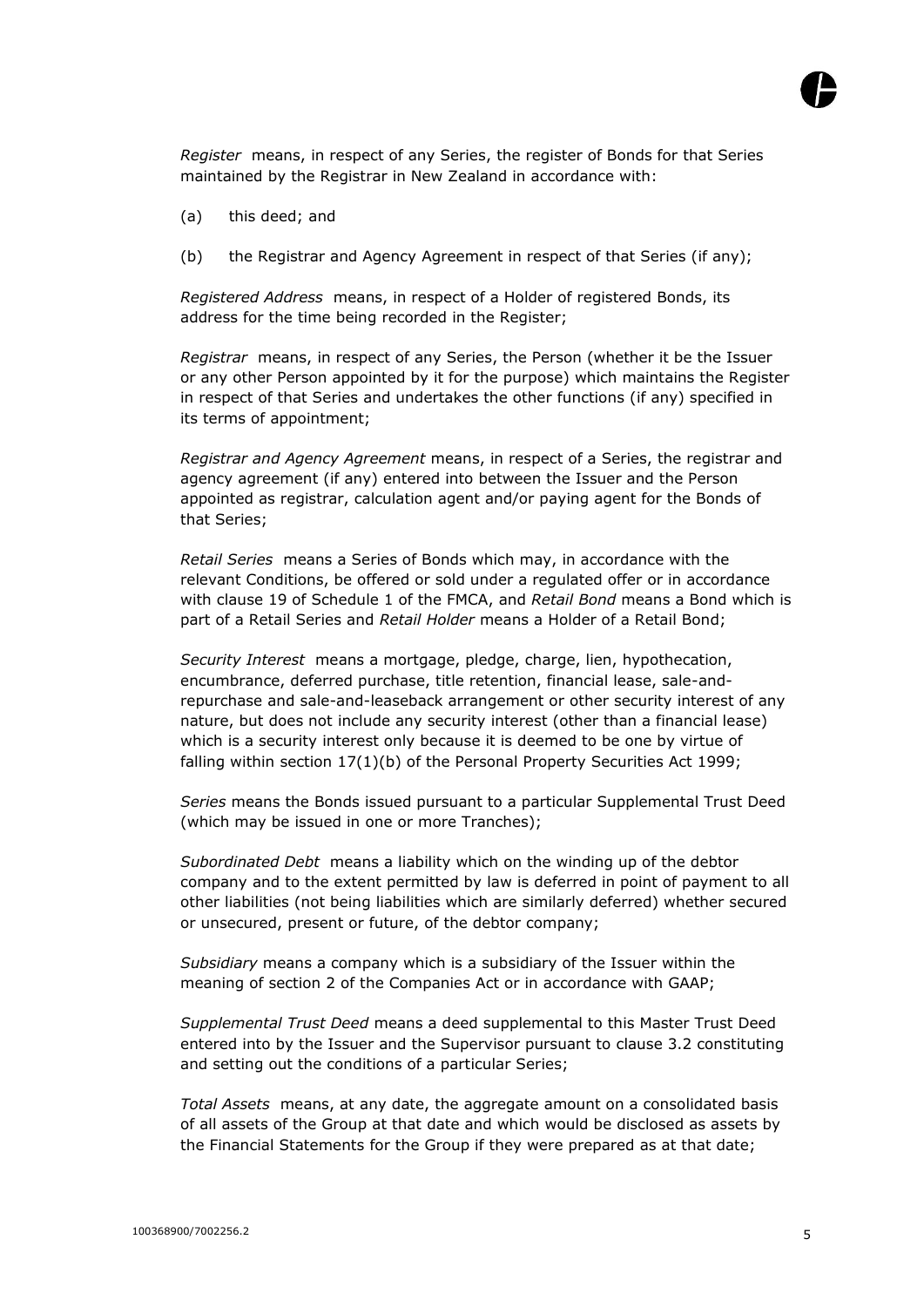*Register* means, in respect of any Series, the register of Bonds for that Series maintained by the Registrar in New Zealand in accordance with:

(a) this deed; and

(b) the Registrar and Agency Agreement in respect of that Series (if any);

*Registered Address* means, in respect of a Holder of registered Bonds, its address for the time being recorded in the Register;

*Registrar* means, in respect of any Series, the Person (whether it be the Issuer or any other Person appointed by it for the purpose) which maintains the Register in respect of that Series and undertakes the other functions (if any) specified in its terms of appointment;

*Registrar and Agency Agreement* means, in respect of a Series, the registrar and agency agreement (if any) entered into between the Issuer and the Person appointed as registrar, calculation agent and/or paying agent for the Bonds of that Series;

*Retail Series* means a Series of Bonds which may, in accordance with the relevant Conditions, be offered or sold under a regulated offer or in accordance with clause 19 of Schedule 1 of the FMCA, and *Retail Bond* means a Bond which is part of a Retail Series and *Retail Holder* means a Holder of a Retail Bond;

*Security Interest* means a mortgage, pledge, charge, lien, hypothecation, encumbrance, deferred purchase, title retention, financial lease, sale-and-repurchase and sale-and-leaseback arrangement or other security interest of any nature, but does not include any security interest (other than a financial lease) which is a security interest only because it is deemed to be one by virtue of falling within section 17(1)(b) of the Personal Property Securities Act 1999;

*Series* means the Bonds issued pursuant to a particular Supplemental Trust Deed (which may be issued in one or more Tranches);

*Subordinated Debt* means a liability which on the winding up of the debtor company and to the extent permitted by law is deferred in point of payment to all other liabilities (not being liabilities which are similarly deferred) whether secured or unsecured, present or future, of the debtor company;

*Subsidiary* means a company which is a subsidiary of the Issuer within the meaning of section 2 of the Companies Act or in accordance with GAAP;

*Supplemental Trust Deed* means a deed supplemental to this Master Trust Deed entered into by the Issuer and the Supervisor pursuant to clause 3.2 constituting and setting out the conditions of a particular Series;

*Total Assets* means, at any date, the aggregate amount on a consolidated basis of all assets of the Group at that date and which would be disclosed as assets by the Financial Statements for the Group if they were prepared as at that date;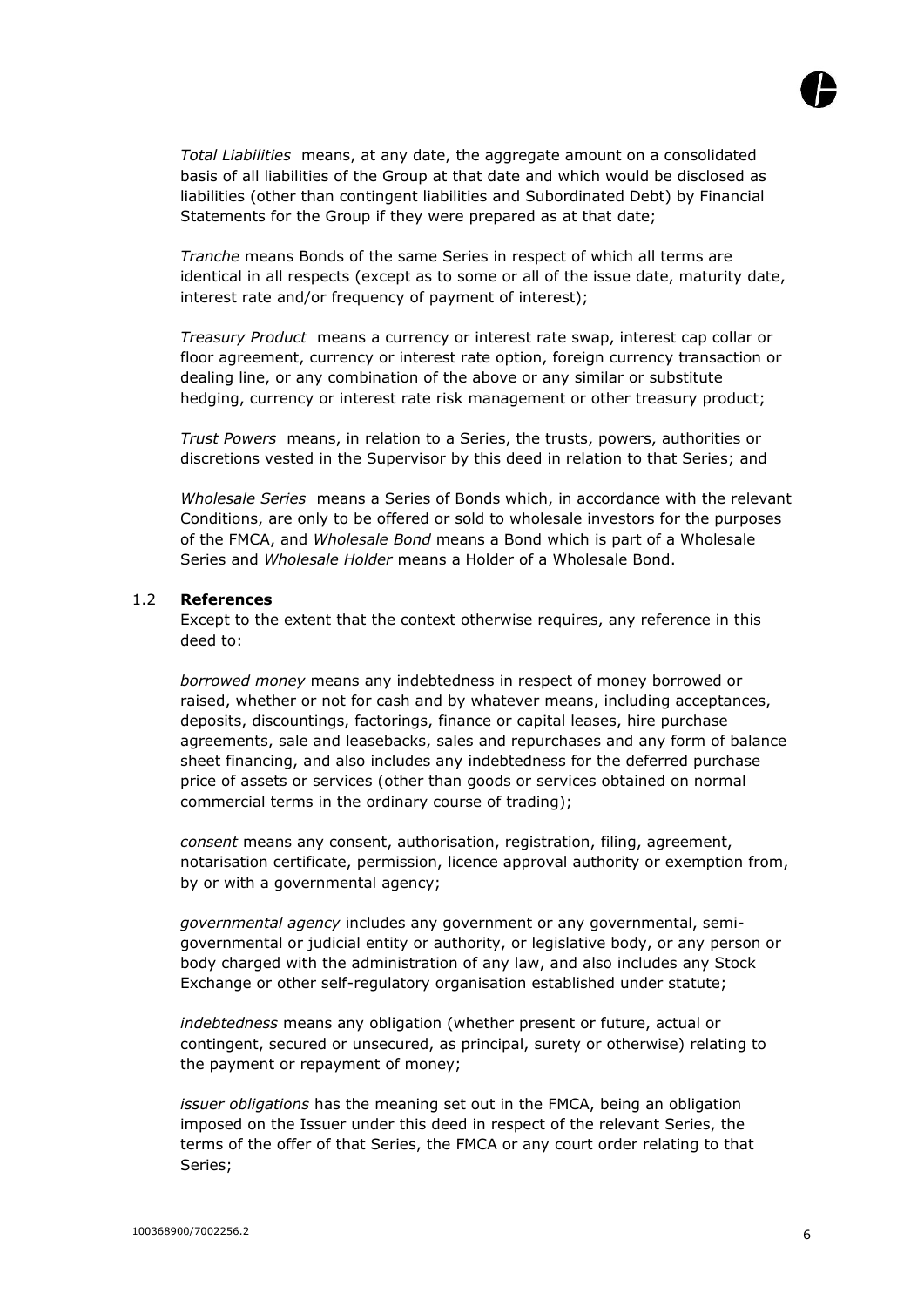*Total Liabilities* means, at any date, the aggregate amount on a consolidated basis of all liabilities of the Group at that date and which would be disclosed as liabilities (other than contingent liabilities and Subordinated Debt) by Financial Statements for the Group if they were prepared as at that date;

*Tranche* means Bonds of the same Series in respect of which all terms are identical in all respects (except as to some or all of the issue date, maturity date, interest rate and/or frequency of payment of interest);

*Treasury Product* means a currency or interest rate swap, interest cap collar or floor agreement, currency or interest rate option, foreign currency transaction or dealing line, or any combination of the above or any similar or substitute hedging, currency or interest rate risk management or other treasury product;

*Trust Powers* means, in relation to a Series, the trusts, powers, authorities or discretions vested in the Supervisor by this deed in relation to that Series; and

*Wholesale Series* means a Series of Bonds which, in accordance with the relevant Conditions, are only to be offered or sold to wholesale investors for the purposes of the FMCA, and *Wholesale Bond* means a Bond which is part of a Wholesale Series and *Wholesale Holder* means a Holder of a Wholesale Bond.

### 1.2 **References**

Except to the extent that the context otherwise requires, any reference in this deed to:

*borrowed money* means any indebtedness in respect of money borrowed or raised, whether or not for cash and by whatever means, including acceptances, deposits, discountings, factorings, finance or capital leases, hire purchase agreements, sale and leasebacks, sales and repurchases and any form of balance sheet financing, and also includes any indebtedness for the deferred purchase price of assets or services (other than goods or services obtained on normal commercial terms in the ordinary course of trading);

*consent* means any consent, authorisation, registration, filing, agreement, notarisation certificate, permission, licence approval authority or exemption from, by or with a governmental agency;

*governmental agency* includes any government or any governmental, semi-governmental or judicial entity or authority, or legislative body, or any person or body charged with the administration of any law, and also includes any Stock Exchange or other self-regulatory organisation established under statute;

*indebtedness* means any obligation (whether present or future, actual or contingent, secured or unsecured, as principal, surety or otherwise) relating to the payment or repayment of money;

*issuer obligations* has the meaning set out in the FMCA, being an obligation imposed on the Issuer under this deed in respect of the relevant Series, the terms of the offer of that Series, the FMCA or any court order relating to that Series;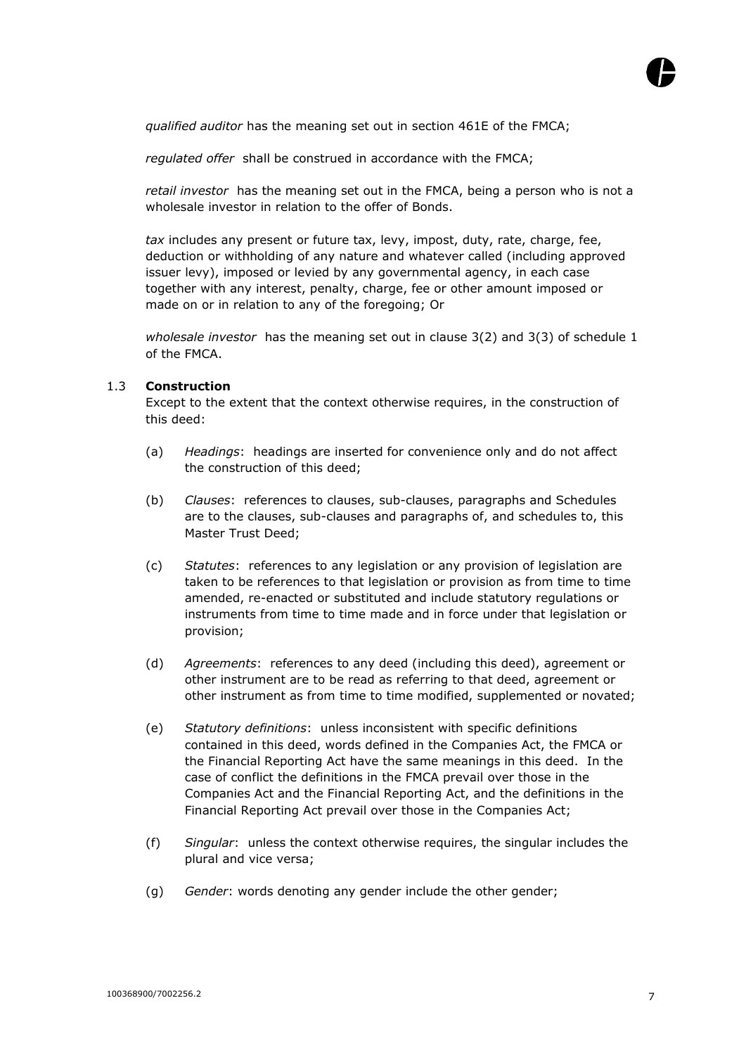*qualified auditor* has the meaning set out in section 461E of the FMCA;

*regulated offer* shall be construed in accordance with the FMCA;

*retail investor* has the meaning set out in the FMCA, being a person who is not a wholesale investor in relation to the offer of Bonds.

*tax* includes any present or future tax, levy, impost, duty, rate, charge, fee, deduction or withholding of any nature and whatever called (including approved issuer levy), imposed or levied by any governmental agency, in each case together with any interest, penalty, charge, fee or other amount imposed or made on or in relation to any of the foregoing; Or

*wholesale investor* has the meaning set out in clause 3(2) and 3(3) of schedule 1 of the FMCA.

1.3 **Construction**

Except to the extent that the context otherwise requires, in the construction of this deed:

(a) *Headings*: headings are inserted for convenience only and do not affect the construction of this deed;

(b) *Clauses*: references to clauses, sub-clauses, paragraphs and Schedules are to the clauses, sub-clauses and paragraphs of, and schedules to, this Master Trust Deed;

(c) *Statutes*: references to any legislation or any provision of legislation are taken to be references to that legislation or provision as from time to time amended, re-enacted or substituted and include statutory regulations or instruments from time to time made and in force under that legislation or provision;

(d) *Agreements*: references to any deed (including this deed), agreement or other instrument are to be read as referring to that deed, agreement or other instrument as from time to time modified, supplemented or novated;

(e) *Statutory definitions*: unless inconsistent with specific definitions contained in this deed, words defined in the Companies Act, the FMCA or the Financial Reporting Act have the same meanings in this deed. In the case of conflict the definitions in the FMCA prevail over those in the Companies Act and the Financial Reporting Act, and the definitions in the Financial Reporting Act prevail over those in the Companies Act;

(f) *Singular*: unless the context otherwise requires, the singular includes the plural and vice versa;

(g) *Gender*: words denoting any gender include the other gender;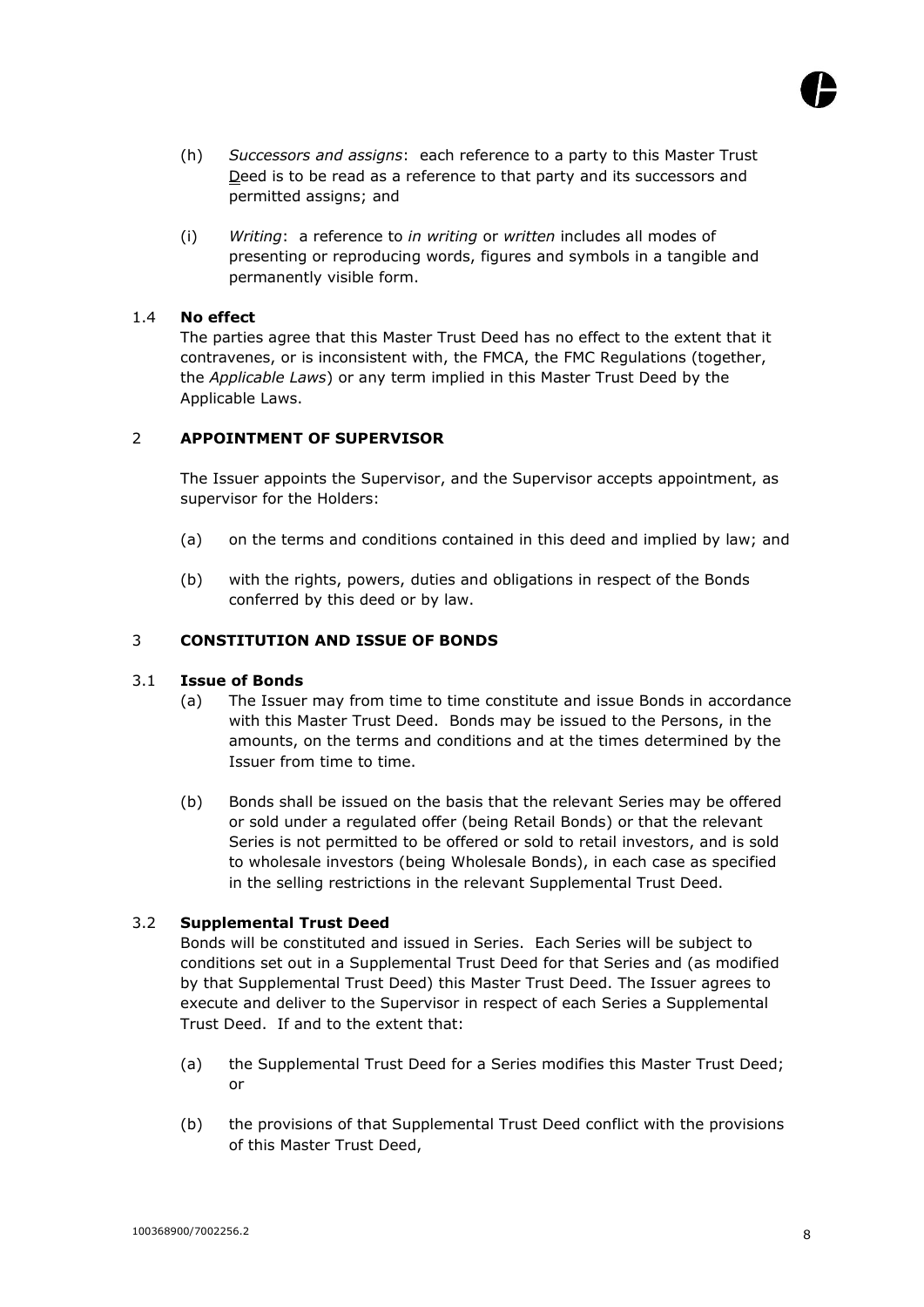(h) *Successors and assigns*: each reference to a party to this Master Trust Deed is to be read as a reference to that party and its successors and permitted assigns; and

(i) *Writing*: a reference to *in writing* or *written* includes all modes of presenting or reproducing words, figures and symbols in a tangible and permanently visible form.

1.4 **No effect**

The parties agree that this Master Trust Deed has no effect to the extent that it contravenes, or is inconsistent with, the FMCA, the FMC Regulations (together, the *Applicable Laws*) or any term implied in this Master Trust Deed by the Applicable Laws.

## 2 APPOINTMENT OF SUPERVISOR

The Issuer appoints the Supervisor, and the Supervisor accepts appointment, as supervisor for the Holders:

(a) on the terms and conditions contained in this deed and implied by law; and

(b) with the rights, powers, duties and obligations in respect of the Bonds conferred by this deed or by law.

## 3 CONSTITUTION AND ISSUE OF BONDS

3.1 **Issue of Bonds**

(a) The Issuer may from time to time constitute and issue Bonds in accordance with this Master Trust Deed. Bonds may be issued to the Persons, in the amounts, on the terms and conditions and at the times determined by the Issuer from time to time.

(b) Bonds shall be issued on the basis that the relevant Series may be offered or sold under a regulated offer (being Retail Bonds) or that the relevant Series is not permitted to be offered or sold to retail investors, and is sold to wholesale investors (being Wholesale Bonds), in each case as specified in the selling restrictions in the relevant Supplemental Trust Deed.

3.2 **Supplemental Trust Deed**

Bonds will be constituted and issued in Series. Each Series will be subject to conditions set out in a Supplemental Trust Deed for that Series and (as modified by that Supplemental Trust Deed) this Master Trust Deed. The Issuer agrees to execute and deliver to the Supervisor in respect of each Series a Supplemental Trust Deed. If and to the extent that:

(a) the Supplemental Trust Deed for a Series modifies this Master Trust Deed; or

(b) the provisions of that Supplemental Trust Deed conflict with the provisions of this Master Trust Deed,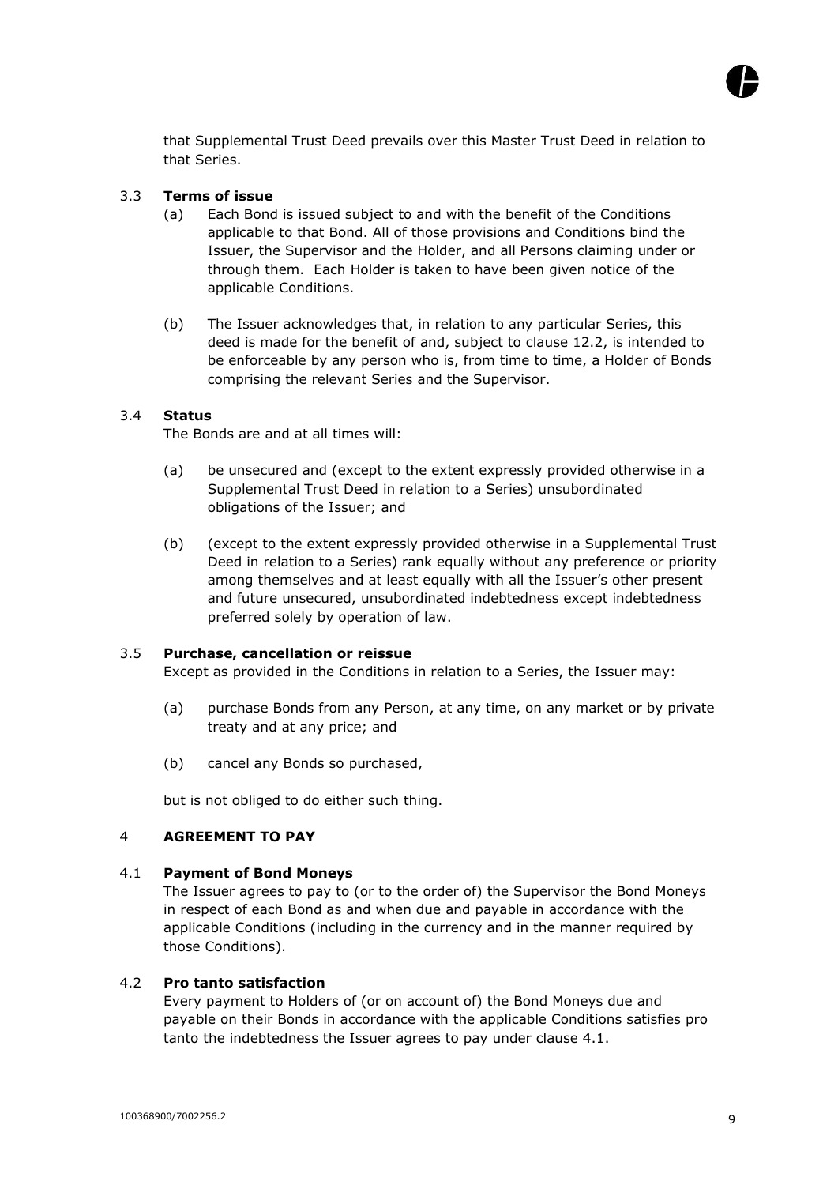that Supplemental Trust Deed prevails over this Master Trust Deed in relation to that Series.

### 3.3 Terms of issue

(a) Each Bond is issued subject to and with the benefit of the Conditions applicable to that Bond. All of those provisions and Conditions bind the Issuer, the Supervisor and the Holder, and all Persons claiming under or through them. Each Holder is taken to have been given notice of the applicable Conditions.

(b) The Issuer acknowledges that, in relation to any particular Series, this deed is made for the benefit of and, subject to clause 12.2, is intended to be enforceable by any person who is, from time to time, a Holder of Bonds comprising the relevant Series and the Supervisor.

### 3.4 Status

The Bonds are and at all times will:

(a) be unsecured and (except to the extent expressly provided otherwise in a Supplemental Trust Deed in relation to a Series) unsubordinated obligations of the Issuer; and

(b) (except to the extent expressly provided otherwise in a Supplemental Trust Deed in relation to a Series) rank equally without any preference or priority among themselves and at least equally with all the Issuer's other present and future unsecured, unsubordinated indebtedness except indebtedness preferred solely by operation of law.

### 3.5 Purchase, cancellation or reissue

Except as provided in the Conditions in relation to a Series, the Issuer may:

(a) purchase Bonds from any Person, at any time, on any market or by private treaty and at any price; and

(b) cancel any Bonds so purchased,

but is not obliged to do either such thing.

## 4 AGREEMENT TO PAY

### 4.1 Payment of Bond Moneys

The Issuer agrees to pay to (or to the order of) the Supervisor the Bond Moneys in respect of each Bond as and when due and payable in accordance with the applicable Conditions (including in the currency and in the manner required by those Conditions).

### 4.2 Pro tanto satisfaction

Every payment to Holders of (or on account of) the Bond Moneys due and payable on their Bonds in accordance with the applicable Conditions satisfies pro tanto the indebtedness the Issuer agrees to pay under clause 4.1.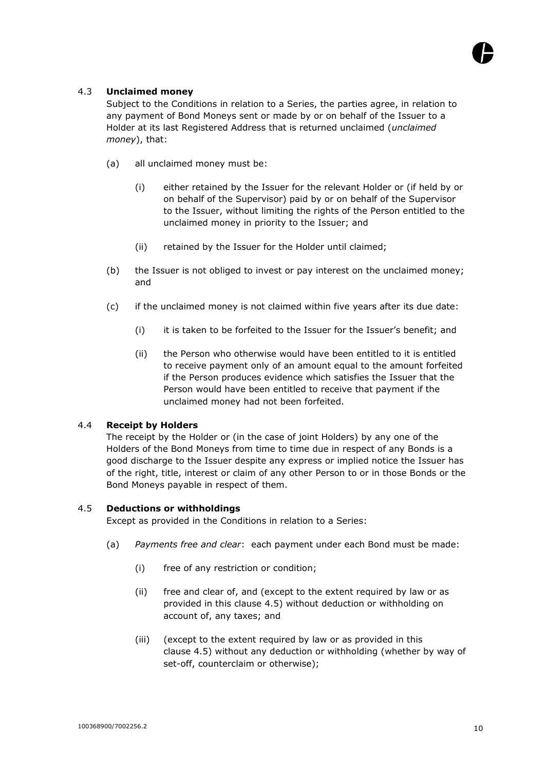### 4.3 **Unclaimed money**

Subject to the Conditions in relation to a Series, the parties agree, in relation to any payment of Bond Moneys sent or made by or on behalf of the Issuer to a Holder at its last Registered Address that is returned unclaimed (*unclaimed money*), that:

(a) all unclaimed money must be:

  (i) either retained by the Issuer for the relevant Holder or (if held by or on behalf of the Supervisor) paid by or on behalf of the Supervisor to the Issuer, without limiting the rights of the Person entitled to the unclaimed money in priority to the Issuer; and

  (ii) retained by the Issuer for the Holder until claimed;

(b) the Issuer is not obliged to invest or pay interest on the unclaimed money; and

(c) if the unclaimed money is not claimed within five years after its due date:

  (i) it is taken to be forfeited to the Issuer for the Issuer's benefit; and

  (ii) the Person who otherwise would have been entitled to it is entitled to receive payment only of an amount equal to the amount forfeited if the Person produces evidence which satisfies the Issuer that the Person would have been entitled to receive that payment if the unclaimed money had not been forfeited.

### 4.4 **Receipt by Holders**

The receipt by the Holder or (in the case of joint Holders) by any one of the Holders of the Bond Moneys from time to time due in respect of any Bonds is a good discharge to the Issuer despite any express or implied notice the Issuer has of the right, title, interest or claim of any other Person to or in those Bonds or the Bond Moneys payable in respect of them.

### 4.5 **Deductions or withholdings**

Except as provided in the Conditions in relation to a Series:

(a) *Payments free and clear*: each payment under each Bond must be made:

  (i) free of any restriction or condition;

  (ii) free and clear of, and (except to the extent required by law or as provided in this clause 4.5) without deduction or withholding on account of, any taxes; and

  (iii) (except to the extent required by law or as provided in this clause 4.5) without any deduction or withholding (whether by way of set-off, counterclaim or otherwise);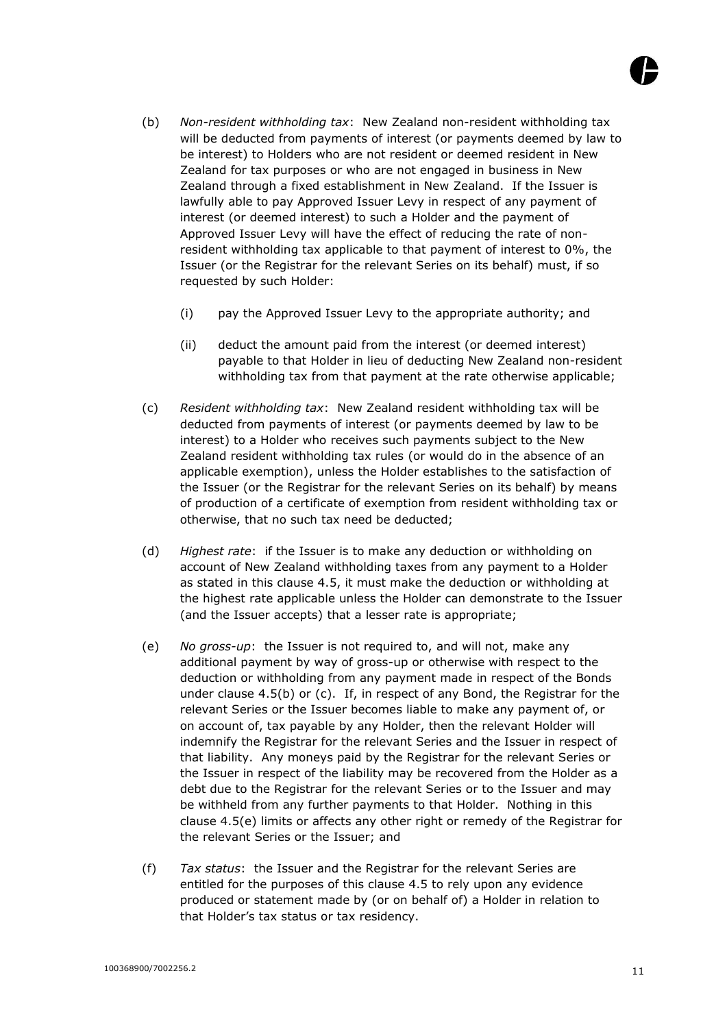(b) *Non-resident withholding tax*: New Zealand non-resident withholding tax will be deducted from payments of interest (or payments deemed by law to be interest) to Holders who are not resident or deemed resident in New Zealand for tax purposes or who are not engaged in business in New Zealand through a fixed establishment in New Zealand. If the Issuer is lawfully able to pay Approved Issuer Levy in respect of any payment of interest (or deemed interest) to such a Holder and the payment of Approved Issuer Levy will have the effect of reducing the rate of non-resident withholding tax applicable to that payment of interest to 0%, the Issuer (or the Registrar for the relevant Series on its behalf) must, if so requested by such Holder:

   (i) pay the Approved Issuer Levy to the appropriate authority; and

   (ii) deduct the amount paid from the interest (or deemed interest) payable to that Holder in lieu of deducting New Zealand non-resident withholding tax from that payment at the rate otherwise applicable;

(c) *Resident withholding tax*: New Zealand resident withholding tax will be deducted from payments of interest (or payments deemed by law to be interest) to a Holder who receives such payments subject to the New Zealand resident withholding tax rules (or would do in the absence of an applicable exemption), unless the Holder establishes to the satisfaction of the Issuer (or the Registrar for the relevant Series on its behalf) by means of production of a certificate of exemption from resident withholding tax or otherwise, that no such tax need be deducted;

(d) *Highest rate*: if the Issuer is to make any deduction or withholding on account of New Zealand withholding taxes from any payment to a Holder as stated in this clause 4.5, it must make the deduction or withholding at the highest rate applicable unless the Holder can demonstrate to the Issuer (and the Issuer accepts) that a lesser rate is appropriate;

(e) *No gross-up*: the Issuer is not required to, and will not, make any additional payment by way of gross-up or otherwise with respect to the deduction or withholding from any payment made in respect of the Bonds under clause 4.5(b) or (c). If, in respect of any Bond, the Registrar for the relevant Series or the Issuer becomes liable to make any payment of, or on account of, tax payable by any Holder, then the relevant Holder will indemnify the Registrar for the relevant Series and the Issuer in respect of that liability. Any moneys paid by the Registrar for the relevant Series or the Issuer in respect of the liability may be recovered from the Holder as a debt due to the Registrar for the relevant Series or to the Issuer and may be withheld from any further payments to that Holder. Nothing in this clause 4.5(e) limits or affects any other right or remedy of the Registrar for the relevant Series or the Issuer; and

(f) *Tax status*: the Issuer and the Registrar for the relevant Series are entitled for the purposes of this clause 4.5 to rely upon any evidence produced or statement made by (or on behalf of) a Holder in relation to that Holder's tax status or tax residency.

100368900/7002256.2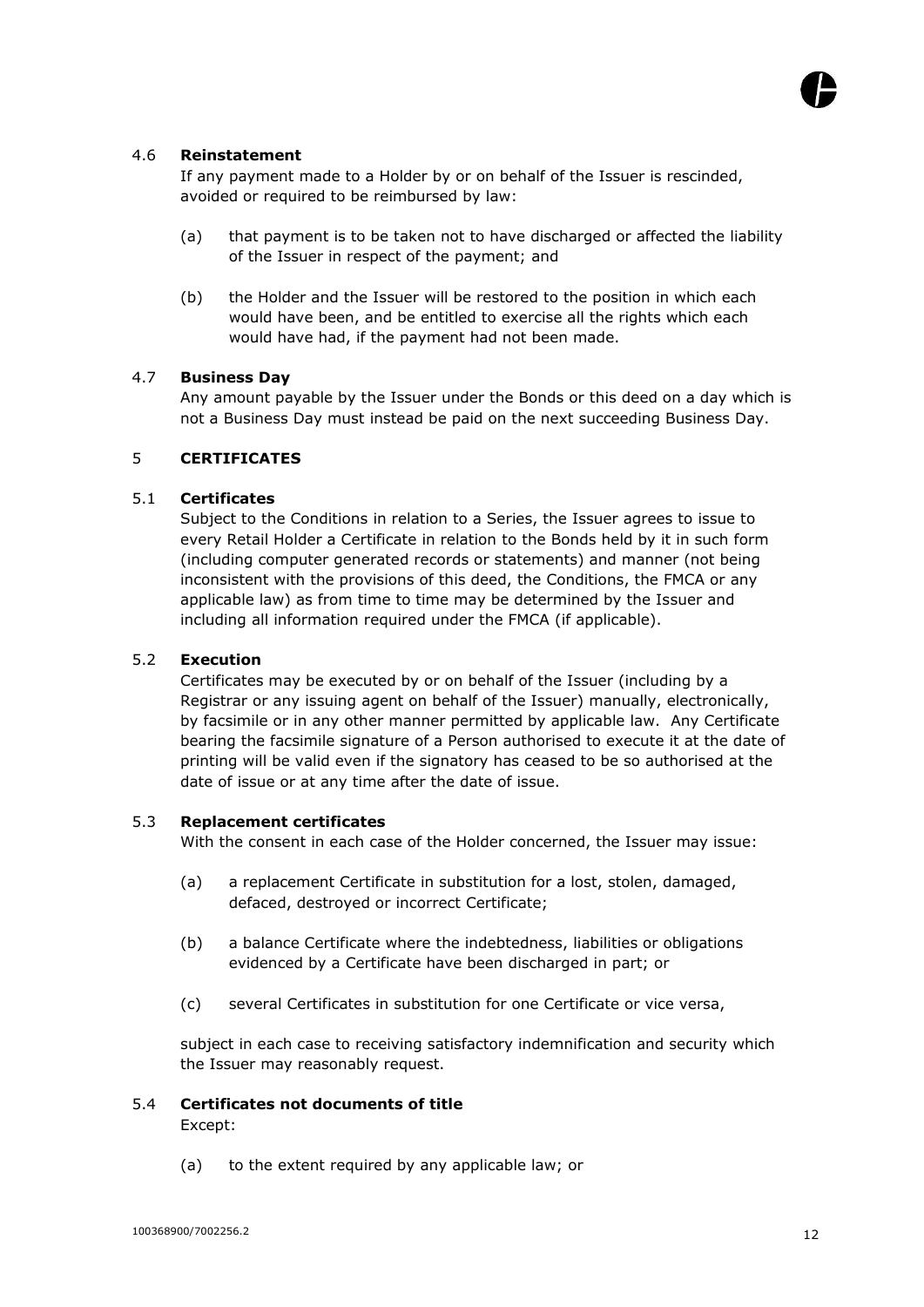### 4.6 **Reinstatement**

If any payment made to a Holder by or on behalf of the Issuer is rescinded, avoided or required to be reimbursed by law:

(a) that payment is to be taken not to have discharged or affected the liability of the Issuer in respect of the payment; and

(b) the Holder and the Issuer will be restored to the position in which each would have been, and be entitled to exercise all the rights which each would have had, if the payment had not been made.

### 4.7 **Business Day**

Any amount payable by the Issuer under the Bonds or this deed on a day which is not a Business Day must instead be paid on the next succeeding Business Day.

## 5 **CERTIFICATES**

### 5.1 **Certificates**

Subject to the Conditions in relation to a Series, the Issuer agrees to issue to every Retail Holder a Certificate in relation to the Bonds held by it in such form (including computer generated records or statements) and manner (not being inconsistent with the provisions of this deed, the Conditions, the FMCA or any applicable law) as from time to time may be determined by the Issuer and including all information required under the FMCA (if applicable).

### 5.2 **Execution**

Certificates may be executed by or on behalf of the Issuer (including by a Registrar or any issuing agent on behalf of the Issuer) manually, electronically, by facsimile or in any other manner permitted by applicable law. Any Certificate bearing the facsimile signature of a Person authorised to execute it at the date of printing will be valid even if the signatory has ceased to be so authorised at the date of issue or at any time after the date of issue.

### 5.3 **Replacement certificates**

With the consent in each case of the Holder concerned, the Issuer may issue:

(a) a replacement Certificate in substitution for a lost, stolen, damaged, defaced, destroyed or incorrect Certificate;

(b) a balance Certificate where the indebtedness, liabilities or obligations evidenced by a Certificate have been discharged in part; or

(c) several Certificates in substitution for one Certificate or vice versa,

subject in each case to receiving satisfactory indemnification and security which the Issuer may reasonably request.

### 5.4 **Certificates not documents of title**

Except:

(a) to the extent required by any applicable law; or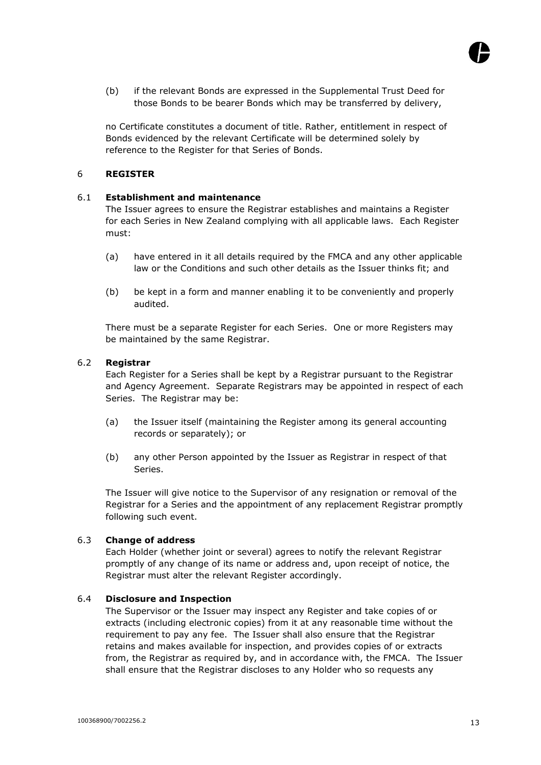(b) if the relevant Bonds are expressed in the Supplemental Trust Deed for those Bonds to be bearer Bonds which may be transferred by delivery,

no Certificate constitutes a document of title. Rather, entitlement in respect of Bonds evidenced by the relevant Certificate will be determined solely by reference to the Register for that Series of Bonds.

## 6 REGISTER

### 6.1 Establishment and maintenance

The Issuer agrees to ensure the Registrar establishes and maintains a Register for each Series in New Zealand complying with all applicable laws. Each Register must:

(a) have entered in it all details required by the FMCA and any other applicable law or the Conditions and such other details as the Issuer thinks fit; and

(b) be kept in a form and manner enabling it to be conveniently and properly audited.

There must be a separate Register for each Series. One or more Registers may be maintained by the same Registrar.

### 6.2 Registrar

Each Register for a Series shall be kept by a Registrar pursuant to the Registrar and Agency Agreement. Separate Registrars may be appointed in respect of each Series. The Registrar may be:

(a) the Issuer itself (maintaining the Register among its general accounting records or separately); or

(b) any other Person appointed by the Issuer as Registrar in respect of that Series.

The Issuer will give notice to the Supervisor of any resignation or removal of the Registrar for a Series and the appointment of any replacement Registrar promptly following such event.

### 6.3 Change of address

Each Holder (whether joint or several) agrees to notify the relevant Registrar promptly of any change of its name or address and, upon receipt of notice, the Registrar must alter the relevant Register accordingly.

### 6.4 Disclosure and Inspection

The Supervisor or the Issuer may inspect any Register and take copies of or extracts (including electronic copies) from it at any reasonable time without the requirement to pay any fee. The Issuer shall also ensure that the Registrar retains and makes available for inspection, and provides copies of or extracts from, the Registrar as required by, and in accordance with, the FMCA. The Issuer shall ensure that the Registrar discloses to any Holder who so requests any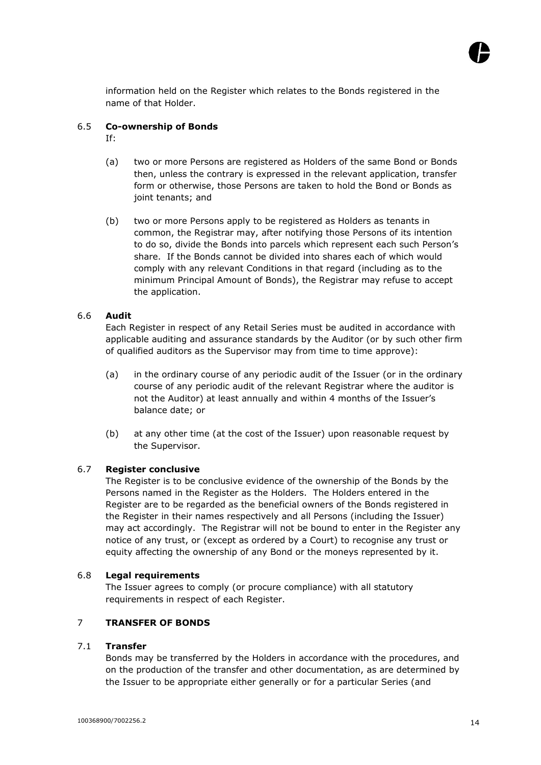information held on the Register which relates to the Bonds registered in the name of that Holder.

### 6.5 Co-ownership of Bonds

If:

(a) two or more Persons are registered as Holders of the same Bond or Bonds then, unless the contrary is expressed in the relevant application, transfer form or otherwise, those Persons are taken to hold the Bond or Bonds as joint tenants; and

(b) two or more Persons apply to be registered as Holders as tenants in common, the Registrar may, after notifying those Persons of its intention to do so, divide the Bonds into parcels which represent each such Person's share. If the Bonds cannot be divided into shares each of which would comply with any relevant Conditions in that regard (including as to the minimum Principal Amount of Bonds), the Registrar may refuse to accept the application.

### 6.6 Audit

Each Register in respect of any Retail Series must be audited in accordance with applicable auditing and assurance standards by the Auditor (or by such other firm of qualified auditors as the Supervisor may from time to time approve):

(a) in the ordinary course of any periodic audit of the Issuer (or in the ordinary course of any periodic audit of the relevant Registrar where the auditor is not the Auditor) at least annually and within 4 months of the Issuer's balance date; or

(b) at any other time (at the cost of the Issuer) upon reasonable request by the Supervisor.

### 6.7 Register conclusive

The Register is to be conclusive evidence of the ownership of the Bonds by the Persons named in the Register as the Holders. The Holders entered in the Register are to be regarded as the beneficial owners of the Bonds registered in the Register in their names respectively and all Persons (including the Issuer) may act accordingly. The Registrar will not be bound to enter in the Register any notice of any trust, or (except as ordered by a Court) to recognise any trust or equity affecting the ownership of any Bond or the moneys represented by it.

### 6.8 Legal requirements

The Issuer agrees to comply (or procure compliance) with all statutory requirements in respect of each Register.

## 7 TRANSFER OF BONDS

### 7.1 Transfer

Bonds may be transferred by the Holders in accordance with the procedures, and on the production of the transfer and other documentation, as are determined by the Issuer to be appropriate either generally or for a particular Series (and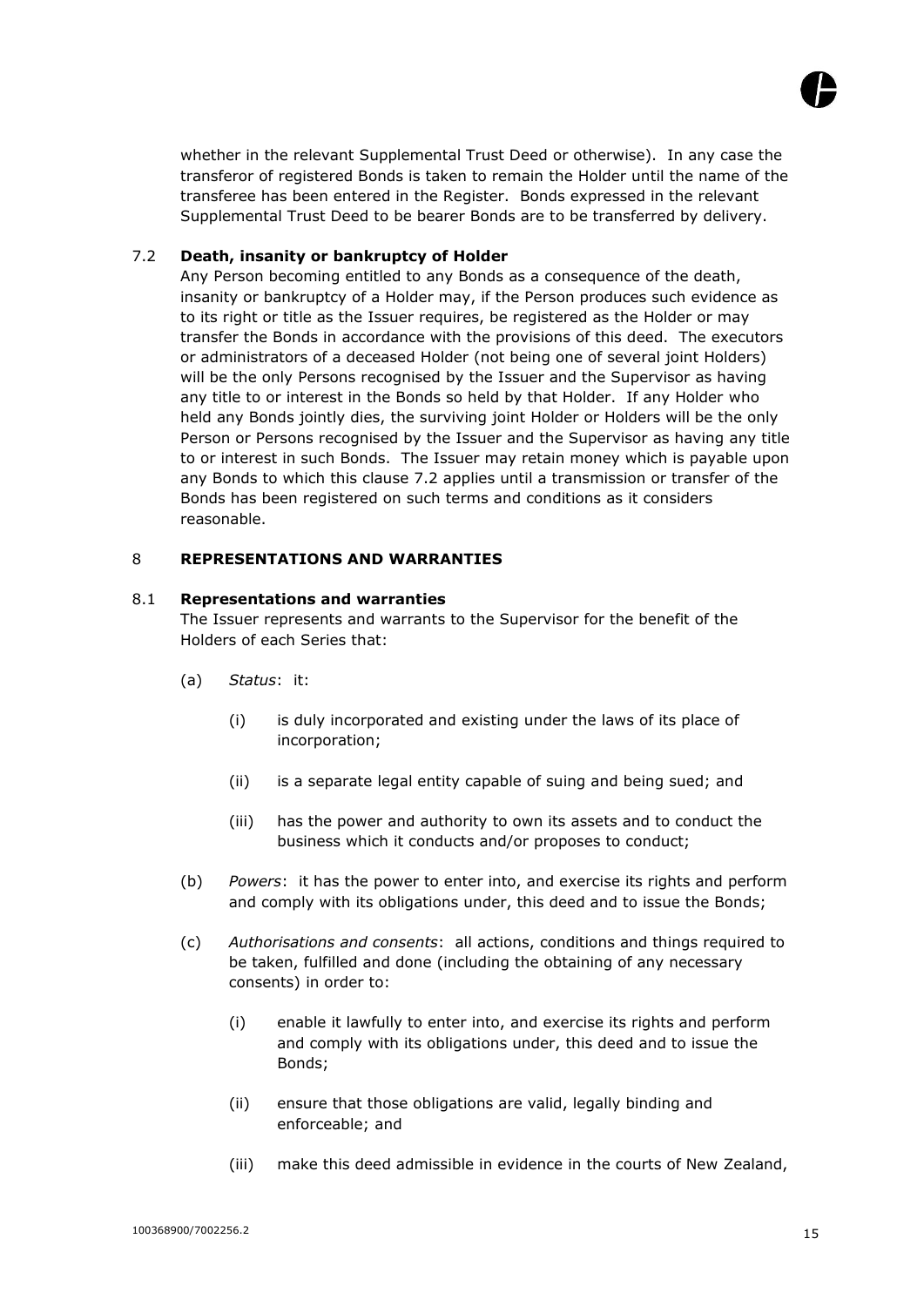whether in the relevant Supplemental Trust Deed or otherwise). In any case the transferor of registered Bonds is taken to remain the Holder until the name of the transferee has been entered in the Register. Bonds expressed in the relevant Supplemental Trust Deed to be bearer Bonds are to be transferred by delivery.

### 7.2 Death, insanity or bankruptcy of Holder

Any Person becoming entitled to any Bonds as a consequence of the death, insanity or bankruptcy of a Holder may, if the Person produces such evidence as to its right or title as the Issuer requires, be registered as the Holder or may transfer the Bonds in accordance with the provisions of this deed. The executors or administrators of a deceased Holder (not being one of several joint Holders) will be the only Persons recognised by the Issuer and the Supervisor as having any title to or interest in the Bonds so held by that Holder. If any Holder who held any Bonds jointly dies, the surviving joint Holder or Holders will be the only Person or Persons recognised by the Issuer and the Supervisor as having any title to or interest in such Bonds. The Issuer may retain money which is payable upon any Bonds to which this clause 7.2 applies until a transmission or transfer of the Bonds has been registered on such terms and conditions as it considers reasonable.

## 8 REPRESENTATIONS AND WARRANTIES

### 8.1 Representations and warranties

The Issuer represents and warrants to the Supervisor for the benefit of the Holders of each Series that:

(a) *Status*: it:

(i) is duly incorporated and existing under the laws of its place of incorporation;

(ii) is a separate legal entity capable of suing and being sued; and

(iii) has the power and authority to own its assets and to conduct the business which it conducts and/or proposes to conduct;

(b) *Powers*: it has the power to enter into, and exercise its rights and perform and comply with its obligations under, this deed and to issue the Bonds;

(c) *Authorisations and consents*: all actions, conditions and things required to be taken, fulfilled and done (including the obtaining of any necessary consents) in order to:

(i) enable it lawfully to enter into, and exercise its rights and perform and comply with its obligations under, this deed and to issue the Bonds;

(ii) ensure that those obligations are valid, legally binding and enforceable; and

(iii) make this deed admissible in evidence in the courts of New Zealand,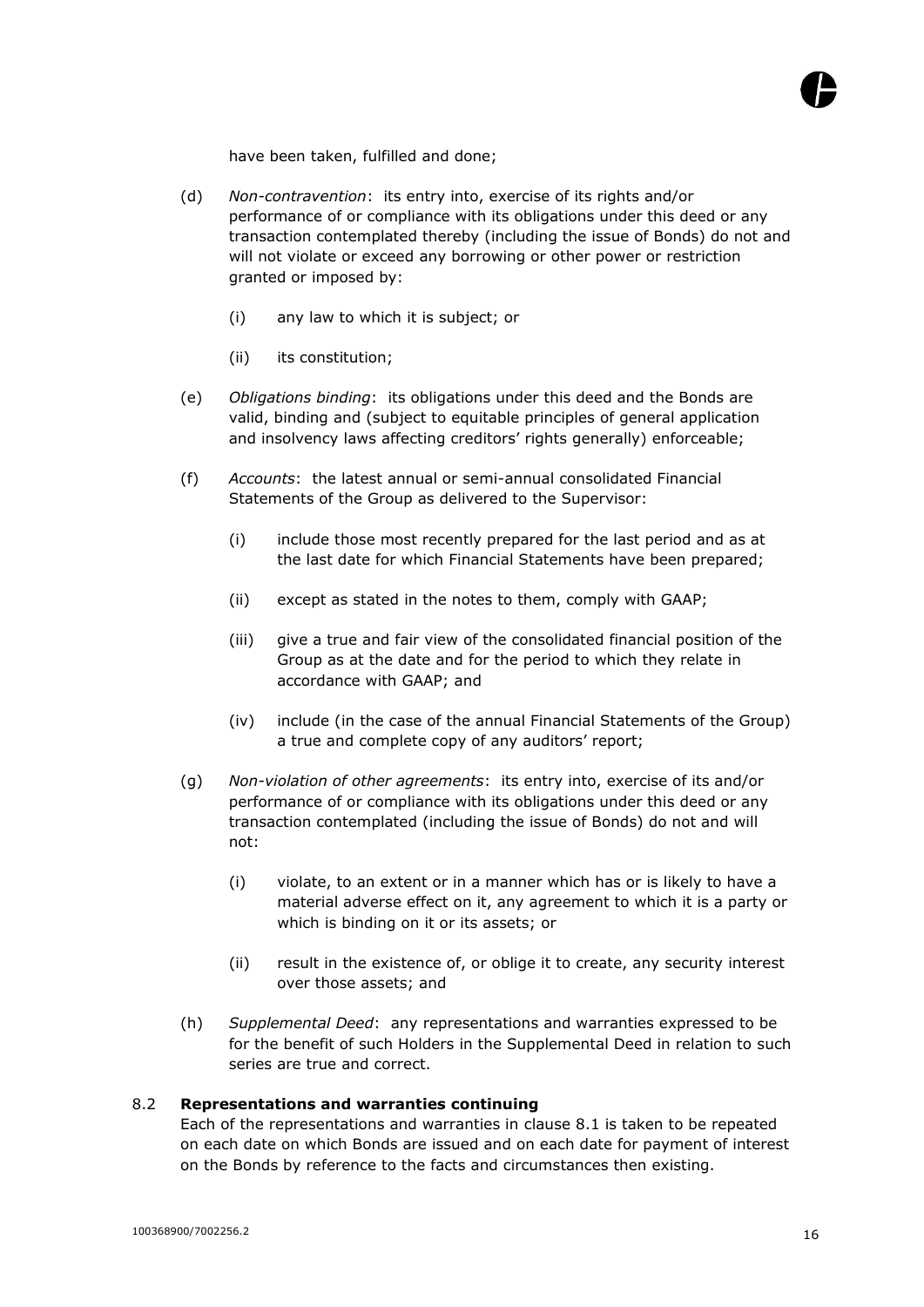have been taken, fulfilled and done;

(d) *Non-contravention*: its entry into, exercise of its rights and/or performance of or compliance with its obligations under this deed or any transaction contemplated thereby (including the issue of Bonds) do not and will not violate or exceed any borrowing or other power or restriction granted or imposed by:

  (i) any law to which it is subject; or

  (ii) its constitution;

(e) *Obligations binding*: its obligations under this deed and the Bonds are valid, binding and (subject to equitable principles of general application and insolvency laws affecting creditors' rights generally) enforceable;

(f) *Accounts*: the latest annual or semi-annual consolidated Financial Statements of the Group as delivered to the Supervisor:

  (i) include those most recently prepared for the last period and as at the last date for which Financial Statements have been prepared;

  (ii) except as stated in the notes to them, comply with GAAP;

  (iii) give a true and fair view of the consolidated financial position of the Group as at the date and for the period to which they relate in accordance with GAAP; and

  (iv) include (in the case of the annual Financial Statements of the Group) a true and complete copy of any auditors' report;

(g) *Non-violation of other agreements*: its entry into, exercise of its and/or performance of or compliance with its obligations under this deed or any transaction contemplated (including the issue of Bonds) do not and will not:

  (i) violate, to an extent or in a manner which has or is likely to have a material adverse effect on it, any agreement to which it is a party or which is binding on it or its assets; or

  (ii) result in the existence of, or oblige it to create, any security interest over those assets; and

(h) *Supplemental Deed*: any representations and warranties expressed to be for the benefit of such Holders in the Supplemental Deed in relation to such series are true and correct.

### 8.2 Representations and warranties continuing

Each of the representations and warranties in clause 8.1 is taken to be repeated on each date on which Bonds are issued and on each date for payment of interest on the Bonds by reference to the facts and circumstances then existing.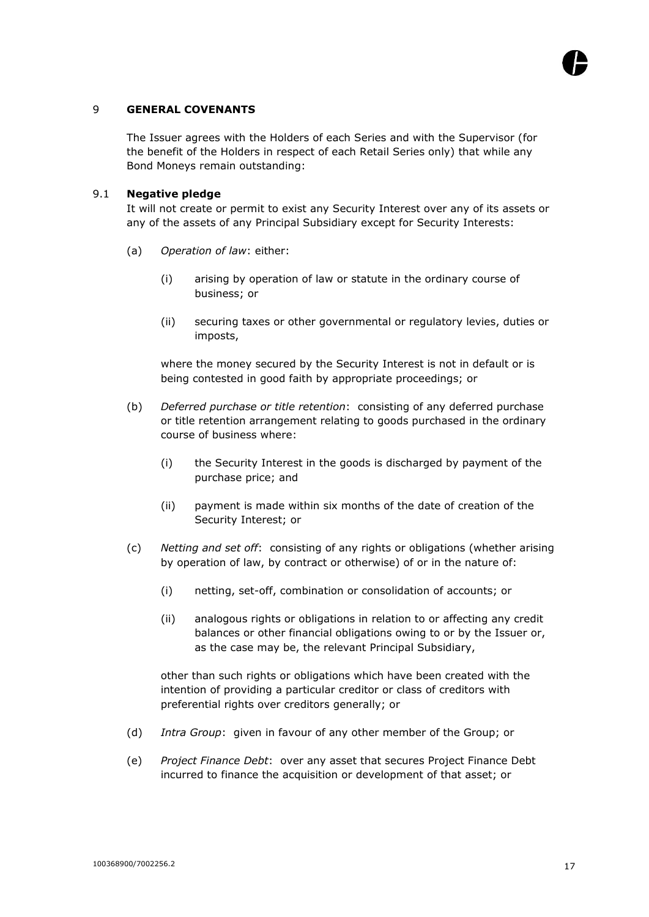## 9 GENERAL COVENANTS

The Issuer agrees with the Holders of each Series and with the Supervisor (for the benefit of the Holders in respect of each Retail Series only) that while any Bond Moneys remain outstanding:

### 9.1 Negative pledge

It will not create or permit to exist any Security Interest over any of its assets or any of the assets of any Principal Subsidiary except for Security Interests:

(a) *Operation of law*: either:

  (i) arising by operation of law or statute in the ordinary course of business; or

  (ii) securing taxes or other governmental or regulatory levies, duties or imposts,

  where the money secured by the Security Interest is not in default or is being contested in good faith by appropriate proceedings; or

(b) *Deferred purchase or title retention*: consisting of any deferred purchase or title retention arrangement relating to goods purchased in the ordinary course of business where:

  (i) the Security Interest in the goods is discharged by payment of the purchase price; and

  (ii) payment is made within six months of the date of creation of the Security Interest; or

(c) *Netting and set off*: consisting of any rights or obligations (whether arising by operation of law, by contract or otherwise) of or in the nature of:

  (i) netting, set-off, combination or consolidation of accounts; or

  (ii) analogous rights or obligations in relation to or affecting any credit balances or other financial obligations owing to or by the Issuer or, as the case may be, the relevant Principal Subsidiary,

  other than such rights or obligations which have been created with the intention of providing a particular creditor or class of creditors with preferential rights over creditors generally; or

(d) *Intra Group*: given in favour of any other member of the Group; or

(e) *Project Finance Debt*: over any asset that secures Project Finance Debt incurred to finance the acquisition or development of that asset; or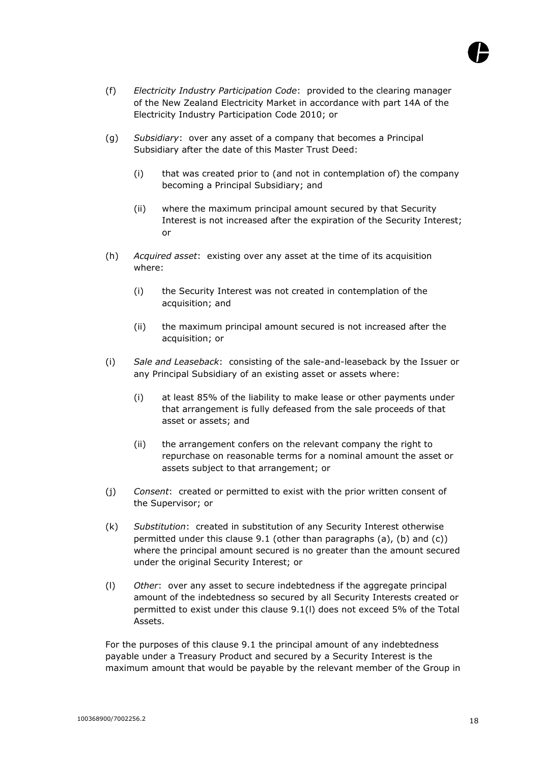(f) *Electricity Industry Participation Code*: provided to the clearing manager of the New Zealand Electricity Market in accordance with part 14A of the Electricity Industry Participation Code 2010; or

(g) *Subsidiary*: over any asset of a company that becomes a Principal Subsidiary after the date of this Master Trust Deed:

   (i) that was created prior to (and not in contemplation of) the company becoming a Principal Subsidiary; and

   (ii) where the maximum principal amount secured by that Security Interest is not increased after the expiration of the Security Interest; or

(h) *Acquired asset*: existing over any asset at the time of its acquisition where:

   (i) the Security Interest was not created in contemplation of the acquisition; and

   (ii) the maximum principal amount secured is not increased after the acquisition; or

(i) *Sale and Leaseback*: consisting of the sale-and-leaseback by the Issuer or any Principal Subsidiary of an existing asset or assets where:

   (i) at least 85% of the liability to make lease or other payments under that arrangement is fully defeased from the sale proceeds of that asset or assets; and

   (ii) the arrangement confers on the relevant company the right to repurchase on reasonable terms for a nominal amount the asset or assets subject to that arrangement; or

(j) *Consent*: created or permitted to exist with the prior written consent of the Supervisor; or

(k) *Substitution*: created in substitution of any Security Interest otherwise permitted under this clause 9.1 (other than paragraphs (a), (b) and (c)) where the principal amount secured is no greater than the amount secured under the original Security Interest; or

(l) *Other*: over any asset to secure indebtedness if the aggregate principal amount of the indebtedness so secured by all Security Interests created or permitted to exist under this clause 9.1(l) does not exceed 5% of the Total Assets.

For the purposes of this clause 9.1 the principal amount of any indebtedness payable under a Treasury Product and secured by a Security Interest is the maximum amount that would be payable by the relevant member of the Group in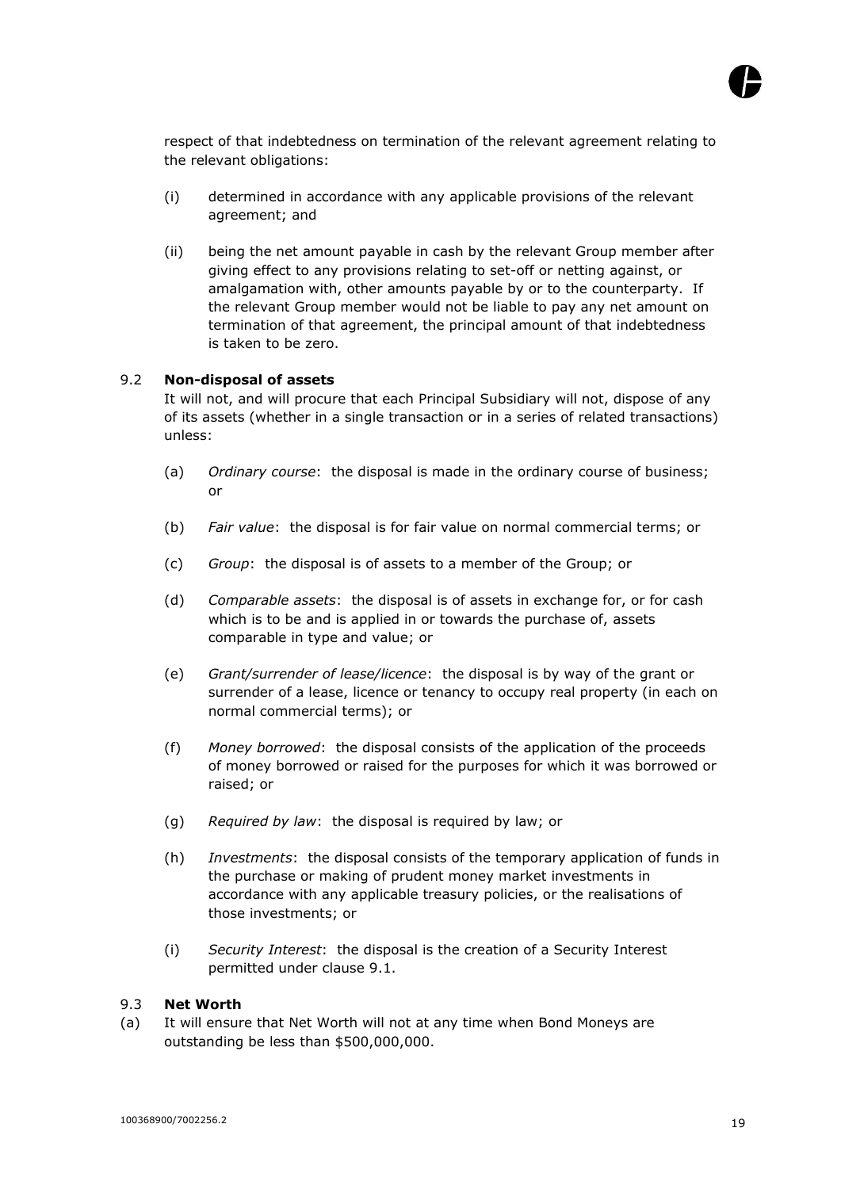respect of that indebtedness on termination of the relevant agreement relating to the relevant obligations:

(i) determined in accordance with any applicable provisions of the relevant agreement; and

(ii) being the net amount payable in cash by the relevant Group member after giving effect to any provisions relating to set-off or netting against, or amalgamation with, other amounts payable by or to the counterparty. If the relevant Group member would not be liable to pay any net amount on termination of that agreement, the principal amount of that indebtedness is taken to be zero.

### 9.2 Non-disposal of assets

It will not, and will procure that each Principal Subsidiary will not, dispose of any of its assets (whether in a single transaction or in a series of related transactions) unless:

(a) *Ordinary course*: the disposal is made in the ordinary course of business; or

(b) *Fair value*: the disposal is for fair value on normal commercial terms; or

(c) *Group*: the disposal is of assets to a member of the Group; or

(d) *Comparable assets*: the disposal is of assets in exchange for, or for cash which is to be and is applied in or towards the purchase of, assets comparable in type and value; or

(e) *Grant/surrender of lease/licence*: the disposal is by way of the grant or surrender of a lease, licence or tenancy to occupy real property (in each on normal commercial terms); or

(f) *Money borrowed*: the disposal consists of the application of the proceeds of money borrowed or raised for the purposes for which it was borrowed or raised; or

(g) *Required by law*: the disposal is required by law; or

(h) *Investments*: the disposal consists of the temporary application of funds in the purchase or making of prudent money market investments in accordance with any applicable treasury policies, or the realisations of those investments; or

(i) *Security Interest*: the disposal is the creation of a Security Interest permitted under clause 9.1.

### 9.3 Net Worth

(a) It will ensure that Net Worth will not at any time when Bond Moneys are outstanding be less than $500,000,000.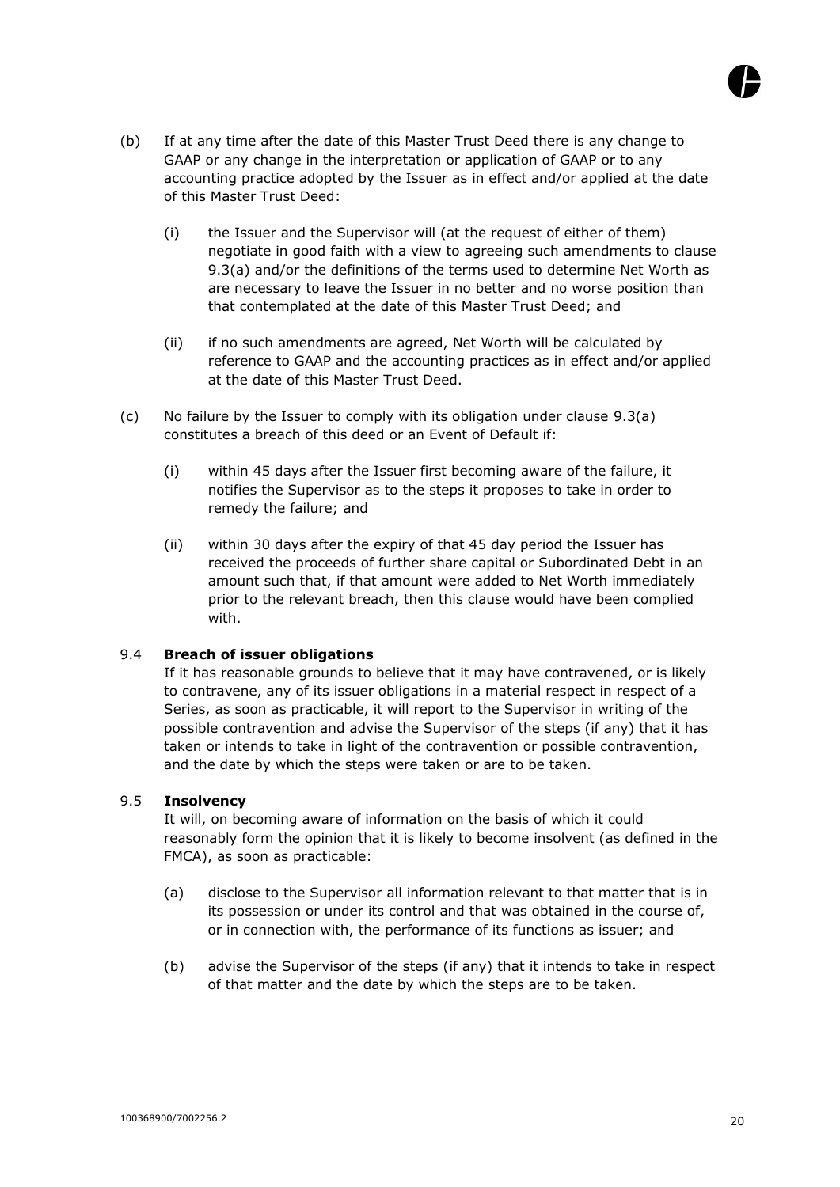(b) If at any time after the date of this Master Trust Deed there is any change to GAAP or any change in the interpretation or application of GAAP or to any accounting practice adopted by the Issuer as in effect and/or applied at the date of this Master Trust Deed:

   (i) the Issuer and the Supervisor will (at the request of either of them) negotiate in good faith with a view to agreeing such amendments to clause 9.3(a) and/or the definitions of the terms used to determine Net Worth as are necessary to leave the Issuer in no better and no worse position than that contemplated at the date of this Master Trust Deed; and

   (ii) if no such amendments are agreed, Net Worth will be calculated by reference to GAAP and the accounting practices as in effect and/or applied at the date of this Master Trust Deed.

(c) No failure by the Issuer to comply with its obligation under clause 9.3(a) constitutes a breach of this deed or an Event of Default if:

   (i) within 45 days after the Issuer first becoming aware of the failure, it notifies the Supervisor as to the steps it proposes to take in order to remedy the failure; and

   (ii) within 30 days after the expiry of that 45 day period the Issuer has received the proceeds of further share capital or Subordinated Debt in an amount such that, if that amount were added to Net Worth immediately prior to the relevant breach, then this clause would have been complied with.

### 9.4 Breach of issuer obligations

If it has reasonable grounds to believe that it may have contravened, or is likely to contravene, any of its issuer obligations in a material respect in respect of a Series, as soon as practicable, it will report to the Supervisor in writing of the possible contravention and advise the Supervisor of the steps (if any) that it has taken or intends to take in light of the contravention or possible contravention, and the date by which the steps were taken or are to be taken.

### 9.5 Insolvency

It will, on becoming aware of information on the basis of which it could reasonably form the opinion that it is likely to become insolvent (as defined in the FMCA), as soon as practicable:

(a) disclose to the Supervisor all information relevant to that matter that is in its possession or under its control and that was obtained in the course of, or in connection with, the performance of its functions as issuer; and

(b) advise the Supervisor of the steps (if any) that it intends to take in respect of that matter and the date by which the steps are to be taken.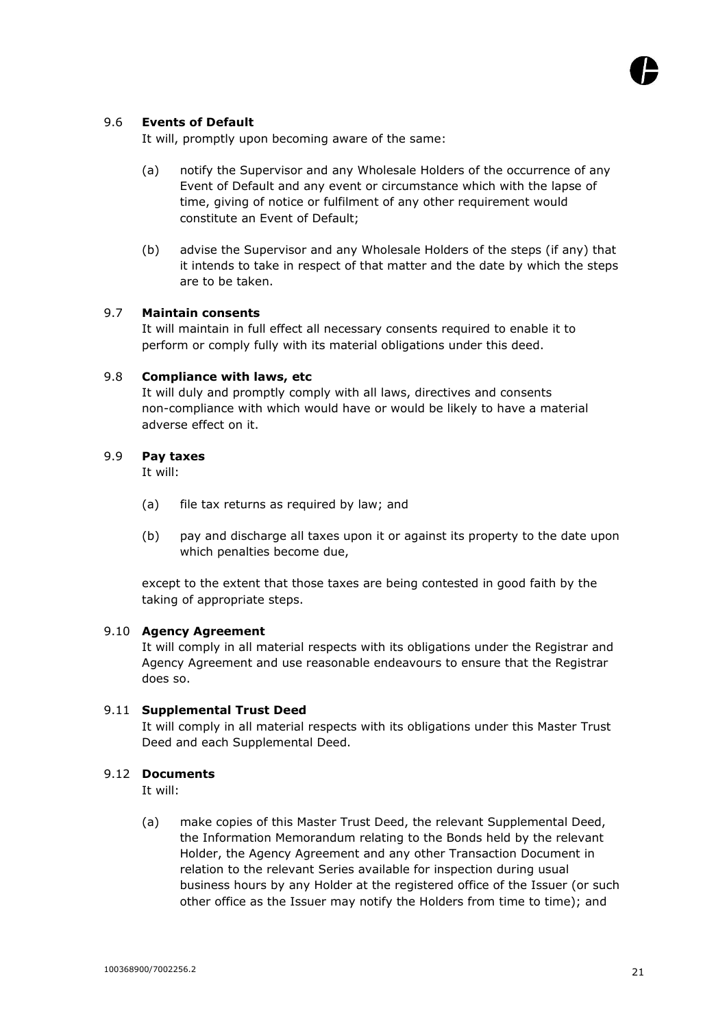### 9.6 **Events of Default**

It will, promptly upon becoming aware of the same:

(a) notify the Supervisor and any Wholesale Holders of the occurrence of any Event of Default and any event or circumstance which with the lapse of time, giving of notice or fulfilment of any other requirement would constitute an Event of Default;

(b) advise the Supervisor and any Wholesale Holders of the steps (if any) that it intends to take in respect of that matter and the date by which the steps are to be taken.

### 9.7 **Maintain consents**

It will maintain in full effect all necessary consents required to enable it to perform or comply fully with its material obligations under this deed.

### 9.8 **Compliance with laws, etc**

It will duly and promptly comply with all laws, directives and consents non-compliance with which would have or would be likely to have a material adverse effect on it.

### 9.9 **Pay taxes**

It will:

(a) file tax returns as required by law; and

(b) pay and discharge all taxes upon it or against its property to the date upon which penalties become due,

except to the extent that those taxes are being contested in good faith by the taking of appropriate steps.

### 9.10 **Agency Agreement**

It will comply in all material respects with its obligations under the Registrar and Agency Agreement and use reasonable endeavours to ensure that the Registrar does so.

### 9.11 **Supplemental Trust Deed**

It will comply in all material respects with its obligations under this Master Trust Deed and each Supplemental Deed.

### 9.12 **Documents**

It will:

(a) make copies of this Master Trust Deed, the relevant Supplemental Deed, the Information Memorandum relating to the Bonds held by the relevant Holder, the Agency Agreement and any other Transaction Document in relation to the relevant Series available for inspection during usual business hours by any Holder at the registered office of the Issuer (or such other office as the Issuer may notify the Holders from time to time); and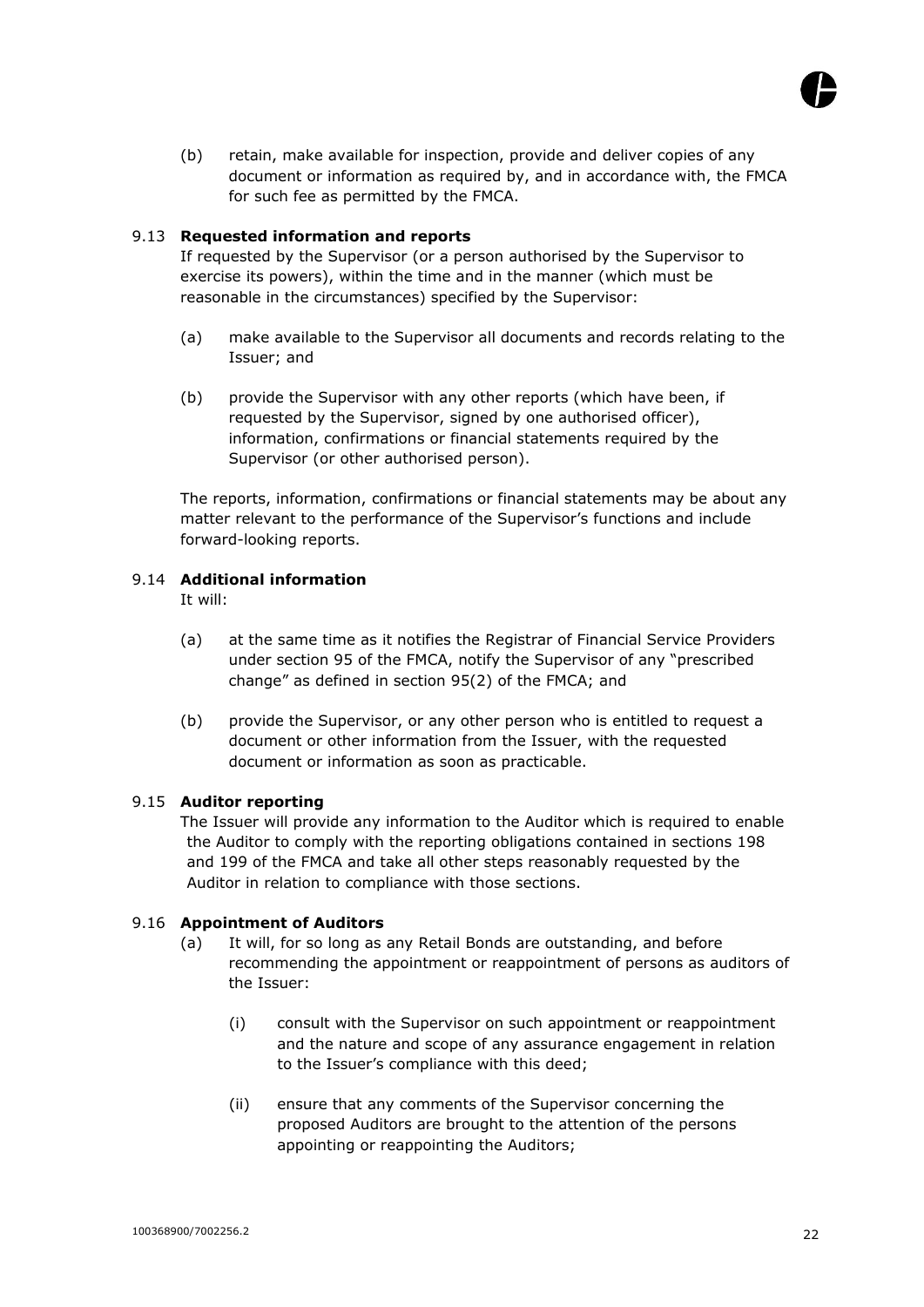(b) retain, make available for inspection, provide and deliver copies of any document or information as required by, and in accordance with, the FMCA for such fee as permitted by the FMCA.

### 9.13 Requested information and reports

If requested by the Supervisor (or a person authorised by the Supervisor to exercise its powers), within the time and in the manner (which must be reasonable in the circumstances) specified by the Supervisor:

(a) make available to the Supervisor all documents and records relating to the Issuer; and

(b) provide the Supervisor with any other reports (which have been, if requested by the Supervisor, signed by one authorised officer), information, confirmations or financial statements required by the Supervisor (or other authorised person).

The reports, information, confirmations or financial statements may be about any matter relevant to the performance of the Supervisor's functions and include forward-looking reports.

### 9.14 Additional information

It will:

(a) at the same time as it notifies the Registrar of Financial Service Providers under section 95 of the FMCA, notify the Supervisor of any "prescribed change" as defined in section 95(2) of the FMCA; and

(b) provide the Supervisor, or any other person who is entitled to request a document or other information from the Issuer, with the requested document or information as soon as practicable.

### 9.15 Auditor reporting

The Issuer will provide any information to the Auditor which is required to enable the Auditor to comply with the reporting obligations contained in sections 198 and 199 of the FMCA and take all other steps reasonably requested by the Auditor in relation to compliance with those sections.

### 9.16 Appointment of Auditors

(a) It will, for so long as any Retail Bonds are outstanding, and before recommending the appointment or reappointment of persons as auditors of the Issuer:

(i) consult with the Supervisor on such appointment or reappointment and the nature and scope of any assurance engagement in relation to the Issuer's compliance with this deed;

(ii) ensure that any comments of the Supervisor concerning the proposed Auditors are brought to the attention of the persons appointing or reappointing the Auditors;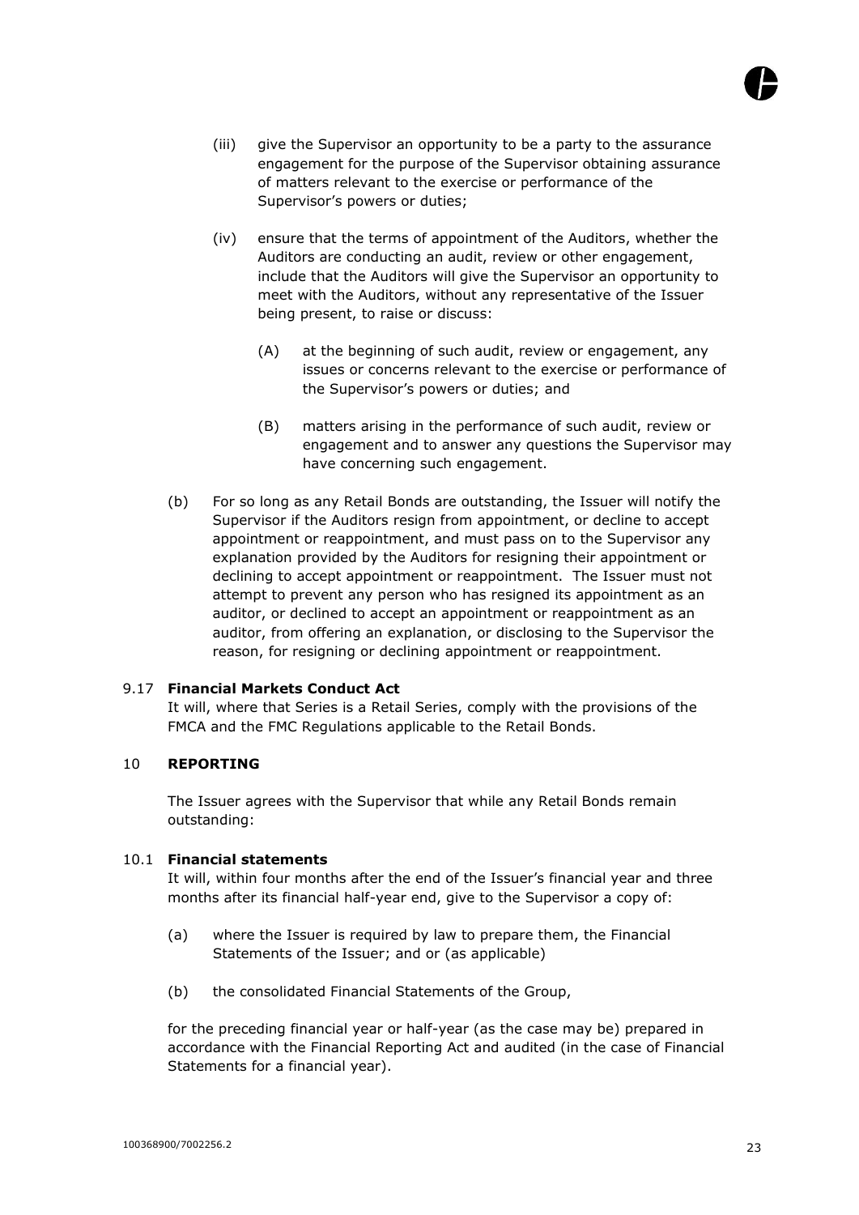(iii) give the Supervisor an opportunity to be a party to the assurance engagement for the purpose of the Supervisor obtaining assurance of matters relevant to the exercise or performance of the Supervisor's powers or duties;

(iv) ensure that the terms of appointment of the Auditors, whether the Auditors are conducting an audit, review or other engagement, include that the Auditors will give the Supervisor an opportunity to meet with the Auditors, without any representative of the Issuer being present, to raise or discuss:

(A) at the beginning of such audit, review or engagement, any issues or concerns relevant to the exercise or performance of the Supervisor's powers or duties; and

(B) matters arising in the performance of such audit, review or engagement and to answer any questions the Supervisor may have concerning such engagement.

(b) For so long as any Retail Bonds are outstanding, the Issuer will notify the Supervisor if the Auditors resign from appointment, or decline to accept appointment or reappointment, and must pass on to the Supervisor any explanation provided by the Auditors for resigning their appointment or declining to accept appointment or reappointment. The Issuer must not attempt to prevent any person who has resigned its appointment as an auditor, or declined to accept an appointment or reappointment as an auditor, from offering an explanation, or disclosing to the Supervisor the reason, for resigning or declining appointment or reappointment.

9.17 **Financial Markets Conduct Act**

It will, where that Series is a Retail Series, comply with the provisions of the FMCA and the FMC Regulations applicable to the Retail Bonds.

## 10 REPORTING

The Issuer agrees with the Supervisor that while any Retail Bonds remain outstanding:

10.1 **Financial statements**

It will, within four months after the end of the Issuer's financial year and three months after its financial half-year end, give to the Supervisor a copy of:

(a) where the Issuer is required by law to prepare them, the Financial Statements of the Issuer; and or (as applicable)

(b) the consolidated Financial Statements of the Group,

for the preceding financial year or half-year (as the case may be) prepared in accordance with the Financial Reporting Act and audited (in the case of Financial Statements for a financial year).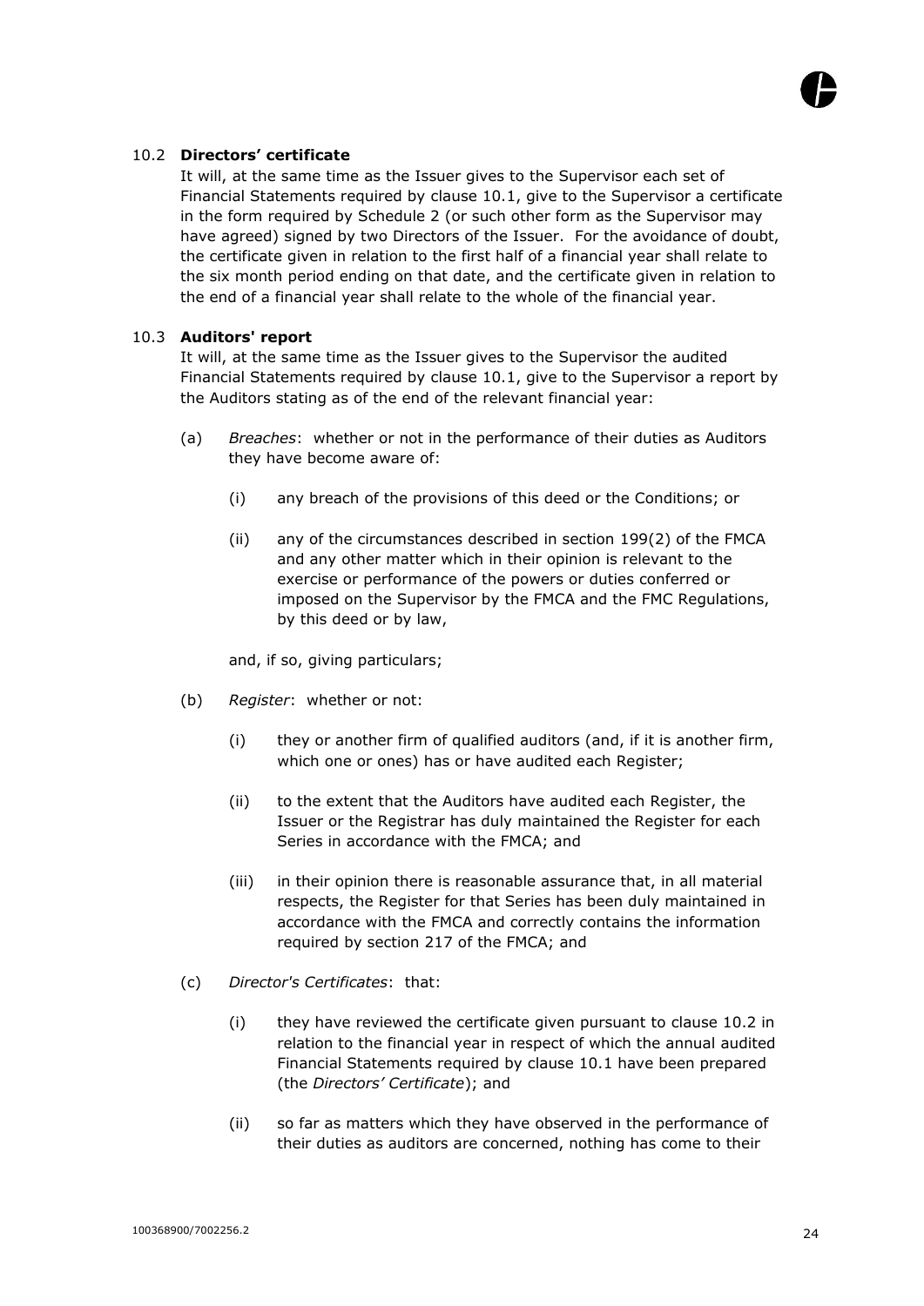### 10.2 **Directors' certificate**

It will, at the same time as the Issuer gives to the Supervisor each set of Financial Statements required by clause 10.1, give to the Supervisor a certificate in the form required by Schedule 2 (or such other form as the Supervisor may have agreed) signed by two Directors of the Issuer. For the avoidance of doubt, the certificate given in relation to the first half of a financial year shall relate to the six month period ending on that date, and the certificate given in relation to the end of a financial year shall relate to the whole of the financial year.

### 10.3 **Auditors' report**

It will, at the same time as the Issuer gives to the Supervisor the audited Financial Statements required by clause 10.1, give to the Supervisor a report by the Auditors stating as of the end of the relevant financial year:

(a) *Breaches*: whether or not in the performance of their duties as Auditors they have become aware of:

(i) any breach of the provisions of this deed or the Conditions; or

(ii) any of the circumstances described in section 199(2) of the FMCA and any other matter which in their opinion is relevant to the exercise or performance of the powers or duties conferred or imposed on the Supervisor by the FMCA and the FMC Regulations, by this deed or by law,

and, if so, giving particulars;

(b) *Register*: whether or not:

(i) they or another firm of qualified auditors (and, if it is another firm, which one or ones) has or have audited each Register;

(ii) to the extent that the Auditors have audited each Register, the Issuer or the Registrar has duly maintained the Register for each Series in accordance with the FMCA; and

(iii) in their opinion there is reasonable assurance that, in all material respects, the Register for that Series has been duly maintained in accordance with the FMCA and correctly contains the information required by section 217 of the FMCA; and

(c) *Director's Certificates*: that:

(i) they have reviewed the certificate given pursuant to clause 10.2 in relation to the financial year in respect of which the annual audited Financial Statements required by clause 10.1 have been prepared (the *Directors' Certificate*); and

(ii) so far as matters which they have observed in the performance of their duties as auditors are concerned, nothing has come to their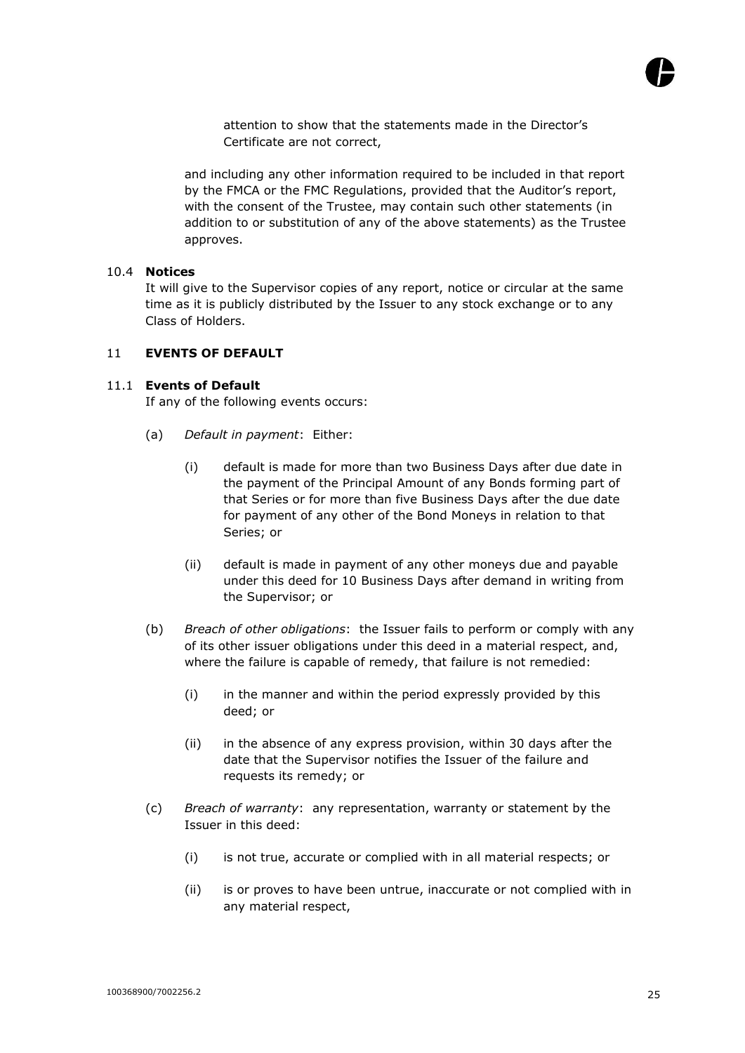attention to show that the statements made in the Director's Certificate are not correct,

and including any other information required to be included in that report by the FMCA or the FMC Regulations, provided that the Auditor's report, with the consent of the Trustee, may contain such other statements (in addition to or substitution of any of the above statements) as the Trustee approves.

### 10.4 Notices

It will give to the Supervisor copies of any report, notice or circular at the same time as it is publicly distributed by the Issuer to any stock exchange or to any Class of Holders.

## 11 EVENTS OF DEFAULT

### 11.1 Events of Default

If any of the following events occurs:

(a) *Default in payment*: Either:

(i) default is made for more than two Business Days after due date in the payment of the Principal Amount of any Bonds forming part of that Series or for more than five Business Days after the due date for payment of any other of the Bond Moneys in relation to that Series; or

(ii) default is made in payment of any other moneys due and payable under this deed for 10 Business Days after demand in writing from the Supervisor; or

(b) *Breach of other obligations*: the Issuer fails to perform or comply with any of its other issuer obligations under this deed in a material respect, and, where the failure is capable of remedy, that failure is not remedied:

(i) in the manner and within the period expressly provided by this deed; or

(ii) in the absence of any express provision, within 30 days after the date that the Supervisor notifies the Issuer of the failure and requests its remedy; or

(c) *Breach of warranty*: any representation, warranty or statement by the Issuer in this deed:

(i) is not true, accurate or complied with in all material respects; or

(ii) is or proves to have been untrue, inaccurate or not complied with in any material respect,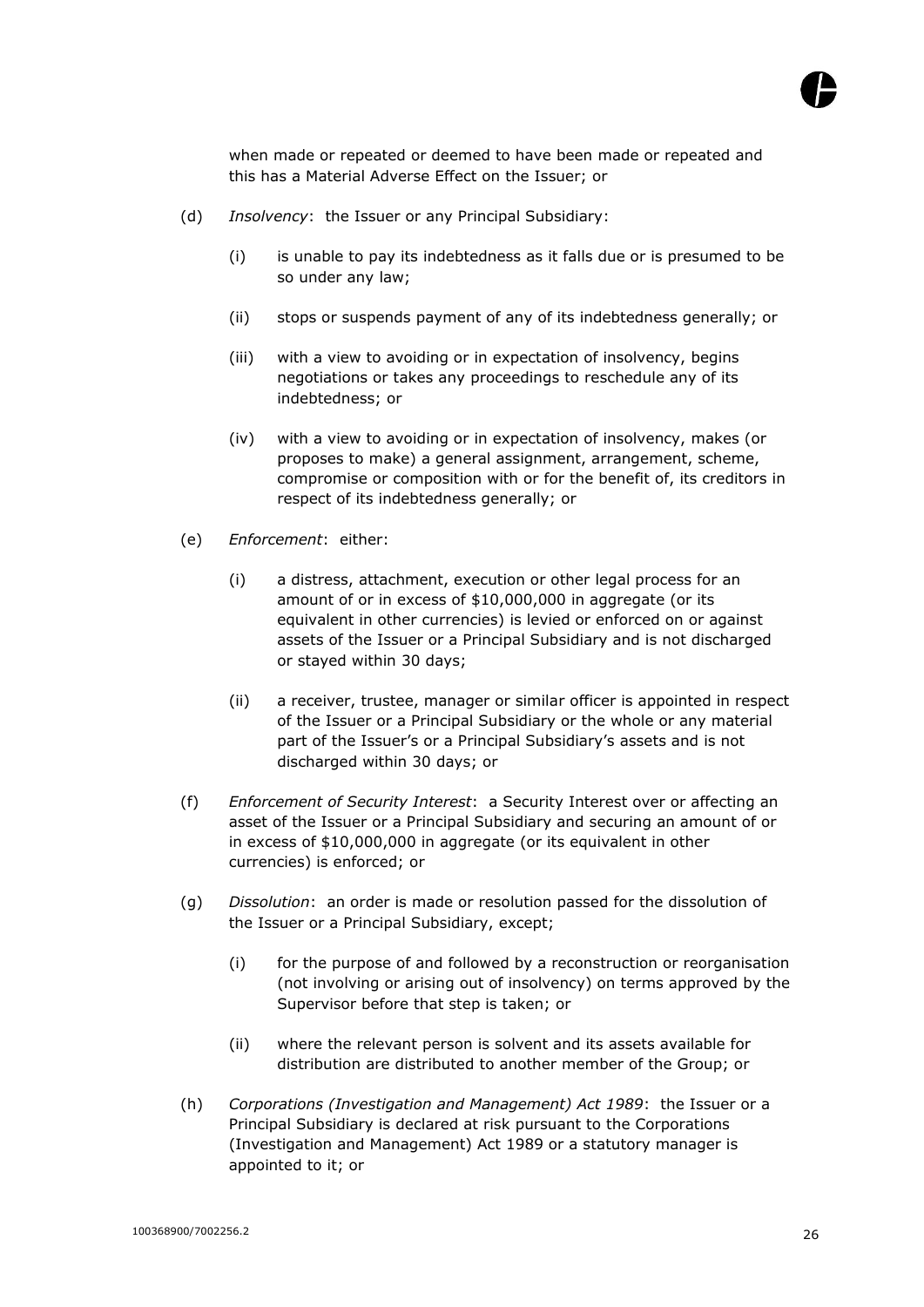when made or repeated or deemed to have been made or repeated and this has a Material Adverse Effect on the Issuer; or

(d) *Insolvency*: the Issuer or any Principal Subsidiary:

  (i) is unable to pay its indebtedness as it falls due or is presumed to be so under any law;

  (ii) stops or suspends payment of any of its indebtedness generally; or

  (iii) with a view to avoiding or in expectation of insolvency, begins negotiations or takes any proceedings to reschedule any of its indebtedness; or

  (iv) with a view to avoiding or in expectation of insolvency, makes (or proposes to make) a general assignment, arrangement, scheme, compromise or composition with or for the benefit of, its creditors in respect of its indebtedness generally; or

(e) *Enforcement*: either:

  (i) a distress, attachment, execution or other legal process for an amount of or in excess of $10,000,000 in aggregate (or its equivalent in other currencies) is levied or enforced on or against assets of the Issuer or a Principal Subsidiary and is not discharged or stayed within 30 days;

  (ii) a receiver, trustee, manager or similar officer is appointed in respect of the Issuer or a Principal Subsidiary or the whole or any material part of the Issuer's or a Principal Subsidiary's assets and is not discharged within 30 days; or

(f) *Enforcement of Security Interest*: a Security Interest over or affecting an asset of the Issuer or a Principal Subsidiary and securing an amount of or in excess of $10,000,000 in aggregate (or its equivalent in other currencies) is enforced; or

(g) *Dissolution*: an order is made or resolution passed for the dissolution of the Issuer or a Principal Subsidiary, except;

  (i) for the purpose of and followed by a reconstruction or reorganisation (not involving or arising out of insolvency) on terms approved by the Supervisor before that step is taken; or

  (ii) where the relevant person is solvent and its assets available for distribution are distributed to another member of the Group; or

(h) *Corporations (Investigation and Management) Act 1989*: the Issuer or a Principal Subsidiary is declared at risk pursuant to the Corporations (Investigation and Management) Act 1989 or a statutory manager is appointed to it; or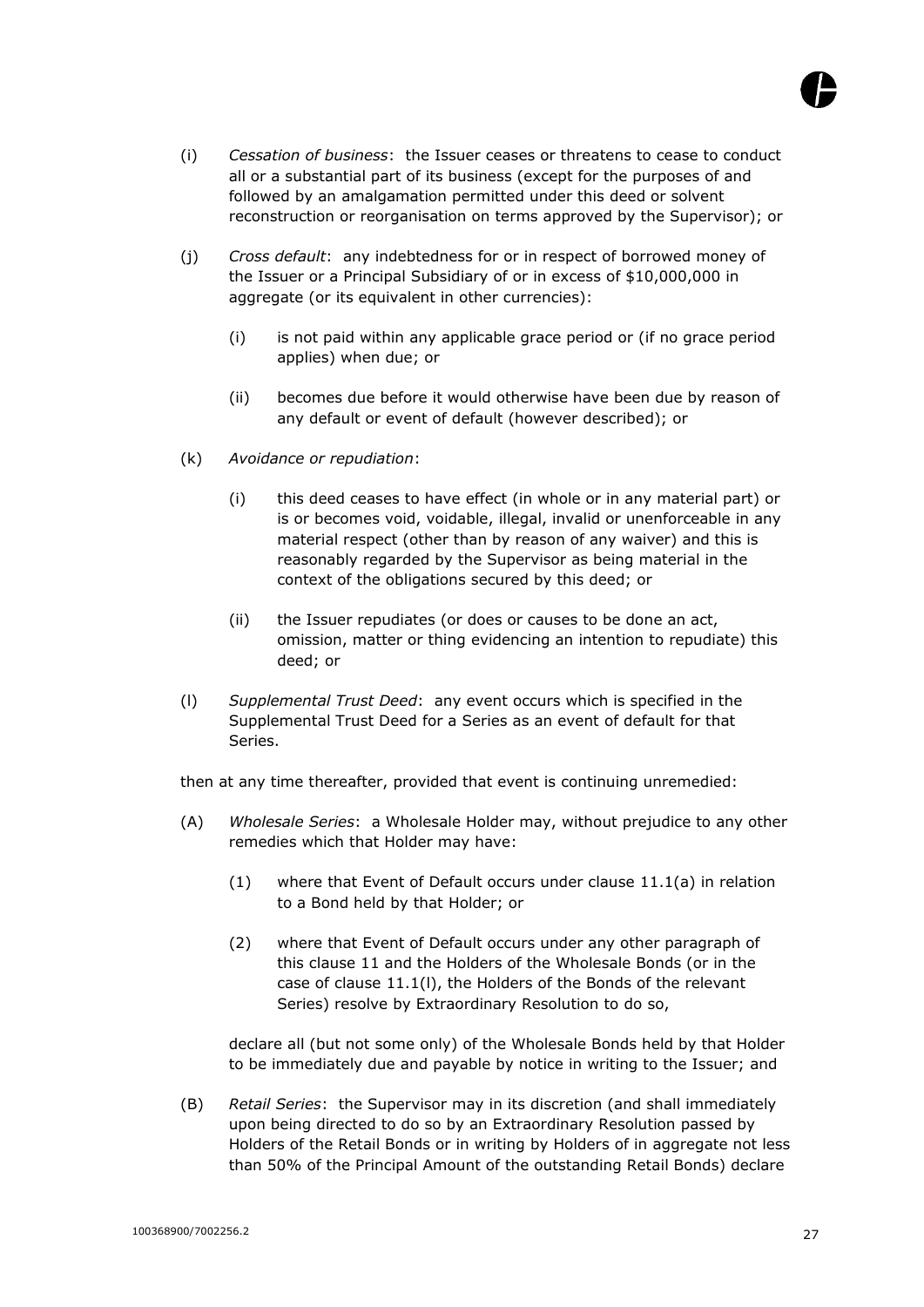(i) *Cessation of business*: the Issuer ceases or threatens to cease to conduct all or a substantial part of its business (except for the purposes of and followed by an amalgamation permitted under this deed or solvent reconstruction or reorganisation on terms approved by the Supervisor); or

(j) *Cross default*: any indebtedness for or in respect of borrowed money of the Issuer or a Principal Subsidiary of or in excess of $10,000,000 in aggregate (or its equivalent in other currencies):

  (i) is not paid within any applicable grace period or (if no grace period applies) when due; or

  (ii) becomes due before it would otherwise have been due by reason of any default or event of default (however described); or

(k) *Avoidance or repudiation*:

  (i) this deed ceases to have effect (in whole or in any material part) or is or becomes void, voidable, illegal, invalid or unenforceable in any material respect (other than by reason of any waiver) and this is reasonably regarded by the Supervisor as being material in the context of the obligations secured by this deed; or

  (ii) the Issuer repudiates (or does or causes to be done an act, omission, matter or thing evidencing an intention to repudiate) this deed; or

(l) *Supplemental Trust Deed*: any event occurs which is specified in the Supplemental Trust Deed for a Series as an event of default for that Series.

then at any time thereafter, provided that event is continuing unremedied:

(A) *Wholesale Series*: a Wholesale Holder may, without prejudice to any other remedies which that Holder may have:

  (1) where that Event of Default occurs under clause 11.1(a) in relation to a Bond held by that Holder; or

  (2) where that Event of Default occurs under any other paragraph of this clause 11 and the Holders of the Wholesale Bonds (or in the case of clause 11.1(l), the Holders of the Bonds of the relevant Series) resolve by Extraordinary Resolution to do so,

  declare all (but not some only) of the Wholesale Bonds held by that Holder to be immediately due and payable by notice in writing to the Issuer; and

(B) *Retail Series*: the Supervisor may in its discretion (and shall immediately upon being directed to do so by an Extraordinary Resolution passed by Holders of the Retail Bonds or in writing by Holders of in aggregate not less than 50% of the Principal Amount of the outstanding Retail Bonds) declare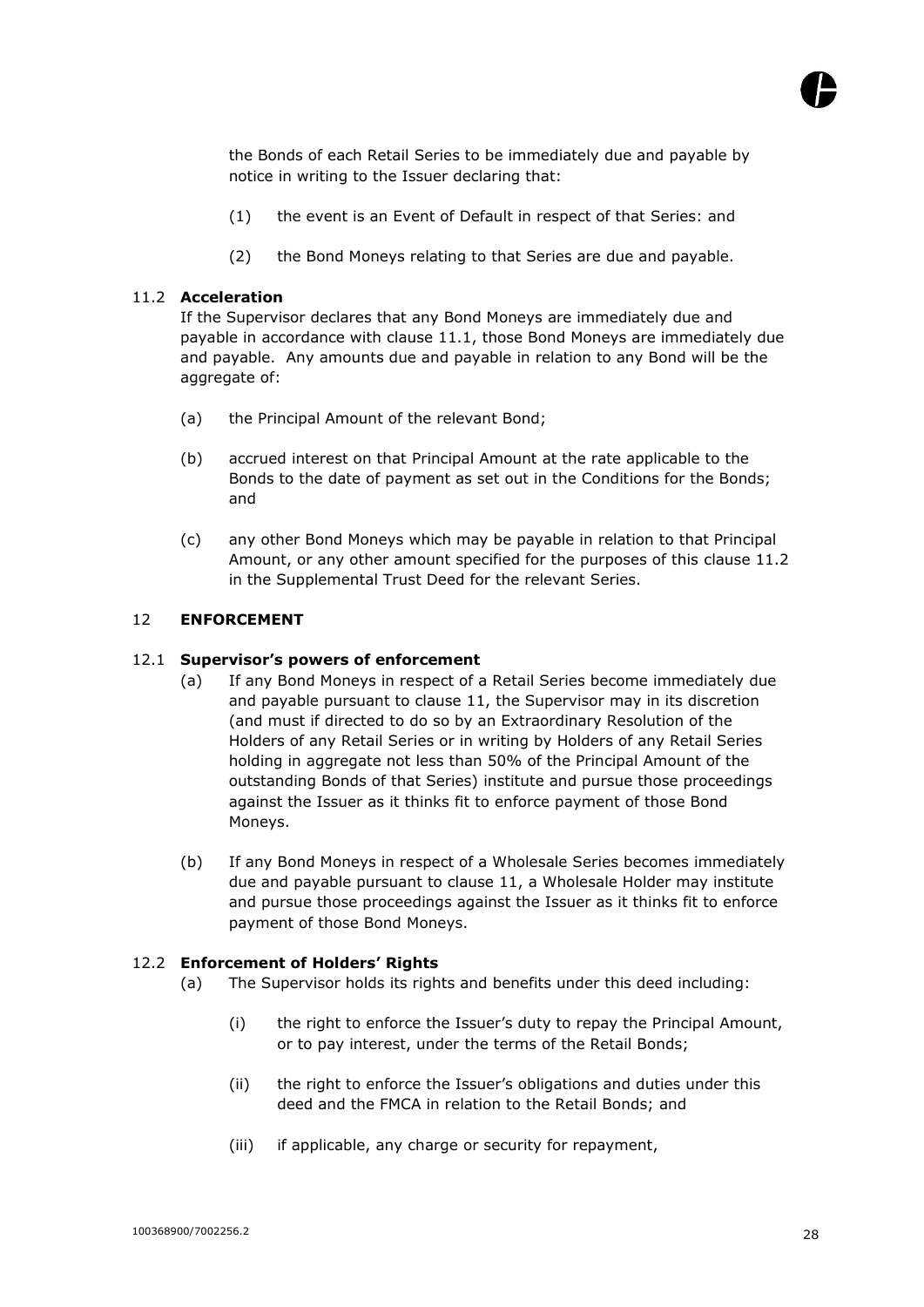the Bonds of each Retail Series to be immediately due and payable by notice in writing to the Issuer declaring that:

(1) the event is an Event of Default in respect of that Series: and

(2) the Bond Moneys relating to that Series are due and payable.

### 11.2 Acceleration

If the Supervisor declares that any Bond Moneys are immediately due and payable in accordance with clause 11.1, those Bond Moneys are immediately due and payable. Any amounts due and payable in relation to any Bond will be the aggregate of:

(a) the Principal Amount of the relevant Bond;

(b) accrued interest on that Principal Amount at the rate applicable to the Bonds to the date of payment as set out in the Conditions for the Bonds; and

(c) any other Bond Moneys which may be payable in relation to that Principal Amount, or any other amount specified for the purposes of this clause 11.2 in the Supplemental Trust Deed for the relevant Series.

## 12 ENFORCEMENT

### 12.1 Supervisor's powers of enforcement

(a) If any Bond Moneys in respect of a Retail Series become immediately due and payable pursuant to clause 11, the Supervisor may in its discretion (and must if directed to do so by an Extraordinary Resolution of the Holders of any Retail Series or in writing by Holders of any Retail Series holding in aggregate not less than 50% of the Principal Amount of the outstanding Bonds of that Series) institute and pursue those proceedings against the Issuer as it thinks fit to enforce payment of those Bond Moneys.

(b) If any Bond Moneys in respect of a Wholesale Series becomes immediately due and payable pursuant to clause 11, a Wholesale Holder may institute and pursue those proceedings against the Issuer as it thinks fit to enforce payment of those Bond Moneys.

### 12.2 Enforcement of Holders' Rights

(a) The Supervisor holds its rights and benefits under this deed including:

(i) the right to enforce the Issuer's duty to repay the Principal Amount, or to pay interest, under the terms of the Retail Bonds;

(ii) the right to enforce the Issuer's obligations and duties under this deed and the FMCA in relation to the Retail Bonds; and

(iii) if applicable, any charge or security for repayment,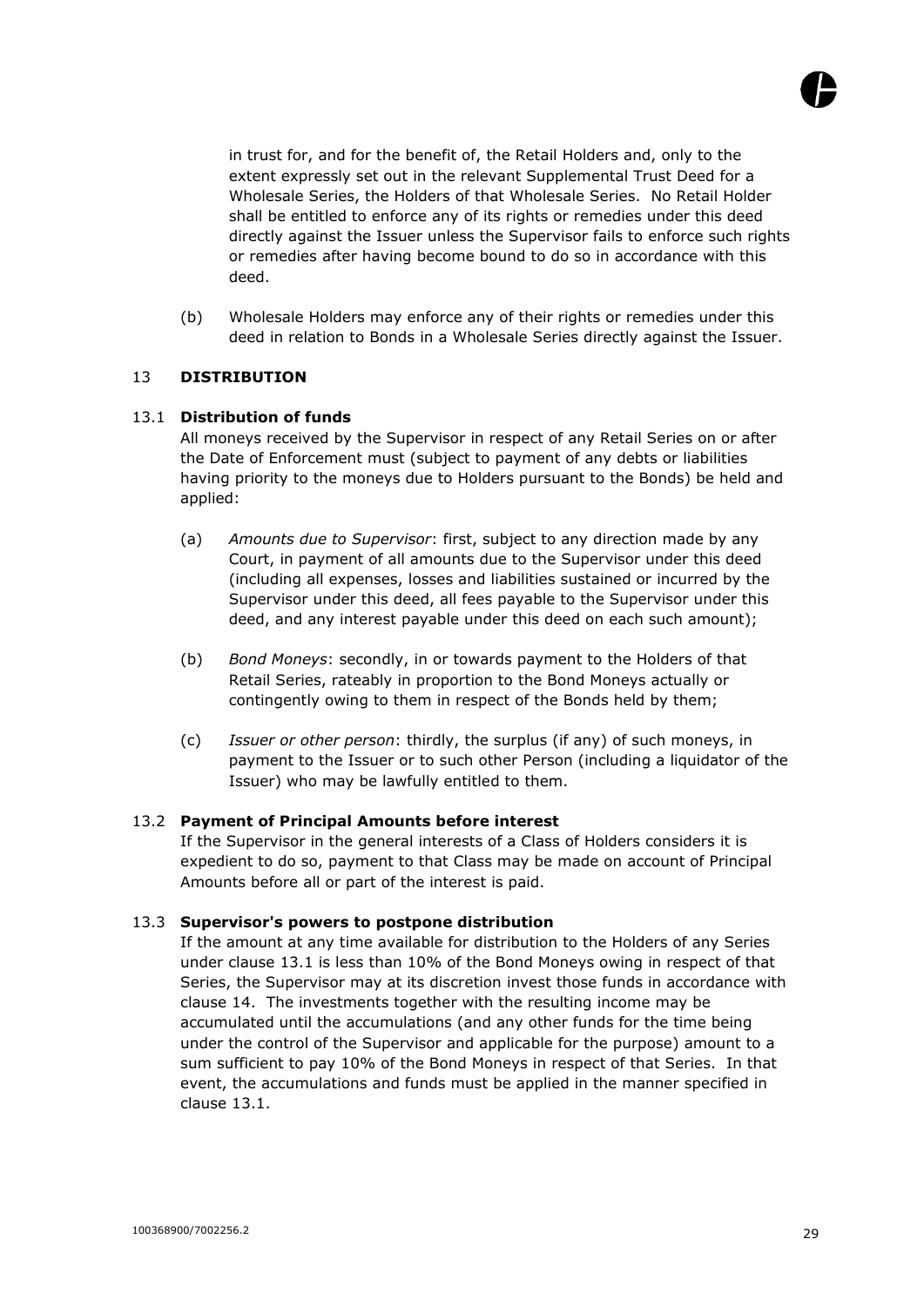in trust for, and for the benefit of, the Retail Holders and, only to the extent expressly set out in the relevant Supplemental Trust Deed for a Wholesale Series, the Holders of that Wholesale Series. No Retail Holder shall be entitled to enforce any of its rights or remedies under this deed directly against the Issuer unless the Supervisor fails to enforce such rights or remedies after having become bound to do so in accordance with this deed.

(b) Wholesale Holders may enforce any of their rights or remedies under this deed in relation to Bonds in a Wholesale Series directly against the Issuer.

## 13 DISTRIBUTION

### 13.1 Distribution of funds

All moneys received by the Supervisor in respect of any Retail Series on or after the Date of Enforcement must (subject to payment of any debts or liabilities having priority to the moneys due to Holders pursuant to the Bonds) be held and applied:

(a) *Amounts due to Supervisor*: first, subject to any direction made by any Court, in payment of all amounts due to the Supervisor under this deed (including all expenses, losses and liabilities sustained or incurred by the Supervisor under this deed, all fees payable to the Supervisor under this deed, and any interest payable under this deed on each such amount);

(b) *Bond Moneys*: secondly, in or towards payment to the Holders of that Retail Series, rateably in proportion to the Bond Moneys actually or contingently owing to them in respect of the Bonds held by them;

(c) *Issuer or other person*: thirdly, the surplus (if any) of such moneys, in payment to the Issuer or to such other Person (including a liquidator of the Issuer) who may be lawfully entitled to them.

### 13.2 Payment of Principal Amounts before interest

If the Supervisor in the general interests of a Class of Holders considers it is expedient to do so, payment to that Class may be made on account of Principal Amounts before all or part of the interest is paid.

### 13.3 Supervisor's powers to postpone distribution

If the amount at any time available for distribution to the Holders of any Series under clause 13.1 is less than 10% of the Bond Moneys owing in respect of that Series, the Supervisor may at its discretion invest those funds in accordance with clause 14. The investments together with the resulting income may be accumulated until the accumulations (and any other funds for the time being under the control of the Supervisor and applicable for the purpose) amount to a sum sufficient to pay 10% of the Bond Moneys in respect of that Series. In that event, the accumulations and funds must be applied in the manner specified in clause 13.1.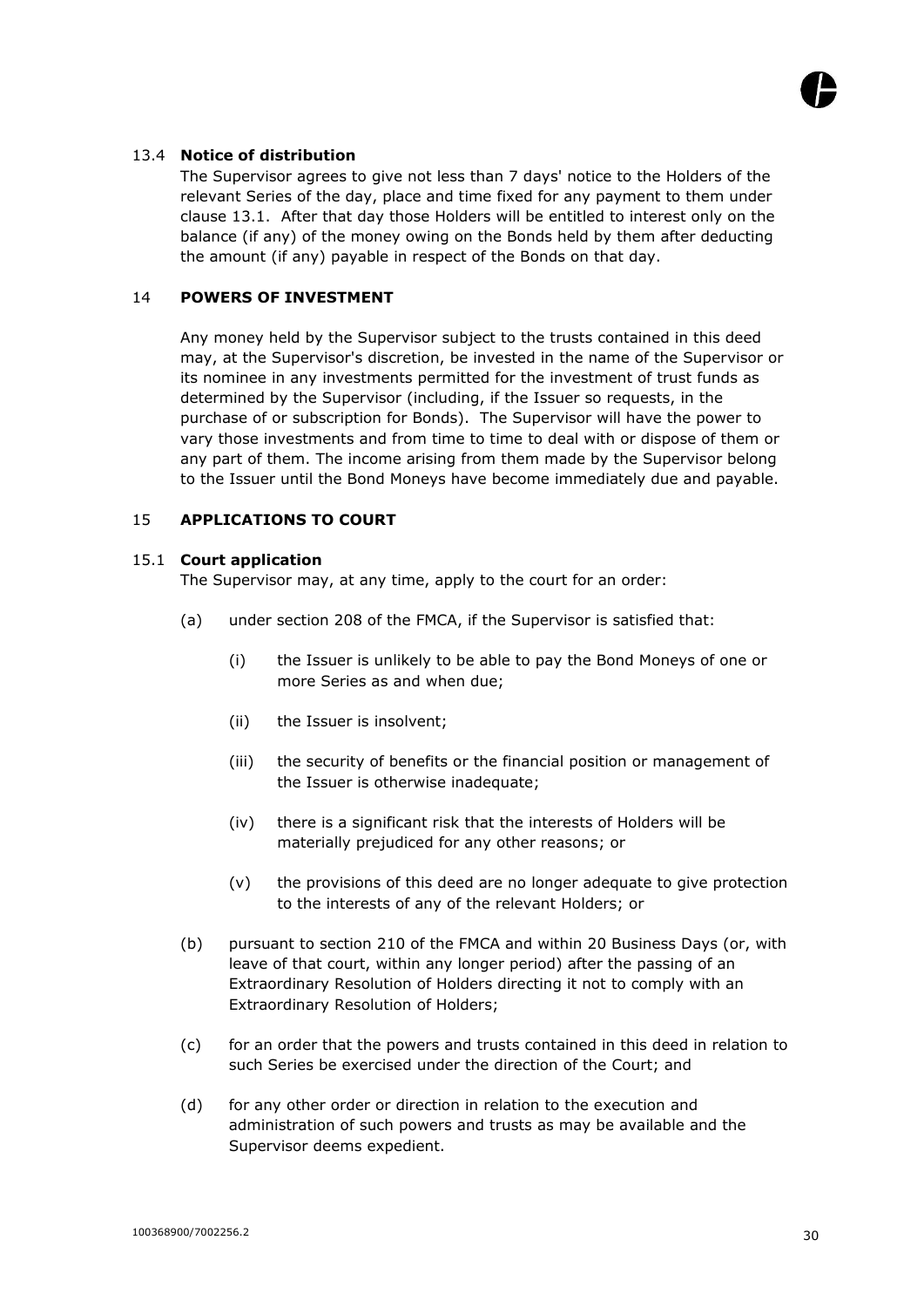### 13.4 **Notice of distribution**

The Supervisor agrees to give not less than 7 days' notice to the Holders of the relevant Series of the day, place and time fixed for any payment to them under clause 13.1. After that day those Holders will be entitled to interest only on the balance (if any) of the money owing on the Bonds held by them after deducting the amount (if any) payable in respect of the Bonds on that day.

## 14 **POWERS OF INVESTMENT**

Any money held by the Supervisor subject to the trusts contained in this deed may, at the Supervisor's discretion, be invested in the name of the Supervisor or its nominee in any investments permitted for the investment of trust funds as determined by the Supervisor (including, if the Issuer so requests, in the purchase of or subscription for Bonds). The Supervisor will have the power to vary those investments and from time to time to deal with or dispose of them or any part of them. The income arising from them made by the Supervisor belong to the Issuer until the Bond Moneys have become immediately due and payable.

## 15 **APPLICATIONS TO COURT**

### 15.1 **Court application**

The Supervisor may, at any time, apply to the court for an order:

(a) under section 208 of the FMCA, if the Supervisor is satisfied that:

  (i) the Issuer is unlikely to be able to pay the Bond Moneys of one or more Series as and when due;

  (ii) the Issuer is insolvent;

  (iii) the security of benefits or the financial position or management of the Issuer is otherwise inadequate;

  (iv) there is a significant risk that the interests of Holders will be materially prejudiced for any other reasons; or

  (v) the provisions of this deed are no longer adequate to give protection to the interests of any of the relevant Holders; or

(b) pursuant to section 210 of the FMCA and within 20 Business Days (or, with leave of that court, within any longer period) after the passing of an Extraordinary Resolution of Holders directing it not to comply with an Extraordinary Resolution of Holders;

(c) for an order that the powers and trusts contained in this deed in relation to such Series be exercised under the direction of the Court; and

(d) for any other order or direction in relation to the execution and administration of such powers and trusts as may be available and the Supervisor deems expedient.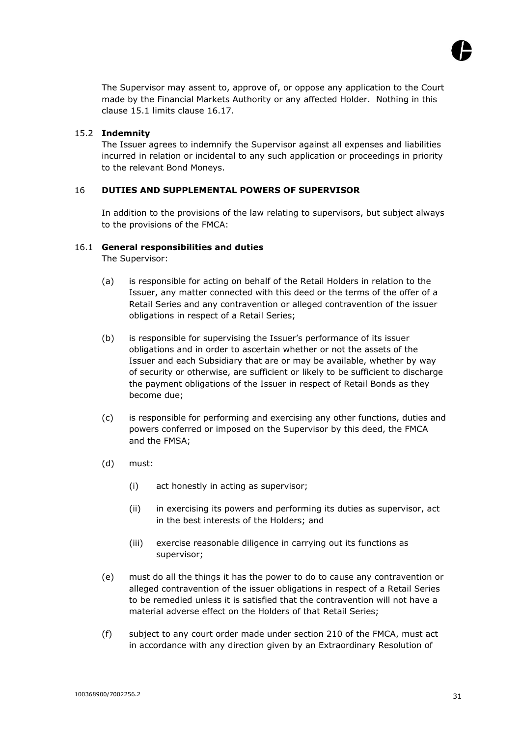The Supervisor may assent to, approve of, or oppose any application to the Court made by the Financial Markets Authority or any affected Holder. Nothing in this clause 15.1 limits clause 16.17.

### 15.2 Indemnity

The Issuer agrees to indemnify the Supervisor against all expenses and liabilities incurred in relation or incidental to any such application or proceedings in priority to the relevant Bond Moneys.

## 16 DUTIES AND SUPPLEMENTAL POWERS OF SUPERVISOR

In addition to the provisions of the law relating to supervisors, but subject always to the provisions of the FMCA:

### 16.1 General responsibilities and duties

The Supervisor:

(a) is responsible for acting on behalf of the Retail Holders in relation to the Issuer, any matter connected with this deed or the terms of the offer of a Retail Series and any contravention or alleged contravention of the issuer obligations in respect of a Retail Series;

(b) is responsible for supervising the Issuer's performance of its issuer obligations and in order to ascertain whether or not the assets of the Issuer and each Subsidiary that are or may be available, whether by way of security or otherwise, are sufficient or likely to be sufficient to discharge the payment obligations of the Issuer in respect of Retail Bonds as they become due;

(c) is responsible for performing and exercising any other functions, duties and powers conferred or imposed on the Supervisor by this deed, the FMCA and the FMSA;

(d) must:

(i) act honestly in acting as supervisor;

(ii) in exercising its powers and performing its duties as supervisor, act in the best interests of the Holders; and

(iii) exercise reasonable diligence in carrying out its functions as supervisor;

(e) must do all the things it has the power to do to cause any contravention or alleged contravention of the issuer obligations in respect of a Retail Series to be remedied unless it is satisfied that the contravention will not have a material adverse effect on the Holders of that Retail Series;

(f) subject to any court order made under section 210 of the FMCA, must act in accordance with any direction given by an Extraordinary Resolution of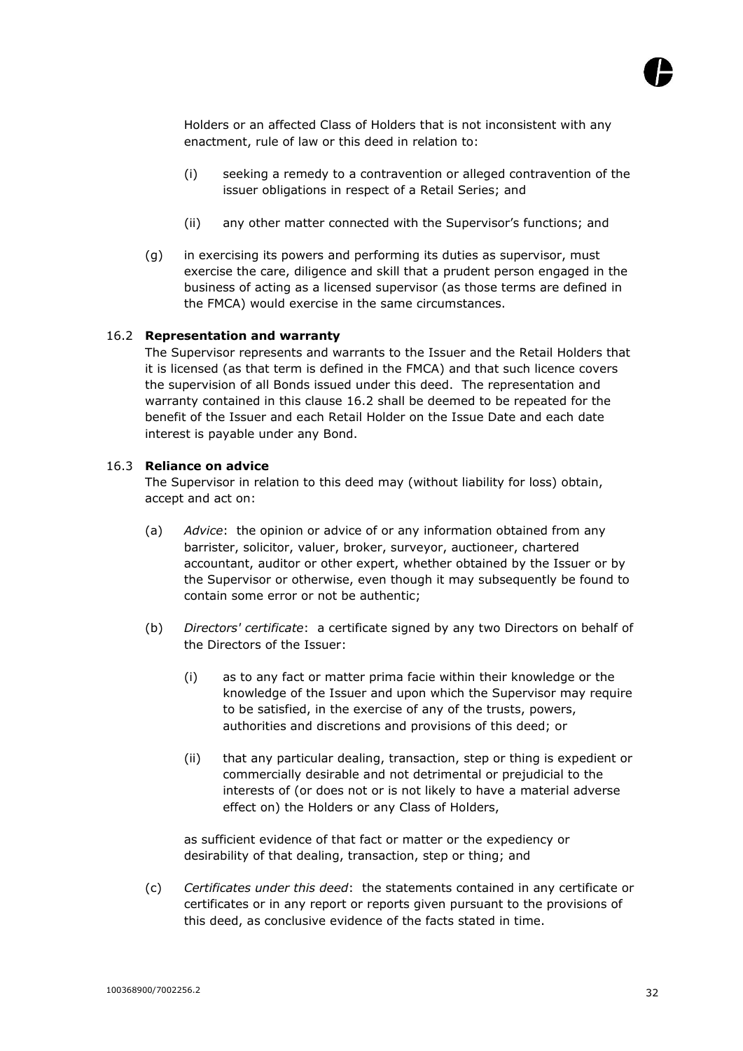Holders or an affected Class of Holders that is not inconsistent with any enactment, rule of law or this deed in relation to:

(i) seeking a remedy to a contravention or alleged contravention of the issuer obligations in respect of a Retail Series; and

(ii) any other matter connected with the Supervisor's functions; and

(g) in exercising its powers and performing its duties as supervisor, must exercise the care, diligence and skill that a prudent person engaged in the business of acting as a licensed supervisor (as those terms are defined in the FMCA) would exercise in the same circumstances.

16.2 **Representation and warranty**

The Supervisor represents and warrants to the Issuer and the Retail Holders that it is licensed (as that term is defined in the FMCA) and that such licence covers the supervision of all Bonds issued under this deed. The representation and warranty contained in this clause 16.2 shall be deemed to be repeated for the benefit of the Issuer and each Retail Holder on the Issue Date and each date interest is payable under any Bond.

16.3 **Reliance on advice**

The Supervisor in relation to this deed may (without liability for loss) obtain, accept and act on:

(a) *Advice*: the opinion or advice of or any information obtained from any barrister, solicitor, valuer, broker, surveyor, auctioneer, chartered accountant, auditor or other expert, whether obtained by the Issuer or by the Supervisor or otherwise, even though it may subsequently be found to contain some error or not be authentic;

(b) *Directors' certificate*: a certificate signed by any two Directors on behalf of the Directors of the Issuer:

(i) as to any fact or matter prima facie within their knowledge or the knowledge of the Issuer and upon which the Supervisor may require to be satisfied, in the exercise of any of the trusts, powers, authorities and discretions and provisions of this deed; or

(ii) that any particular dealing, transaction, step or thing is expedient or commercially desirable and not detrimental or prejudicial to the interests of (or does not or is not likely to have a material adverse effect on) the Holders or any Class of Holders,

as sufficient evidence of that fact or matter or the expediency or desirability of that dealing, transaction, step or thing; and

(c) *Certificates under this deed*: the statements contained in any certificate or certificates or in any report or reports given pursuant to the provisions of this deed, as conclusive evidence of the facts stated in time.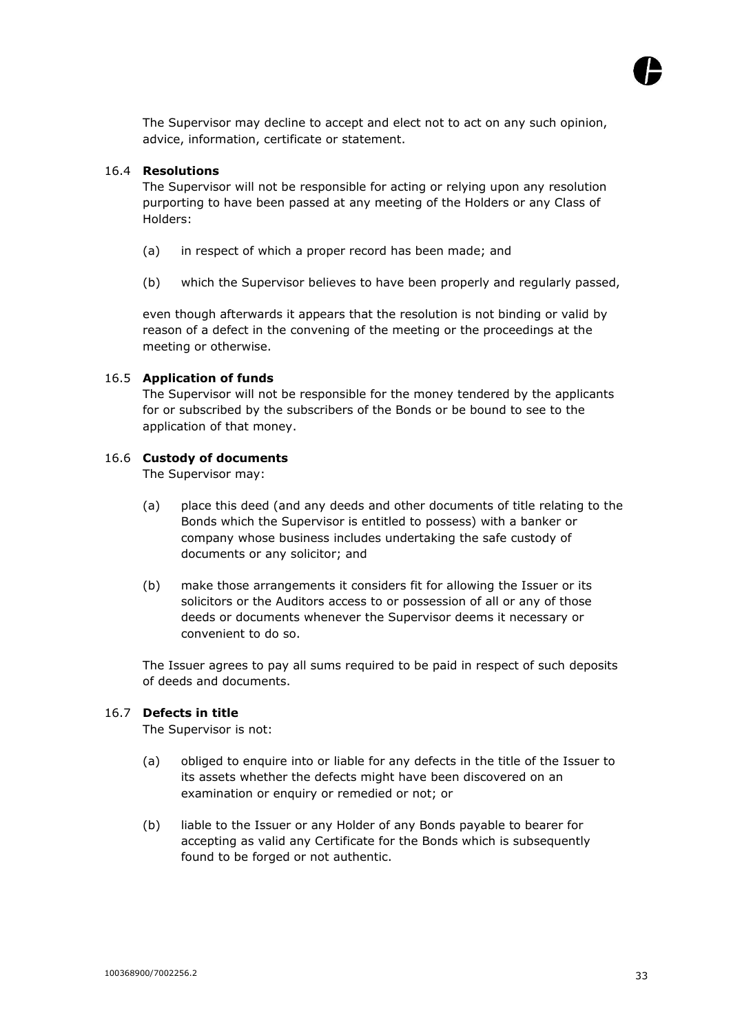The Supervisor may decline to accept and elect not to act on any such opinion, advice, information, certificate or statement.

### 16.4 Resolutions

The Supervisor will not be responsible for acting or relying upon any resolution purporting to have been passed at any meeting of the Holders or any Class of Holders:

(a) in respect of which a proper record has been made; and

(b) which the Supervisor believes to have been properly and regularly passed,

even though afterwards it appears that the resolution is not binding or valid by reason of a defect in the convening of the meeting or the proceedings at the meeting or otherwise.

### 16.5 Application of funds

The Supervisor will not be responsible for the money tendered by the applicants for or subscribed by the subscribers of the Bonds or be bound to see to the application of that money.

### 16.6 Custody of documents

The Supervisor may:

(a) place this deed (and any deeds and other documents of title relating to the Bonds which the Supervisor is entitled to possess) with a banker or company whose business includes undertaking the safe custody of documents or any solicitor; and

(b) make those arrangements it considers fit for allowing the Issuer or its solicitors or the Auditors access to or possession of all or any of those deeds or documents whenever the Supervisor deems it necessary or convenient to do so.

The Issuer agrees to pay all sums required to be paid in respect of such deposits of deeds and documents.

### 16.7 Defects in title

The Supervisor is not:

(a) obliged to enquire into or liable for any defects in the title of the Issuer to its assets whether the defects might have been discovered on an examination or enquiry or remedied or not; or

(b) liable to the Issuer or any Holder of any Bonds payable to bearer for accepting as valid any Certificate for the Bonds which is subsequently found to be forged or not authentic.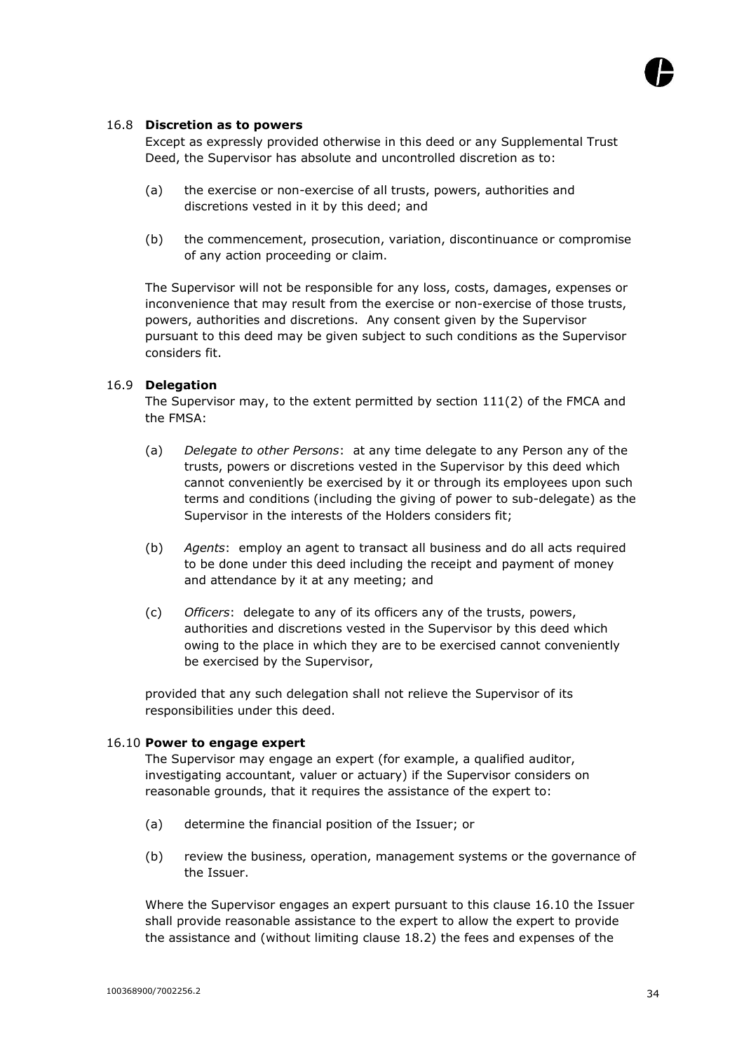### 16.8 **Discretion as to powers**

Except as expressly provided otherwise in this deed or any Supplemental Trust Deed, the Supervisor has absolute and uncontrolled discretion as to:

(a) the exercise or non-exercise of all trusts, powers, authorities and discretions vested in it by this deed; and

(b) the commencement, prosecution, variation, discontinuance or compromise of any action proceeding or claim.

The Supervisor will not be responsible for any loss, costs, damages, expenses or inconvenience that may result from the exercise or non-exercise of those trusts, powers, authorities and discretions. Any consent given by the Supervisor pursuant to this deed may be given subject to such conditions as the Supervisor considers fit.

### 16.9 **Delegation**

The Supervisor may, to the extent permitted by section 111(2) of the FMCA and the FMSA:

(a) *Delegate to other Persons*: at any time delegate to any Person any of the trusts, powers or discretions vested in the Supervisor by this deed which cannot conveniently be exercised by it or through its employees upon such terms and conditions (including the giving of power to sub-delegate) as the Supervisor in the interests of the Holders considers fit;

(b) *Agents*: employ an agent to transact all business and do all acts required to be done under this deed including the receipt and payment of money and attendance by it at any meeting; and

(c) *Officers*: delegate to any of its officers any of the trusts, powers, authorities and discretions vested in the Supervisor by this deed which owing to the place in which they are to be exercised cannot conveniently be exercised by the Supervisor,

provided that any such delegation shall not relieve the Supervisor of its responsibilities under this deed.

### 16.10 **Power to engage expert**

The Supervisor may engage an expert (for example, a qualified auditor, investigating accountant, valuer or actuary) if the Supervisor considers on reasonable grounds, that it requires the assistance of the expert to:

(a) determine the financial position of the Issuer; or

(b) review the business, operation, management systems or the governance of the Issuer.

Where the Supervisor engages an expert pursuant to this clause 16.10 the Issuer shall provide reasonable assistance to the expert to allow the expert to provide the assistance and (without limiting clause 18.2) the fees and expenses of the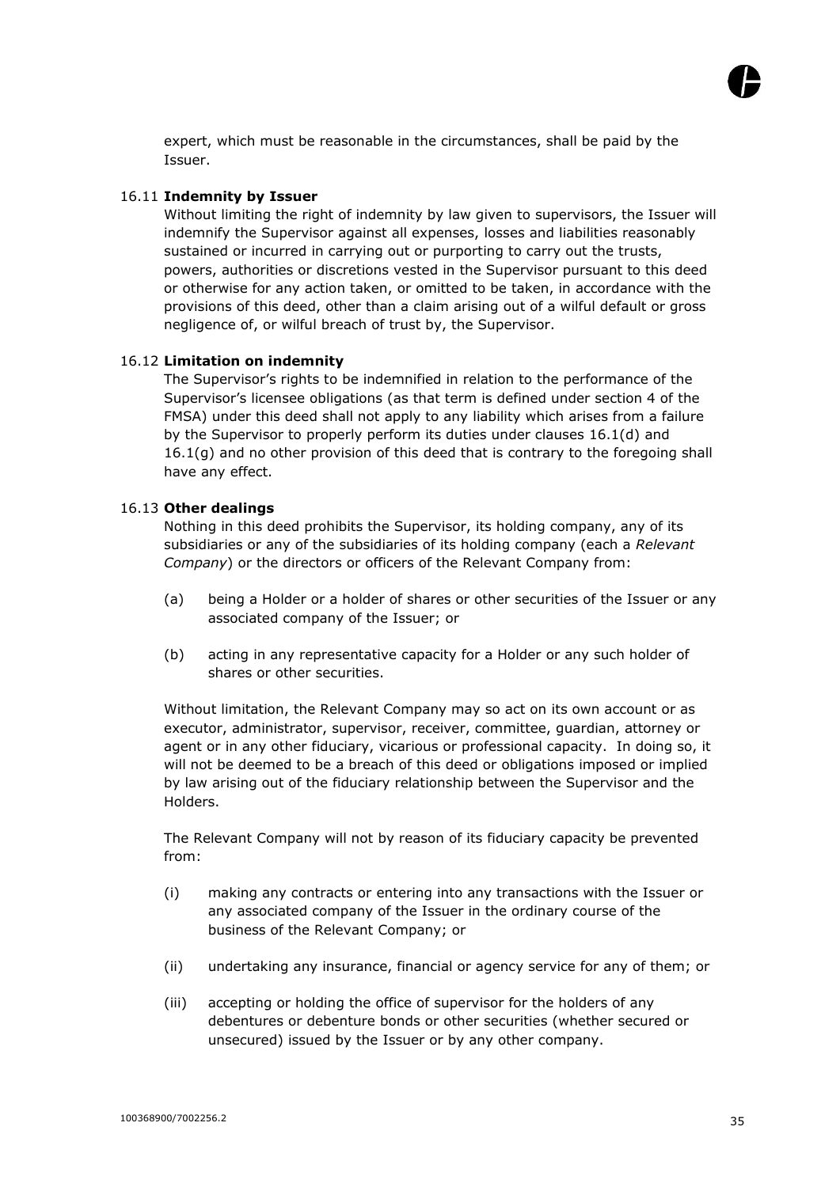expert, which must be reasonable in the circumstances, shall be paid by the Issuer.

16.11 **Indemnity by Issuer**

Without limiting the right of indemnity by law given to supervisors, the Issuer will indemnify the Supervisor against all expenses, losses and liabilities reasonably sustained or incurred in carrying out or purporting to carry out the trusts, powers, authorities or discretions vested in the Supervisor pursuant to this deed or otherwise for any action taken, or omitted to be taken, in accordance with the provisions of this deed, other than a claim arising out of a wilful default or gross negligence of, or wilful breach of trust by, the Supervisor.

16.12 **Limitation on indemnity**

The Supervisor's rights to be indemnified in relation to the performance of the Supervisor's licensee obligations (as that term is defined under section 4 of the FMSA) under this deed shall not apply to any liability which arises from a failure by the Supervisor to properly perform its duties under clauses 16.1(d) and 16.1(g) and no other provision of this deed that is contrary to the foregoing shall have any effect.

16.13 **Other dealings**

Nothing in this deed prohibits the Supervisor, its holding company, any of its subsidiaries or any of the subsidiaries of its holding company (each a *Relevant Company*) or the directors or officers of the Relevant Company from:

(a) being a Holder or a holder of shares or other securities of the Issuer or any associated company of the Issuer; or

(b) acting in any representative capacity for a Holder or any such holder of shares or other securities.

Without limitation, the Relevant Company may so act on its own account or as executor, administrator, supervisor, receiver, committee, guardian, attorney or agent or in any other fiduciary, vicarious or professional capacity. In doing so, it will not be deemed to be a breach of this deed or obligations imposed or implied by law arising out of the fiduciary relationship between the Supervisor and the Holders.

The Relevant Company will not by reason of its fiduciary capacity be prevented from:

(i) making any contracts or entering into any transactions with the Issuer or any associated company of the Issuer in the ordinary course of the business of the Relevant Company; or

(ii) undertaking any insurance, financial or agency service for any of them; or

(iii) accepting or holding the office of supervisor for the holders of any debentures or debenture bonds or other securities (whether secured or unsecured) issued by the Issuer or by any other company.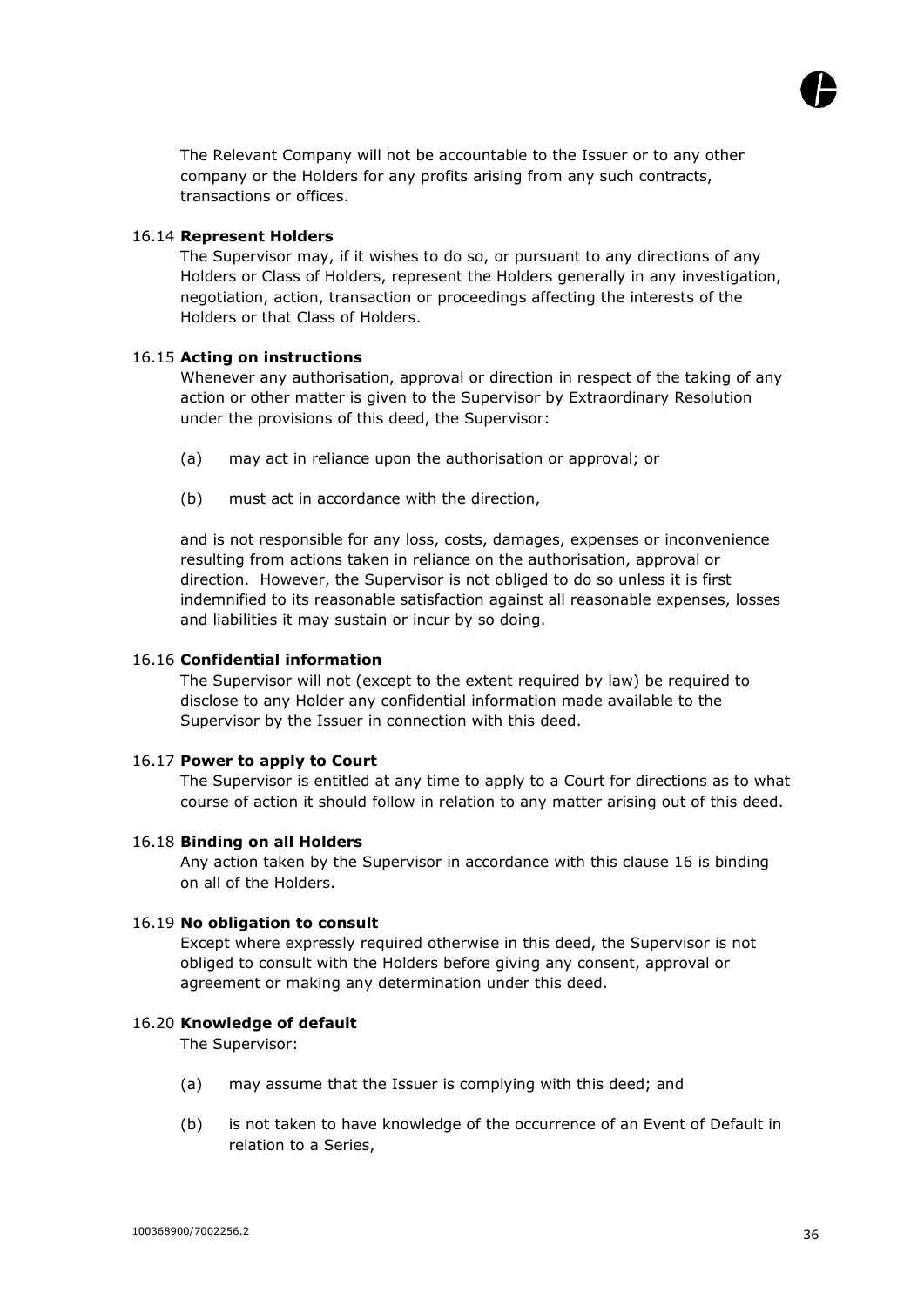The Relevant Company will not be accountable to the Issuer or to any other company or the Holders for any profits arising from any such contracts, transactions or offices.

### 16.14 Represent Holders

The Supervisor may, if it wishes to do so, or pursuant to any directions of any Holders or Class of Holders, represent the Holders generally in any investigation, negotiation, action, transaction or proceedings affecting the interests of the Holders or that Class of Holders.

### 16.15 Acting on instructions

Whenever any authorisation, approval or direction in respect of the taking of any action or other matter is given to the Supervisor by Extraordinary Resolution under the provisions of this deed, the Supervisor:

(a) may act in reliance upon the authorisation or approval; or

(b) must act in accordance with the direction,

and is not responsible for any loss, costs, damages, expenses or inconvenience resulting from actions taken in reliance on the authorisation, approval or direction. However, the Supervisor is not obliged to do so unless it is first indemnified to its reasonable satisfaction against all reasonable expenses, losses and liabilities it may sustain or incur by so doing.

### 16.16 Confidential information

The Supervisor will not (except to the extent required by law) be required to disclose to any Holder any confidential information made available to the Supervisor by the Issuer in connection with this deed.

### 16.17 Power to apply to Court

The Supervisor is entitled at any time to apply to a Court for directions as to what course of action it should follow in relation to any matter arising out of this deed.

### 16.18 Binding on all Holders

Any action taken by the Supervisor in accordance with this clause 16 is binding on all of the Holders.

### 16.19 No obligation to consult

Except where expressly required otherwise in this deed, the Supervisor is not obliged to consult with the Holders before giving any consent, approval or agreement or making any determination under this deed.

### 16.20 Knowledge of default

The Supervisor:

(a) may assume that the Issuer is complying with this deed; and

(b) is not taken to have knowledge of the occurrence of an Event of Default in relation to a Series,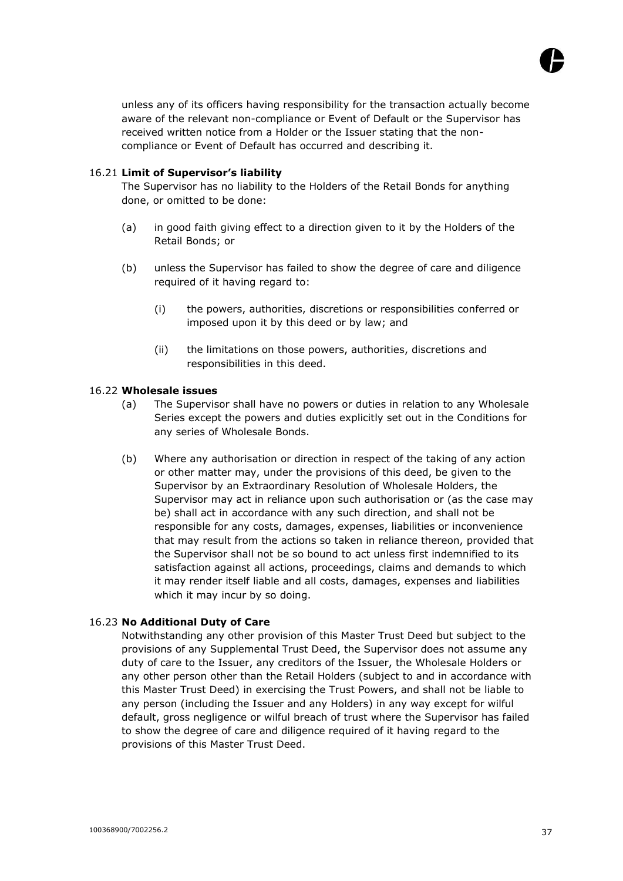unless any of its officers having responsibility for the transaction actually become aware of the relevant non-compliance or Event of Default or the Supervisor has received written notice from a Holder or the Issuer stating that the non-compliance or Event of Default has occurred and describing it.

16.21 **Limit of Supervisor's liability**

The Supervisor has no liability to the Holders of the Retail Bonds for anything done, or omitted to be done:

(a) in good faith giving effect to a direction given to it by the Holders of the Retail Bonds; or

(b) unless the Supervisor has failed to show the degree of care and diligence required of it having regard to:

   (i) the powers, authorities, discretions or responsibilities conferred or imposed upon it by this deed or by law; and

   (ii) the limitations on those powers, authorities, discretions and responsibilities in this deed.

16.22 **Wholesale issues**

(a) The Supervisor shall have no powers or duties in relation to any Wholesale Series except the powers and duties explicitly set out in the Conditions for any series of Wholesale Bonds.

(b) Where any authorisation or direction in respect of the taking of any action or other matter may, under the provisions of this deed, be given to the Supervisor by an Extraordinary Resolution of Wholesale Holders, the Supervisor may act in reliance upon such authorisation or (as the case may be) shall act in accordance with any such direction, and shall not be responsible for any costs, damages, expenses, liabilities or inconvenience that may result from the actions so taken in reliance thereon, provided that the Supervisor shall not be so bound to act unless first indemnified to its satisfaction against all actions, proceedings, claims and demands to which it may render itself liable and all costs, damages, expenses and liabilities which it may incur by so doing.

16.23 **No Additional Duty of Care**

Notwithstanding any other provision of this Master Trust Deed but subject to the provisions of any Supplemental Trust Deed, the Supervisor does not assume any duty of care to the Issuer, any creditors of the Issuer, the Wholesale Holders or any other person other than the Retail Holders (subject to and in accordance with this Master Trust Deed) in exercising the Trust Powers, and shall not be liable to any person (including the Issuer and any Holders) in any way except for wilful default, gross negligence or wilful breach of trust where the Supervisor has failed to show the degree of care and diligence required of it having regard to the provisions of this Master Trust Deed.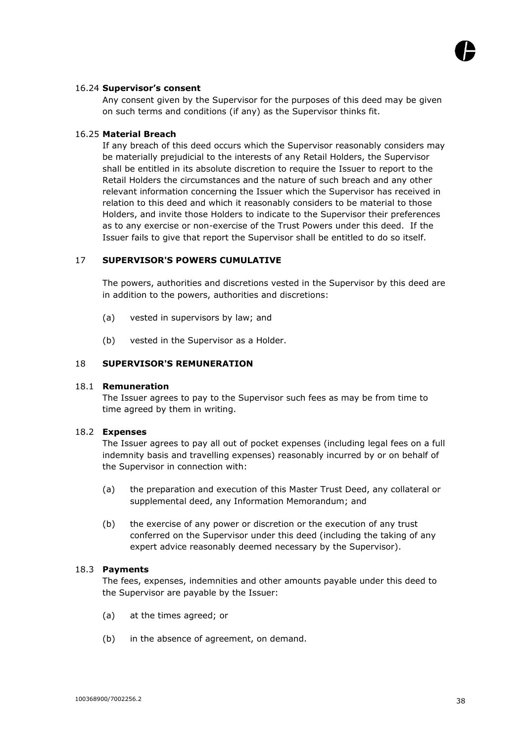**16.24 Supervisor's consent**

Any consent given by the Supervisor for the purposes of this deed may be given on such terms and conditions (if any) as the Supervisor thinks fit.

**16.25 Material Breach**

If any breach of this deed occurs which the Supervisor reasonably considers may be materially prejudicial to the interests of any Retail Holders, the Supervisor shall be entitled in its absolute discretion to require the Issuer to report to the Retail Holders the circumstances and the nature of such breach and any other relevant information concerning the Issuer which the Supervisor has received in relation to this deed and which it reasonably considers to be material to those Holders, and invite those Holders to indicate to the Supervisor their preferences as to any exercise or non-exercise of the Trust Powers under this deed. If the Issuer fails to give that report the Supervisor shall be entitled to do so itself.

## 17 SUPERVISOR'S POWERS CUMULATIVE

The powers, authorities and discretions vested in the Supervisor by this deed are in addition to the powers, authorities and discretions:

(a) vested in supervisors by law; and

(b) vested in the Supervisor as a Holder.

## 18 SUPERVISOR'S REMUNERATION

**18.1 Remuneration**

The Issuer agrees to pay to the Supervisor such fees as may be from time to time agreed by them in writing.

**18.2 Expenses**

The Issuer agrees to pay all out of pocket expenses (including legal fees on a full indemnity basis and travelling expenses) reasonably incurred by or on behalf of the Supervisor in connection with:

(a) the preparation and execution of this Master Trust Deed, any collateral or supplemental deed, any Information Memorandum; and

(b) the exercise of any power or discretion or the execution of any trust conferred on the Supervisor under this deed (including the taking of any expert advice reasonably deemed necessary by the Supervisor).

**18.3 Payments**

The fees, expenses, indemnities and other amounts payable under this deed to the Supervisor are payable by the Issuer:

(a) at the times agreed; or

(b) in the absence of agreement, on demand.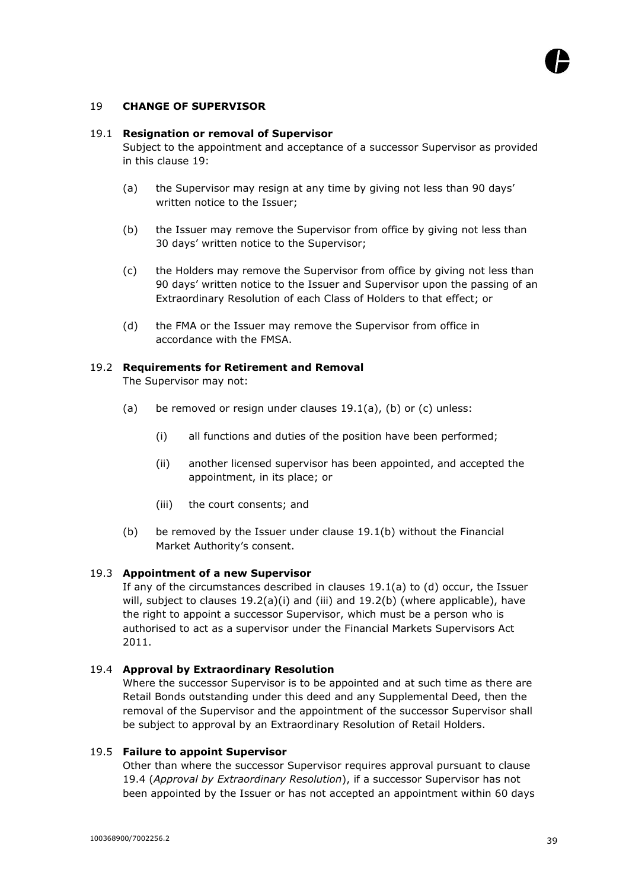## 19 CHANGE OF SUPERVISOR

### 19.1 Resignation or removal of Supervisor

Subject to the appointment and acceptance of a successor Supervisor as provided in this clause 19:

(a) the Supervisor may resign at any time by giving not less than 90 days' written notice to the Issuer;

(b) the Issuer may remove the Supervisor from office by giving not less than 30 days' written notice to the Supervisor;

(c) the Holders may remove the Supervisor from office by giving not less than 90 days' written notice to the Issuer and Supervisor upon the passing of an Extraordinary Resolution of each Class of Holders to that effect; or

(d) the FMA or the Issuer may remove the Supervisor from office in accordance with the FMSA.

### 19.2 Requirements for Retirement and Removal

The Supervisor may not:

(a) be removed or resign under clauses 19.1(a), (b) or (c) unless:

(i) all functions and duties of the position have been performed;

(ii) another licensed supervisor has been appointed, and accepted the appointment, in its place; or

(iii) the court consents; and

(b) be removed by the Issuer under clause 19.1(b) without the Financial Market Authority's consent.

### 19.3 Appointment of a new Supervisor

If any of the circumstances described in clauses 19.1(a) to (d) occur, the Issuer will, subject to clauses 19.2(a)(i) and (iii) and 19.2(b) (where applicable), have the right to appoint a successor Supervisor, which must be a person who is authorised to act as a supervisor under the Financial Markets Supervisors Act 2011.

### 19.4 Approval by Extraordinary Resolution

Where the successor Supervisor is to be appointed and at such time as there are Retail Bonds outstanding under this deed and any Supplemental Deed, then the removal of the Supervisor and the appointment of the successor Supervisor shall be subject to approval by an Extraordinary Resolution of Retail Holders.

### 19.5 Failure to appoint Supervisor

Other than where the successor Supervisor requires approval pursuant to clause 19.4 (*Approval by Extraordinary Resolution*), if a successor Supervisor has not been appointed by the Issuer or has not accepted an appointment within 60 days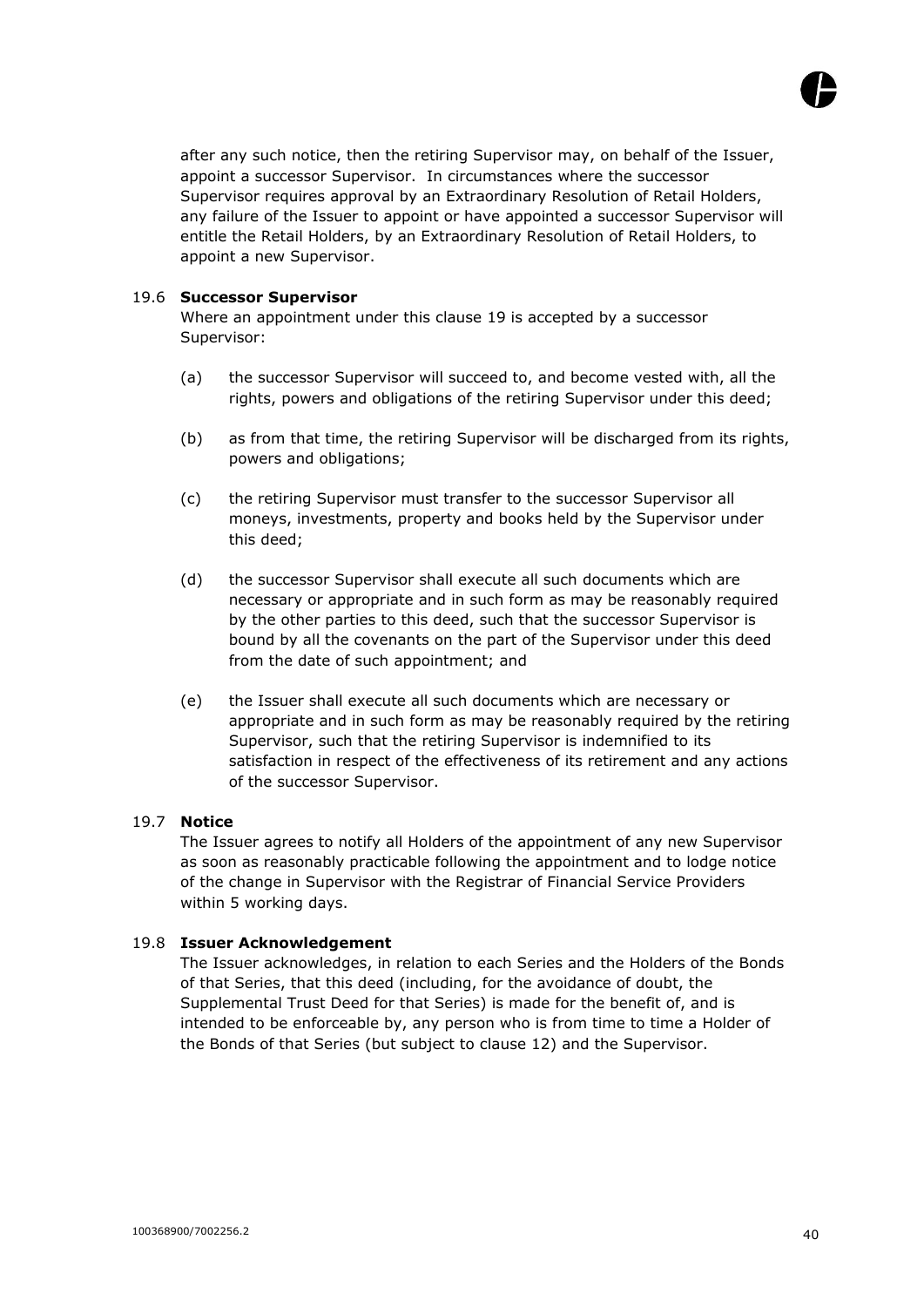after any such notice, then the retiring Supervisor may, on behalf of the Issuer, appoint a successor Supervisor. In circumstances where the successor Supervisor requires approval by an Extraordinary Resolution of Retail Holders, any failure of the Issuer to appoint or have appointed a successor Supervisor will entitle the Retail Holders, by an Extraordinary Resolution of Retail Holders, to appoint a new Supervisor.

### 19.6 **Successor Supervisor**

Where an appointment under this clause 19 is accepted by a successor Supervisor:

(a) the successor Supervisor will succeed to, and become vested with, all the rights, powers and obligations of the retiring Supervisor under this deed;

(b) as from that time, the retiring Supervisor will be discharged from its rights, powers and obligations;

(c) the retiring Supervisor must transfer to the successor Supervisor all moneys, investments, property and books held by the Supervisor under this deed;

(d) the successor Supervisor shall execute all such documents which are necessary or appropriate and in such form as may be reasonably required by the other parties to this deed, such that the successor Supervisor is bound by all the covenants on the part of the Supervisor under this deed from the date of such appointment; and

(e) the Issuer shall execute all such documents which are necessary or appropriate and in such form as may be reasonably required by the retiring Supervisor, such that the retiring Supervisor is indemnified to its satisfaction in respect of the effectiveness of its retirement and any actions of the successor Supervisor.

### 19.7 **Notice**

The Issuer agrees to notify all Holders of the appointment of any new Supervisor as soon as reasonably practicable following the appointment and to lodge notice of the change in Supervisor with the Registrar of Financial Service Providers within 5 working days.

### 19.8 **Issuer Acknowledgement**

The Issuer acknowledges, in relation to each Series and the Holders of the Bonds of that Series, that this deed (including, for the avoidance of doubt, the Supplemental Trust Deed for that Series) is made for the benefit of, and is intended to be enforceable by, any person who is from time to time a Holder of the Bonds of that Series (but subject to clause 12) and the Supervisor.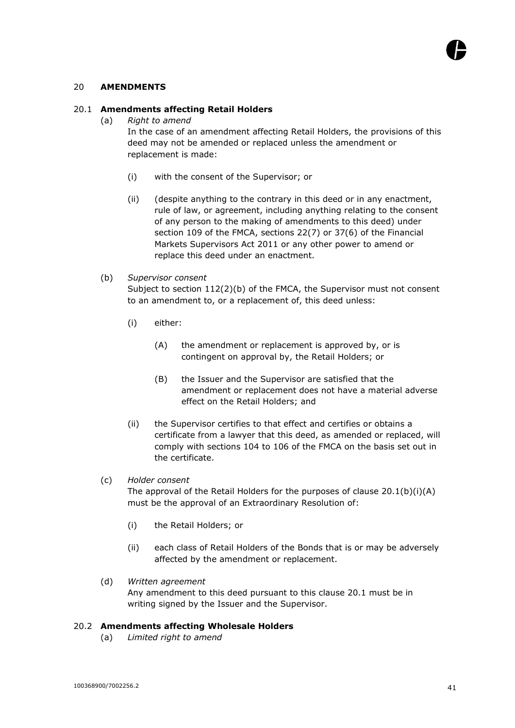## 20 AMENDMENTS

### 20.1 Amendments affecting Retail Holders

(a) *Right to amend*

In the case of an amendment affecting Retail Holders, the provisions of this deed may not be amended or replaced unless the amendment or replacement is made:

(i) with the consent of the Supervisor; or

(ii) (despite anything to the contrary in this deed or in any enactment, rule of law, or agreement, including anything relating to the consent of any person to the making of amendments to this deed) under section 109 of the FMCA, sections 22(7) or 37(6) of the Financial Markets Supervisors Act 2011 or any other power to amend or replace this deed under an enactment.

(b) *Supervisor consent*

Subject to section 112(2)(b) of the FMCA, the Supervisor must not consent to an amendment to, or a replacement of, this deed unless:

(i) either:

(A) the amendment or replacement is approved by, or is contingent on approval by, the Retail Holders; or

(B) the Issuer and the Supervisor are satisfied that the amendment or replacement does not have a material adverse effect on the Retail Holders; and

(ii) the Supervisor certifies to that effect and certifies or obtains a certificate from a lawyer that this deed, as amended or replaced, will comply with sections 104 to 106 of the FMCA on the basis set out in the certificate.

(c) *Holder consent*

The approval of the Retail Holders for the purposes of clause 20.1(b)(i)(A) must be the approval of an Extraordinary Resolution of:

(i) the Retail Holders; or

(ii) each class of Retail Holders of the Bonds that is or may be adversely affected by the amendment or replacement.

(d) *Written agreement*

Any amendment to this deed pursuant to this clause 20.1 must be in writing signed by the Issuer and the Supervisor.

### 20.2 Amendments affecting Wholesale Holders

(a) *Limited right to amend*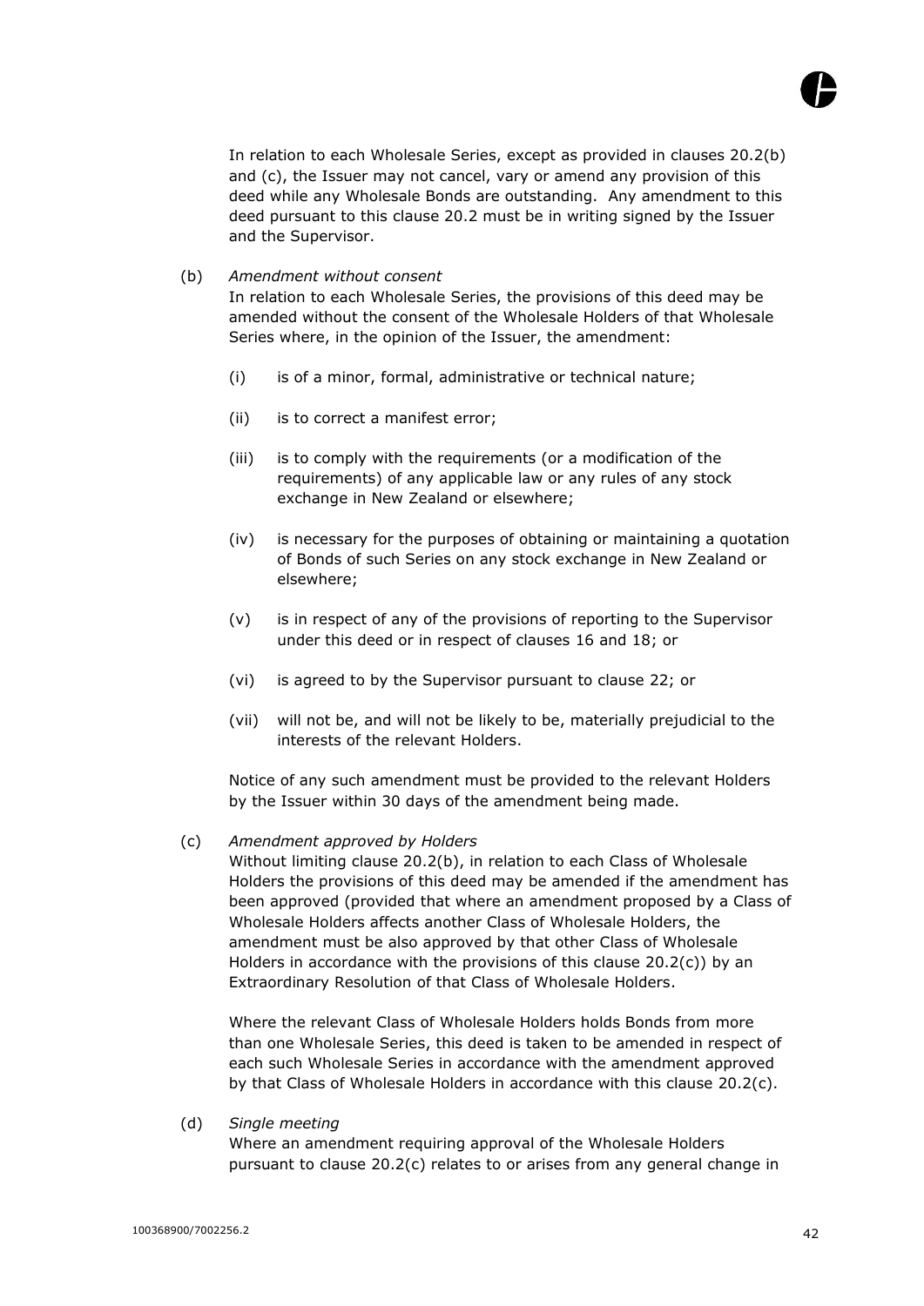In relation to each Wholesale Series, except as provided in clauses 20.2(b) and (c), the Issuer may not cancel, vary or amend any provision of this deed while any Wholesale Bonds are outstanding. Any amendment to this deed pursuant to this clause 20.2 must be in writing signed by the Issuer and the Supervisor.

(b) *Amendment without consent*

In relation to each Wholesale Series, the provisions of this deed may be amended without the consent of the Wholesale Holders of that Wholesale Series where, in the opinion of the Issuer, the amendment:

(i) is of a minor, formal, administrative or technical nature;

(ii) is to correct a manifest error;

(iii) is to comply with the requirements (or a modification of the requirements) of any applicable law or any rules of any stock exchange in New Zealand or elsewhere;

(iv) is necessary for the purposes of obtaining or maintaining a quotation of Bonds of such Series on any stock exchange in New Zealand or elsewhere;

(v) is in respect of any of the provisions of reporting to the Supervisor under this deed or in respect of clauses 16 and 18; or

(vi) is agreed to by the Supervisor pursuant to clause 22; or

(vii) will not be, and will not be likely to be, materially prejudicial to the interests of the relevant Holders.

Notice of any such amendment must be provided to the relevant Holders by the Issuer within 30 days of the amendment being made.

(c) *Amendment approved by Holders*

Without limiting clause 20.2(b), in relation to each Class of Wholesale Holders the provisions of this deed may be amended if the amendment has been approved (provided that where an amendment proposed by a Class of Wholesale Holders affects another Class of Wholesale Holders, the amendment must be also approved by that other Class of Wholesale Holders in accordance with the provisions of this clause 20.2(c)) by an Extraordinary Resolution of that Class of Wholesale Holders.

Where the relevant Class of Wholesale Holders holds Bonds from more than one Wholesale Series, this deed is taken to be amended in respect of each such Wholesale Series in accordance with the amendment approved by that Class of Wholesale Holders in accordance with this clause 20.2(c).

(d) *Single meeting*

Where an amendment requiring approval of the Wholesale Holders pursuant to clause 20.2(c) relates to or arises from any general change in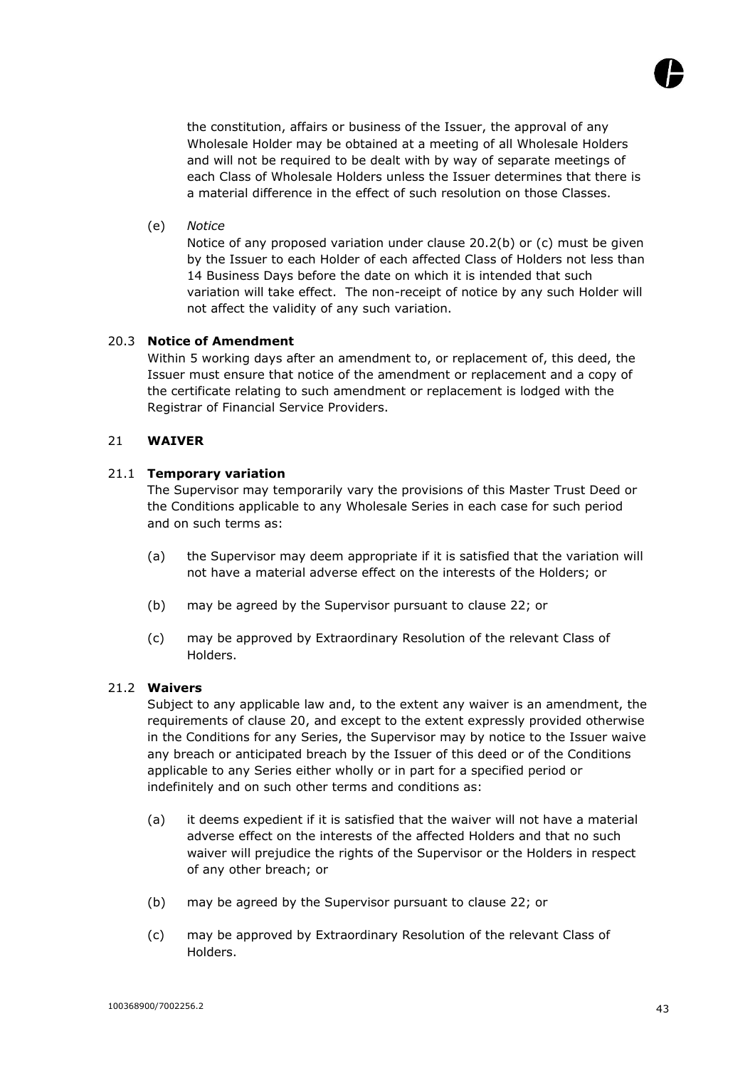the constitution, affairs or business of the Issuer, the approval of any Wholesale Holder may be obtained at a meeting of all Wholesale Holders and will not be required to be dealt with by way of separate meetings of each Class of Wholesale Holders unless the Issuer determines that there is a material difference in the effect of such resolution on those Classes.

(e) *Notice*

Notice of any proposed variation under clause 20.2(b) or (c) must be given by the Issuer to each Holder of each affected Class of Holders not less than 14 Business Days before the date on which it is intended that such variation will take effect. The non-receipt of notice by any such Holder will not affect the validity of any such variation.

20.3 **Notice of Amendment**

Within 5 working days after an amendment to, or replacement of, this deed, the Issuer must ensure that notice of the amendment or replacement and a copy of the certificate relating to such amendment or replacement is lodged with the Registrar of Financial Service Providers.

## 21 WAIVER

21.1 **Temporary variation**

The Supervisor may temporarily vary the provisions of this Master Trust Deed or the Conditions applicable to any Wholesale Series in each case for such period and on such terms as:

(a) the Supervisor may deem appropriate if it is satisfied that the variation will not have a material adverse effect on the interests of the Holders; or

(b) may be agreed by the Supervisor pursuant to clause 22; or

(c) may be approved by Extraordinary Resolution of the relevant Class of Holders.

21.2 **Waivers**

Subject to any applicable law and, to the extent any waiver is an amendment, the requirements of clause 20, and except to the extent expressly provided otherwise in the Conditions for any Series, the Supervisor may by notice to the Issuer waive any breach or anticipated breach by the Issuer of this deed or of the Conditions applicable to any Series either wholly or in part for a specified period or indefinitely and on such other terms and conditions as:

(a) it deems expedient if it is satisfied that the waiver will not have a material adverse effect on the interests of the affected Holders and that no such waiver will prejudice the rights of the Supervisor or the Holders in respect of any other breach; or

(b) may be agreed by the Supervisor pursuant to clause 22; or

(c) may be approved by Extraordinary Resolution of the relevant Class of Holders.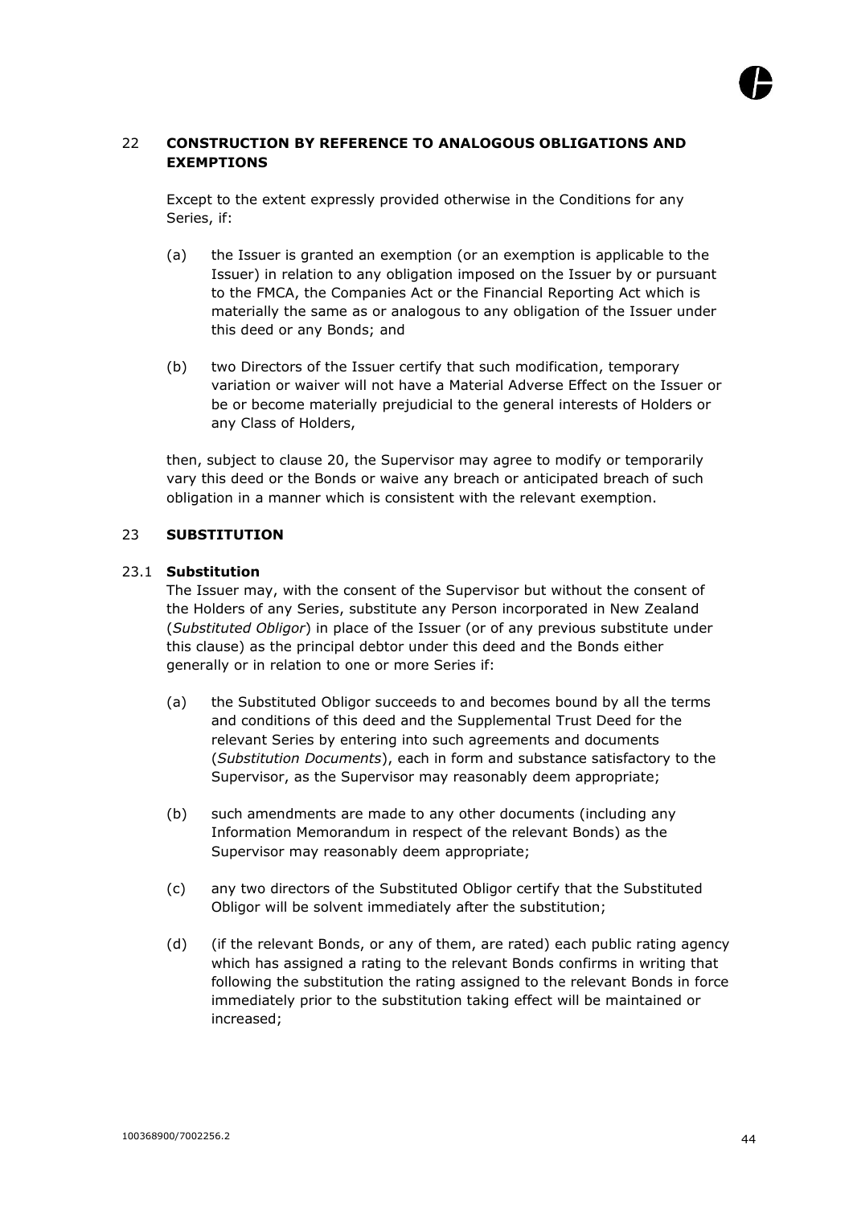## 22 CONSTRUCTION BY REFERENCE TO ANALOGOUS OBLIGATIONS AND EXEMPTIONS

Except to the extent expressly provided otherwise in the Conditions for any Series, if:

(a) the Issuer is granted an exemption (or an exemption is applicable to the Issuer) in relation to any obligation imposed on the Issuer by or pursuant to the FMCA, the Companies Act or the Financial Reporting Act which is materially the same as or analogous to any obligation of the Issuer under this deed or any Bonds; and

(b) two Directors of the Issuer certify that such modification, temporary variation or waiver will not have a Material Adverse Effect on the Issuer or be or become materially prejudicial to the general interests of Holders or any Class of Holders,

then, subject to clause 20, the Supervisor may agree to modify or temporarily vary this deed or the Bonds or waive any breach or anticipated breach of such obligation in a manner which is consistent with the relevant exemption.

## 23 SUBSTITUTION

### 23.1 Substitution

The Issuer may, with the consent of the Supervisor but without the consent of the Holders of any Series, substitute any Person incorporated in New Zealand (*Substituted Obligor*) in place of the Issuer (or of any previous substitute under this clause) as the principal debtor under this deed and the Bonds either generally or in relation to one or more Series if:

(a) the Substituted Obligor succeeds to and becomes bound by all the terms and conditions of this deed and the Supplemental Trust Deed for the relevant Series by entering into such agreements and documents (*Substitution Documents*), each in form and substance satisfactory to the Supervisor, as the Supervisor may reasonably deem appropriate;

(b) such amendments are made to any other documents (including any Information Memorandum in respect of the relevant Bonds) as the Supervisor may reasonably deem appropriate;

(c) any two directors of the Substituted Obligor certify that the Substituted Obligor will be solvent immediately after the substitution;

(d) (if the relevant Bonds, or any of them, are rated) each public rating agency which has assigned a rating to the relevant Bonds confirms in writing that following the substitution the rating assigned to the relevant Bonds in force immediately prior to the substitution taking effect will be maintained or increased;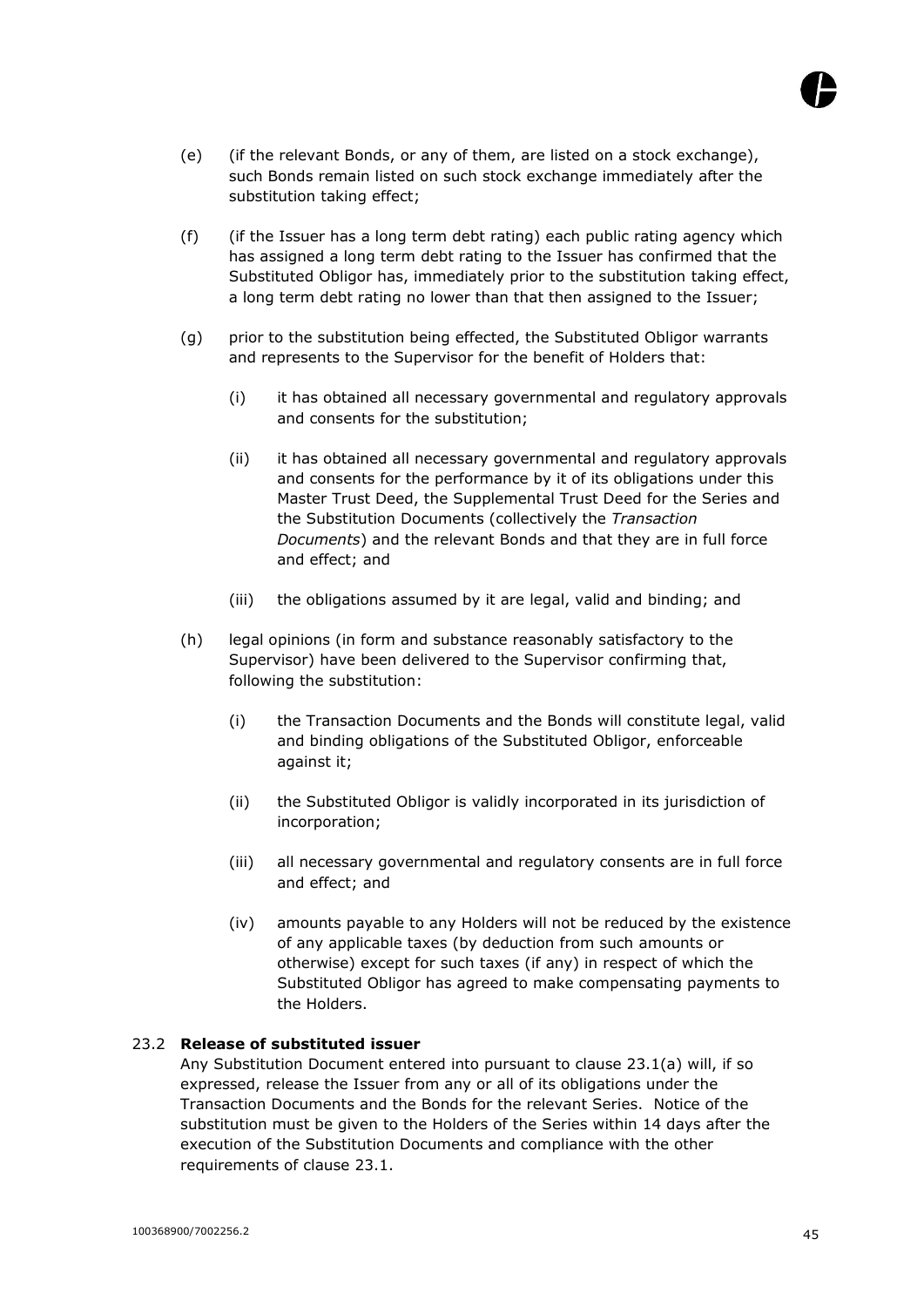(e) (if the relevant Bonds, or any of them, are listed on a stock exchange), such Bonds remain listed on such stock exchange immediately after the substitution taking effect;

(f) (if the Issuer has a long term debt rating) each public rating agency which has assigned a long term debt rating to the Issuer has confirmed that the Substituted Obligor has, immediately prior to the substitution taking effect, a long term debt rating no lower than that then assigned to the Issuer;

(g) prior to the substitution being effected, the Substituted Obligor warrants and represents to the Supervisor for the benefit of Holders that:

  (i) it has obtained all necessary governmental and regulatory approvals and consents for the substitution;

  (ii) it has obtained all necessary governmental and regulatory approvals and consents for the performance by it of its obligations under this Master Trust Deed, the Supplemental Trust Deed for the Series and the Substitution Documents (collectively the *Transaction Documents*) and the relevant Bonds and that they are in full force and effect; and

  (iii) the obligations assumed by it are legal, valid and binding; and

(h) legal opinions (in form and substance reasonably satisfactory to the Supervisor) have been delivered to the Supervisor confirming that, following the substitution:

  (i) the Transaction Documents and the Bonds will constitute legal, valid and binding obligations of the Substituted Obligor, enforceable against it;

  (ii) the Substituted Obligor is validly incorporated in its jurisdiction of incorporation;

  (iii) all necessary governmental and regulatory consents are in full force and effect; and

  (iv) amounts payable to any Holders will not be reduced by the existence of any applicable taxes (by deduction from such amounts or otherwise) except for such taxes (if any) in respect of which the Substituted Obligor has agreed to make compensating payments to the Holders.

### 23.2 Release of substituted issuer

Any Substitution Document entered into pursuant to clause 23.1(a) will, if so expressed, release the Issuer from any or all of its obligations under the Transaction Documents and the Bonds for the relevant Series. Notice of the substitution must be given to the Holders of the Series within 14 days after the execution of the Substitution Documents and compliance with the other requirements of clause 23.1.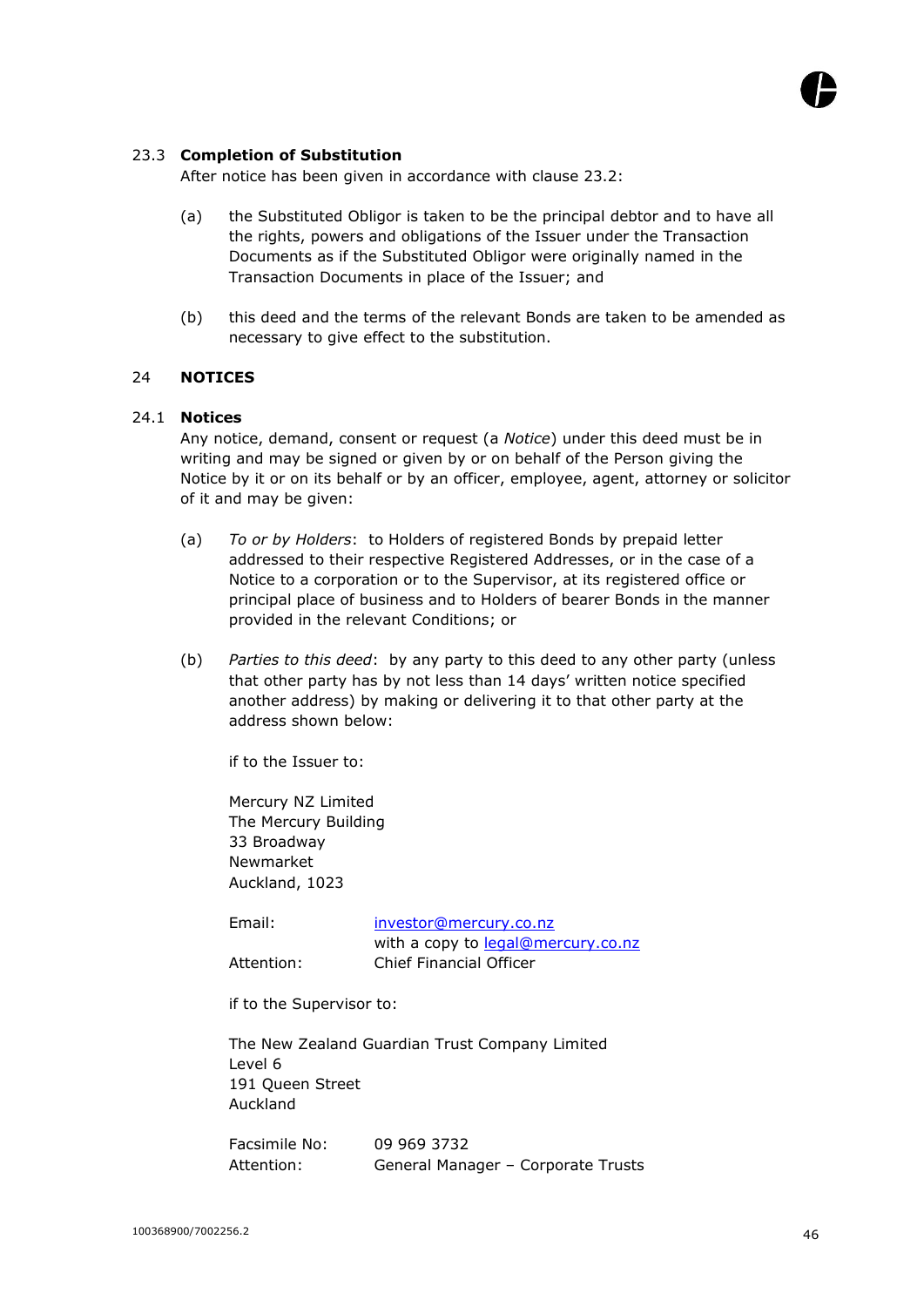### 23.3 **Completion of Substitution**

After notice has been given in accordance with clause 23.2:

(a) the Substituted Obligor is taken to be the principal debtor and to have all the rights, powers and obligations of the Issuer under the Transaction Documents as if the Substituted Obligor were originally named in the Transaction Documents in place of the Issuer; and

(b) this deed and the terms of the relevant Bonds are taken to be amended as necessary to give effect to the substitution.

## 24 NOTICES

### 24.1 **Notices**

Any notice, demand, consent or request (a *Notice*) under this deed must be in writing and may be signed or given by or on behalf of the Person giving the Notice by it or on its behalf or by an officer, employee, agent, attorney or solicitor of it and may be given:

(a) *To or by Holders*: to Holders of registered Bonds by prepaid letter addressed to their respective Registered Addresses, or in the case of a Notice to a corporation or to the Supervisor, at its registered office or principal place of business and to Holders of bearer Bonds in the manner provided in the relevant Conditions; or

(b) *Parties to this deed*: by any party to this deed to any other party (unless that other party has by not less than 14 days' written notice specified another address) by making or delivering it to that other party at the address shown below:

if to the Issuer to:

Mercury NZ Limited
The Mercury Building
33 Broadway
Newmarket
Auckland, 1023

| | |
|---|---|
| Email: | investor@mercury.co.nz with a copy to legal@mercury.co.nz |
| Attention: | Chief Financial Officer |

if to the Supervisor to:

The New Zealand Guardian Trust Company Limited
Level 6
191 Queen Street
Auckland

| | |
|---|---|
| Facsimile No: | 09 969 3732 |
| Attention: | General Manager – Corporate Trusts |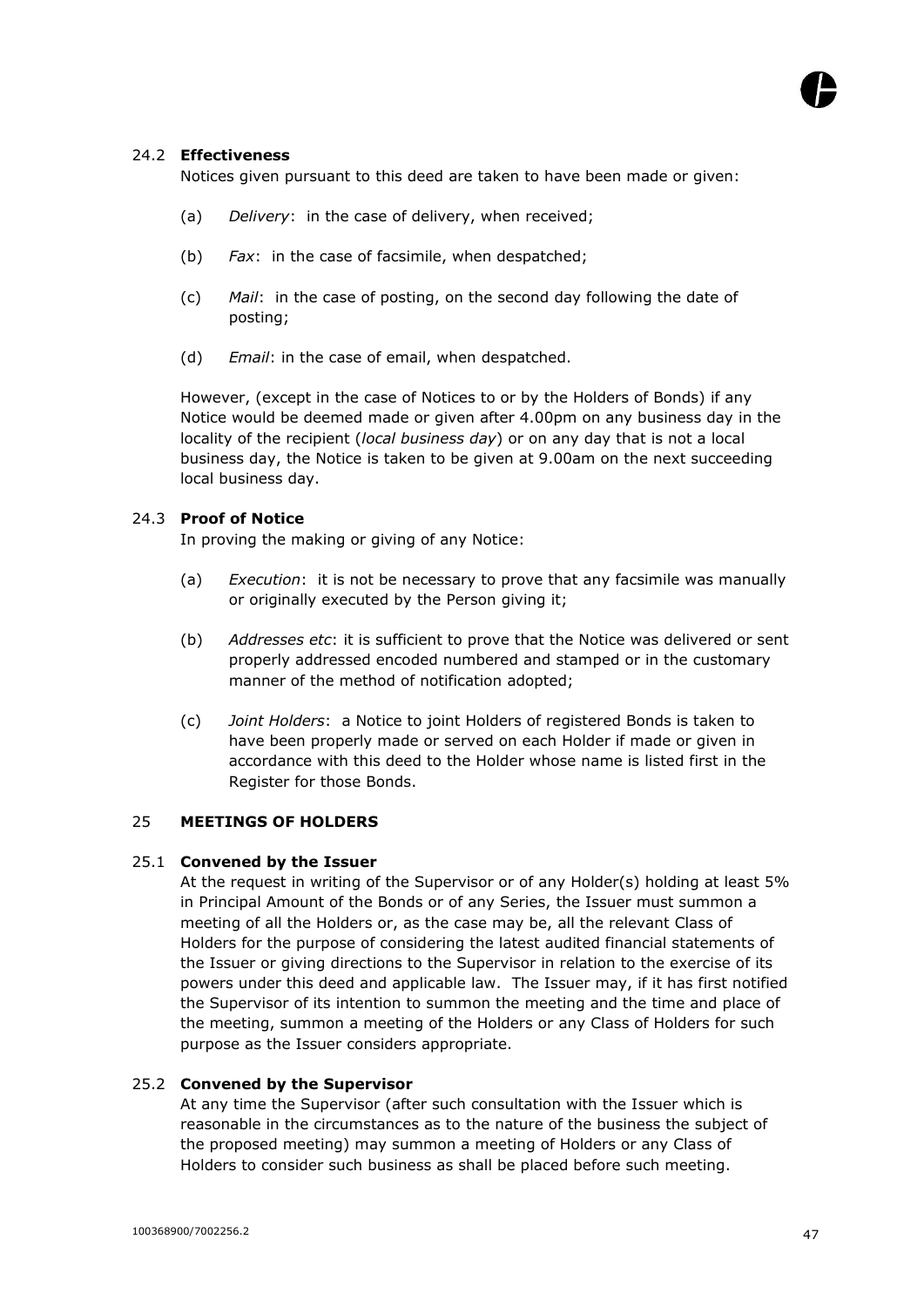### 24.2 **Effectiveness**

Notices given pursuant to this deed are taken to have been made or given:

(a) *Delivery*: in the case of delivery, when received;

(b) *Fax*: in the case of facsimile, when despatched;

(c) *Mail*: in the case of posting, on the second day following the date of posting;

(d) *Email*: in the case of email, when despatched.

However, (except in the case of Notices to or by the Holders of Bonds) if any Notice would be deemed made or given after 4.00pm on any business day in the locality of the recipient (*local business day*) or on any day that is not a local business day, the Notice is taken to be given at 9.00am on the next succeeding local business day.

### 24.3 **Proof of Notice**

In proving the making or giving of any Notice:

(a) *Execution*: it is not be necessary to prove that any facsimile was manually or originally executed by the Person giving it;

(b) *Addresses etc*: it is sufficient to prove that the Notice was delivered or sent properly addressed encoded numbered and stamped or in the customary manner of the method of notification adopted;

(c) *Joint Holders*: a Notice to joint Holders of registered Bonds is taken to have been properly made or served on each Holder if made or given in accordance with this deed to the Holder whose name is listed first in the Register for those Bonds.

## 25 **MEETINGS OF HOLDERS**

### 25.1 **Convened by the Issuer**

At the request in writing of the Supervisor or of any Holder(s) holding at least 5% in Principal Amount of the Bonds or of any Series, the Issuer must summon a meeting of all the Holders or, as the case may be, all the relevant Class of Holders for the purpose of considering the latest audited financial statements of the Issuer or giving directions to the Supervisor in relation to the exercise of its powers under this deed and applicable law. The Issuer may, if it has first notified the Supervisor of its intention to summon the meeting and the time and place of the meeting, summon a meeting of the Holders or any Class of Holders for such purpose as the Issuer considers appropriate.

### 25.2 **Convened by the Supervisor**

At any time the Supervisor (after such consultation with the Issuer which is reasonable in the circumstances as to the nature of the business the subject of the proposed meeting) may summon a meeting of Holders or any Class of Holders to consider such business as shall be placed before such meeting.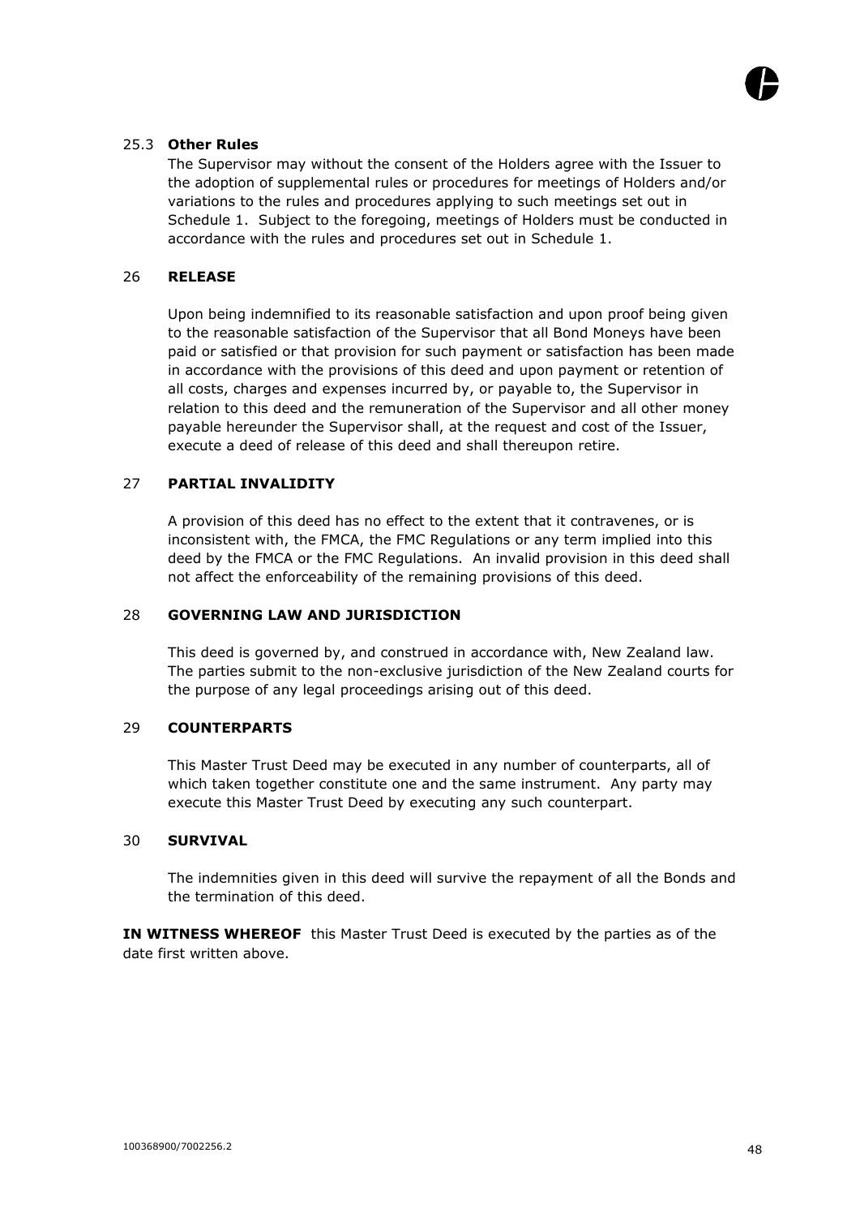### 25.3 **Other Rules**

The Supervisor may without the consent of the Holders agree with the Issuer to the adoption of supplemental rules or procedures for meetings of Holders and/or variations to the rules and procedures applying to such meetings set out in Schedule 1. Subject to the foregoing, meetings of Holders must be conducted in accordance with the rules and procedures set out in Schedule 1.

## 26 **RELEASE**

Upon being indemnified to its reasonable satisfaction and upon proof being given to the reasonable satisfaction of the Supervisor that all Bond Moneys have been paid or satisfied or that provision for such payment or satisfaction has been made in accordance with the provisions of this deed and upon payment or retention of all costs, charges and expenses incurred by, or payable to, the Supervisor in relation to this deed and the remuneration of the Supervisor and all other money payable hereunder the Supervisor shall, at the request and cost of the Issuer, execute a deed of release of this deed and shall thereupon retire.

## 27 **PARTIAL INVALIDITY**

A provision of this deed has no effect to the extent that it contravenes, or is inconsistent with, the FMCA, the FMC Regulations or any term implied into this deed by the FMCA or the FMC Regulations. An invalid provision in this deed shall not affect the enforceability of the remaining provisions of this deed.

## 28 **GOVERNING LAW AND JURISDICTION**

This deed is governed by, and construed in accordance with, New Zealand law. The parties submit to the non-exclusive jurisdiction of the New Zealand courts for the purpose of any legal proceedings arising out of this deed.

## 29 **COUNTERPARTS**

This Master Trust Deed may be executed in any number of counterparts, all of which taken together constitute one and the same instrument. Any party may execute this Master Trust Deed by executing any such counterpart.

## 30 **SURVIVAL**

The indemnities given in this deed will survive the repayment of all the Bonds and the termination of this deed.

**IN WITNESS WHEREOF** this Master Trust Deed is executed by the parties as of the date first written above.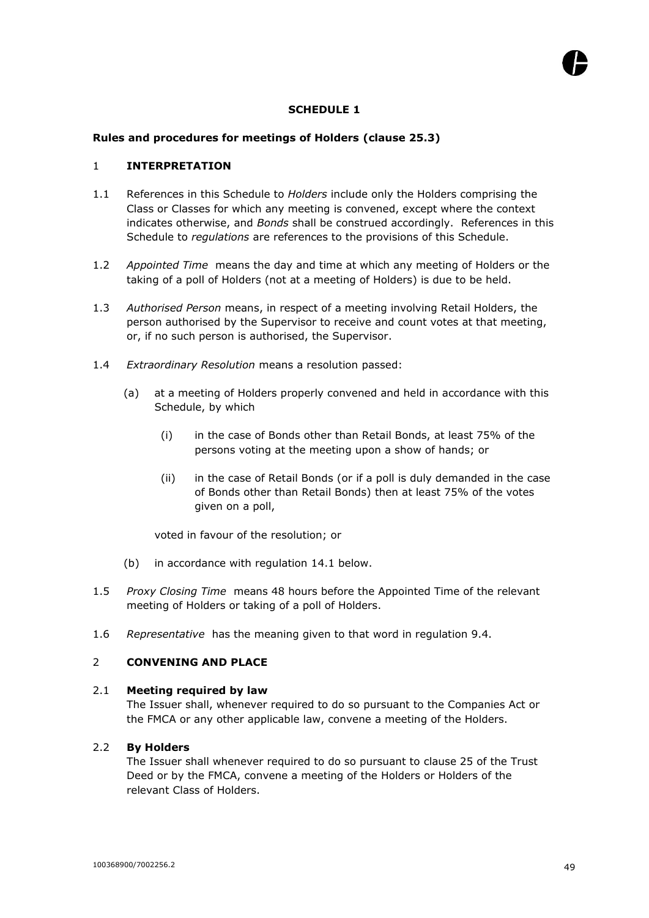## SCHEDULE 1

**Rules and procedures for meetings of Holders (clause 25.3)**

### 1 INTERPRETATION

1.1 References in this Schedule to *Holders* include only the Holders comprising the Class or Classes for which any meeting is convened, except where the context indicates otherwise, and *Bonds* shall be construed accordingly. References in this Schedule to *regulations* are references to the provisions of this Schedule.

1.2 *Appointed Time* means the day and time at which any meeting of Holders or the taking of a poll of Holders (not at a meeting of Holders) is due to be held.

1.3 *Authorised Person* means, in respect of a meeting involving Retail Holders, the person authorised by the Supervisor to receive and count votes at that meeting, or, if no such person is authorised, the Supervisor.

1.4 *Extraordinary Resolution* means a resolution passed:

(a) at a meeting of Holders properly convened and held in accordance with this Schedule, by which

(i) in the case of Bonds other than Retail Bonds, at least 75% of the persons voting at the meeting upon a show of hands; or

(ii) in the case of Retail Bonds (or if a poll is duly demanded in the case of Bonds other than Retail Bonds) then at least 75% of the votes given on a poll,

voted in favour of the resolution; or

(b) in accordance with regulation 14.1 below.

1.5 *Proxy Closing Time* means 48 hours before the Appointed Time of the relevant meeting of Holders or taking of a poll of Holders.

1.6 *Representative* has the meaning given to that word in regulation 9.4.

### 2 CONVENING AND PLACE

**2.1 Meeting required by law**

The Issuer shall, whenever required to do so pursuant to the Companies Act or the FMCA or any other applicable law, convene a meeting of the Holders.

**2.2 By Holders**

The Issuer shall whenever required to do so pursuant to clause 25 of the Trust Deed or by the FMCA, convene a meeting of the Holders or Holders of the relevant Class of Holders.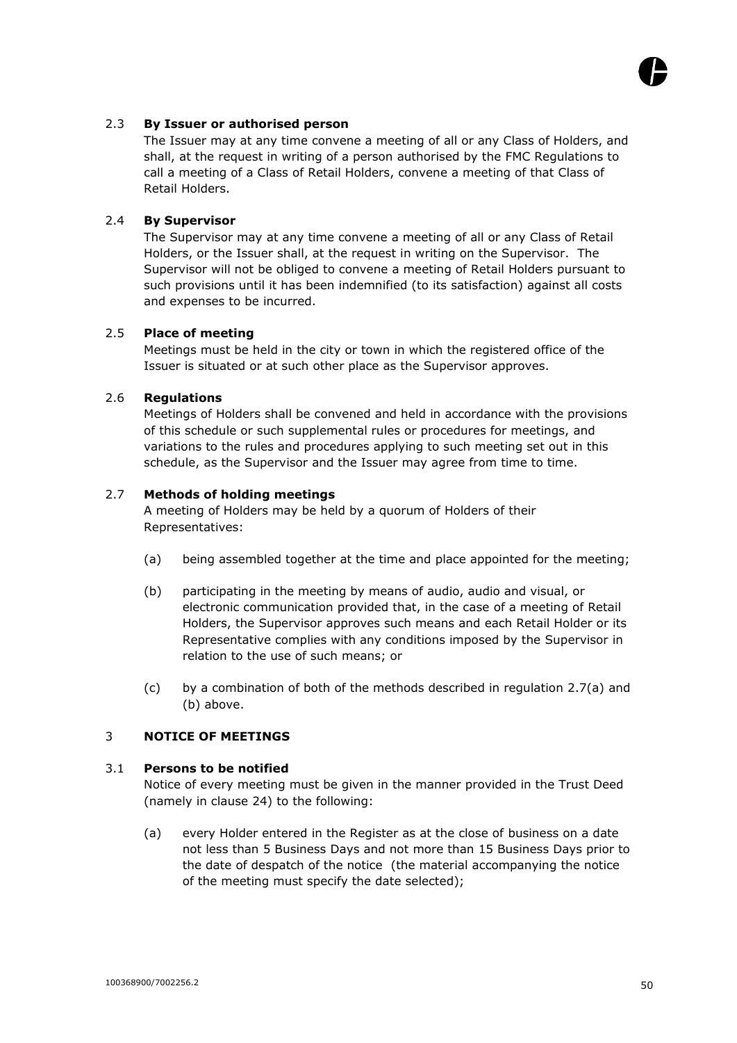### 2.3 **By Issuer or authorised person**

The Issuer may at any time convene a meeting of all or any Class of Holders, and shall, at the request in writing of a person authorised by the FMC Regulations to call a meeting of a Class of Retail Holders, convene a meeting of that Class of Retail Holders.

### 2.4 **By Supervisor**

The Supervisor may at any time convene a meeting of all or any Class of Retail Holders, or the Issuer shall, at the request in writing on the Supervisor. The Supervisor will not be obliged to convene a meeting of Retail Holders pursuant to such provisions until it has been indemnified (to its satisfaction) against all costs and expenses to be incurred.

### 2.5 **Place of meeting**

Meetings must be held in the city or town in which the registered office of the Issuer is situated or at such other place as the Supervisor approves.

### 2.6 **Regulations**

Meetings of Holders shall be convened and held in accordance with the provisions of this schedule or such supplemental rules or procedures for meetings, and variations to the rules and procedures applying to such meeting set out in this schedule, as the Supervisor and the Issuer may agree from time to time.

### 2.7 **Methods of holding meetings**

A meeting of Holders may be held by a quorum of Holders of their Representatives:

(a) being assembled together at the time and place appointed for the meeting;

(b) participating in the meeting by means of audio, audio and visual, or electronic communication provided that, in the case of a meeting of Retail Holders, the Supervisor approves such means and each Retail Holder or its Representative complies with any conditions imposed by the Supervisor in relation to the use of such means; or

(c) by a combination of both of the methods described in regulation 2.7(a) and (b) above.

## 3 **NOTICE OF MEETINGS**

### 3.1 **Persons to be notified**

Notice of every meeting must be given in the manner provided in the Trust Deed (namely in clause 24) to the following:

(a) every Holder entered in the Register as at the close of business on a date not less than 5 Business Days and not more than 15 Business Days prior to the date of despatch of the notice (the material accompanying the notice of the meeting must specify the date selected);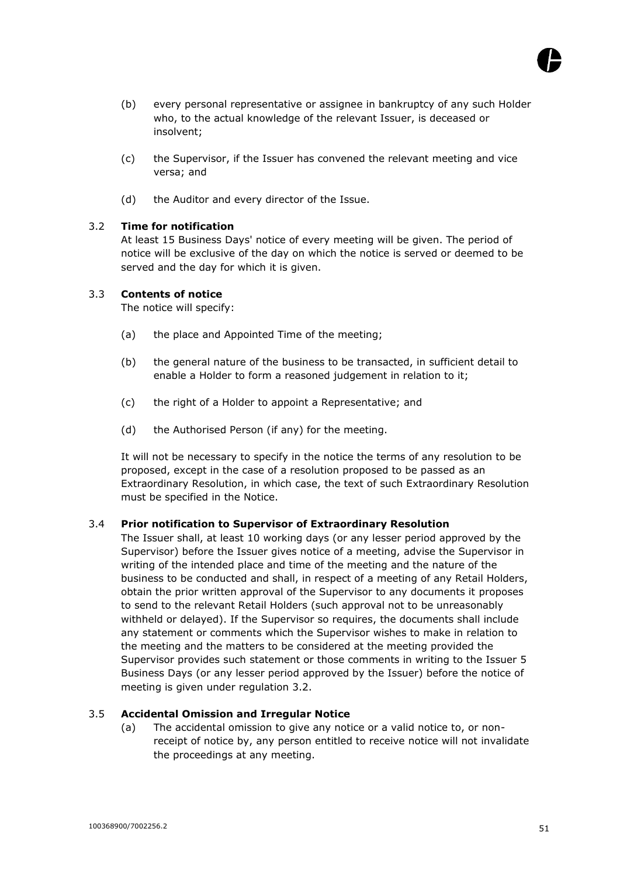(b) every personal representative or assignee in bankruptcy of any such Holder who, to the actual knowledge of the relevant Issuer, is deceased or insolvent;

(c) the Supervisor, if the Issuer has convened the relevant meeting and vice versa; and

(d) the Auditor and every director of the Issue.

3.2 **Time for notification**

At least 15 Business Days' notice of every meeting will be given. The period of notice will be exclusive of the day on which the notice is served or deemed to be served and the day for which it is given.

3.3 **Contents of notice**

The notice will specify:

(a) the place and Appointed Time of the meeting;

(b) the general nature of the business to be transacted, in sufficient detail to enable a Holder to form a reasoned judgement in relation to it;

(c) the right of a Holder to appoint a Representative; and

(d) the Authorised Person (if any) for the meeting.

It will not be necessary to specify in the notice the terms of any resolution to be proposed, except in the case of a resolution proposed to be passed as an Extraordinary Resolution, in which case, the text of such Extraordinary Resolution must be specified in the Notice.

3.4 **Prior notification to Supervisor of Extraordinary Resolution**

The Issuer shall, at least 10 working days (or any lesser period approved by the Supervisor) before the Issuer gives notice of a meeting, advise the Supervisor in writing of the intended place and time of the meeting and the nature of the business to be conducted and shall, in respect of a meeting of any Retail Holders, obtain the prior written approval of the Supervisor to any documents it proposes to send to the relevant Retail Holders (such approval not to be unreasonably withheld or delayed). If the Supervisor so requires, the documents shall include any statement or comments which the Supervisor wishes to make in relation to the meeting and the matters to be considered at the meeting provided the Supervisor provides such statement or those comments in writing to the Issuer 5 Business Days (or any lesser period approved by the Issuer) before the notice of meeting is given under regulation 3.2.

3.5 **Accidental Omission and Irregular Notice**

(a) The accidental omission to give any notice or a valid notice to, or non-receipt of notice by, any person entitled to receive notice will not invalidate the proceedings at any meeting.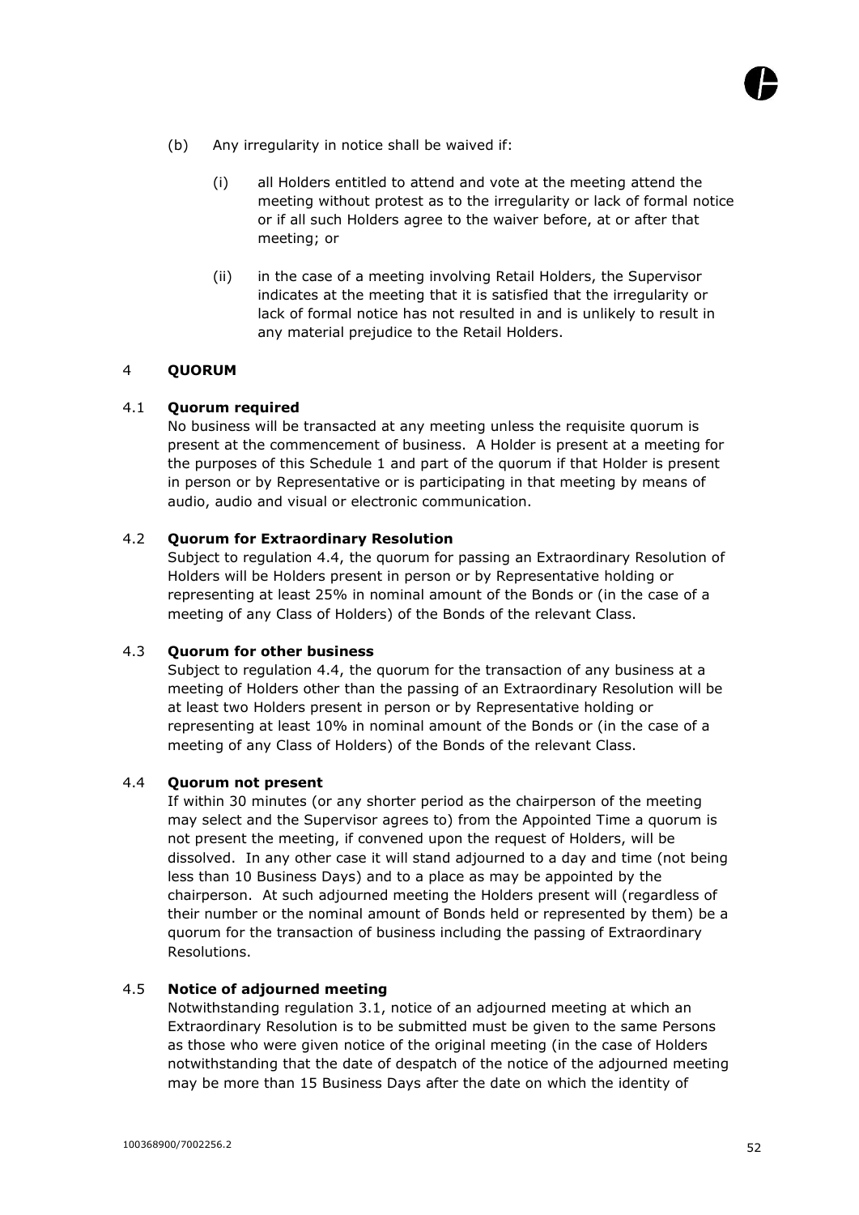(b) Any irregularity in notice shall be waived if:

   (i) all Holders entitled to attend and vote at the meeting attend the meeting without protest as to the irregularity or lack of formal notice or if all such Holders agree to the waiver before, at or after that meeting; or

   (ii) in the case of a meeting involving Retail Holders, the Supervisor indicates at the meeting that it is satisfied that the irregularity or lack of formal notice has not resulted in and is unlikely to result in any material prejudice to the Retail Holders.

## 4 QUORUM

### 4.1 Quorum required

No business will be transacted at any meeting unless the requisite quorum is present at the commencement of business. A Holder is present at a meeting for the purposes of this Schedule 1 and part of the quorum if that Holder is present in person or by Representative or is participating in that meeting by means of audio, audio and visual or electronic communication.

### 4.2 Quorum for Extraordinary Resolution

Subject to regulation 4.4, the quorum for passing an Extraordinary Resolution of Holders will be Holders present in person or by Representative holding or representing at least 25% in nominal amount of the Bonds or (in the case of a meeting of any Class of Holders) of the Bonds of the relevant Class.

### 4.3 Quorum for other business

Subject to regulation 4.4, the quorum for the transaction of any business at a meeting of Holders other than the passing of an Extraordinary Resolution will be at least two Holders present in person or by Representative holding or representing at least 10% in nominal amount of the Bonds or (in the case of a meeting of any Class of Holders) of the Bonds of the relevant Class.

### 4.4 Quorum not present

If within 30 minutes (or any shorter period as the chairperson of the meeting may select and the Supervisor agrees to) from the Appointed Time a quorum is not present the meeting, if convened upon the request of Holders, will be dissolved. In any other case it will stand adjourned to a day and time (not being less than 10 Business Days) and to a place as may be appointed by the chairperson. At such adjourned meeting the Holders present will (regardless of their number or the nominal amount of Bonds held or represented by them) be a quorum for the transaction of business including the passing of Extraordinary Resolutions.

### 4.5 Notice of adjourned meeting

Notwithstanding regulation 3.1, notice of an adjourned meeting at which an Extraordinary Resolution is to be submitted must be given to the same Persons as those who were given notice of the original meeting (in the case of Holders notwithstanding that the date of despatch of the notice of the adjourned meeting may be more than 15 Business Days after the date on which the identity of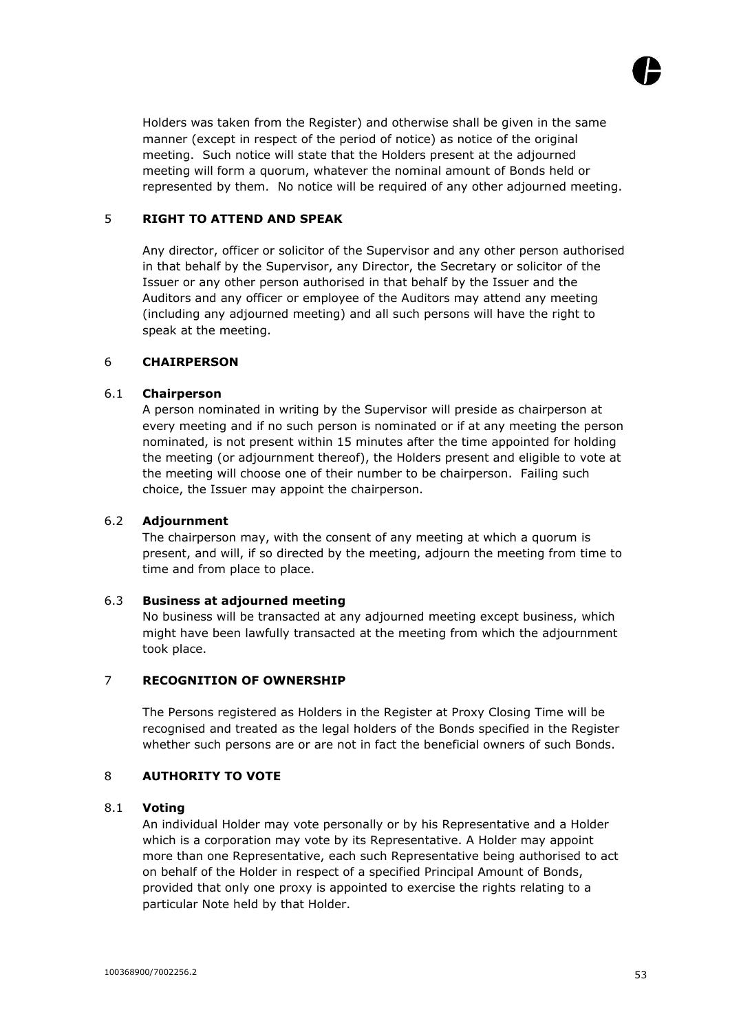Holders was taken from the Register) and otherwise shall be given in the same manner (except in respect of the period of notice) as notice of the original meeting. Such notice will state that the Holders present at the adjourned meeting will form a quorum, whatever the nominal amount of Bonds held or represented by them. No notice will be required of any other adjourned meeting.

## 5 RIGHT TO ATTEND AND SPEAK

Any director, officer or solicitor of the Supervisor and any other person authorised in that behalf by the Supervisor, any Director, the Secretary or solicitor of the Issuer or any other person authorised in that behalf by the Issuer and the Auditors and any officer or employee of the Auditors may attend any meeting (including any adjourned meeting) and all such persons will have the right to speak at the meeting.

## 6 CHAIRPERSON

### 6.1 Chairperson

A person nominated in writing by the Supervisor will preside as chairperson at every meeting and if no such person is nominated or if at any meeting the person nominated, is not present within 15 minutes after the time appointed for holding the meeting (or adjournment thereof), the Holders present and eligible to vote at the meeting will choose one of their number to be chairperson. Failing such choice, the Issuer may appoint the chairperson.

### 6.2 Adjournment

The chairperson may, with the consent of any meeting at which a quorum is present, and will, if so directed by the meeting, adjourn the meeting from time to time and from place to place.

### 6.3 Business at adjourned meeting

No business will be transacted at any adjourned meeting except business, which might have been lawfully transacted at the meeting from which the adjournment took place.

## 7 RECOGNITION OF OWNERSHIP

The Persons registered as Holders in the Register at Proxy Closing Time will be recognised and treated as the legal holders of the Bonds specified in the Register whether such persons are or are not in fact the beneficial owners of such Bonds.

## 8 AUTHORITY TO VOTE

### 8.1 Voting

An individual Holder may vote personally or by his Representative and a Holder which is a corporation may vote by its Representative. A Holder may appoint more than one Representative, each such Representative being authorised to act on behalf of the Holder in respect of a specified Principal Amount of Bonds, provided that only one proxy is appointed to exercise the rights relating to a particular Note held by that Holder.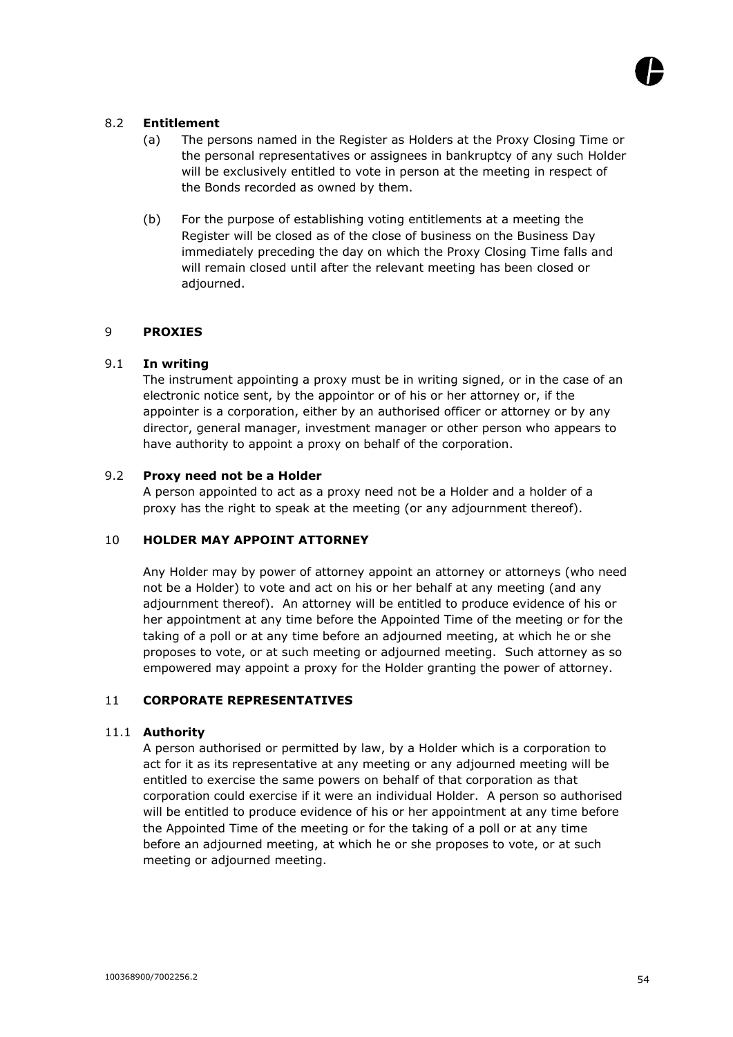### 8.2 **Entitlement**

(a) The persons named in the Register as Holders at the Proxy Closing Time or the personal representatives or assignees in bankruptcy of any such Holder will be exclusively entitled to vote in person at the meeting in respect of the Bonds recorded as owned by them.

(b) For the purpose of establishing voting entitlements at a meeting the Register will be closed as of the close of business on the Business Day immediately preceding the day on which the Proxy Closing Time falls and will remain closed until after the relevant meeting has been closed or adjourned.

## 9 **PROXIES**

### 9.1 **In writing**

The instrument appointing a proxy must be in writing signed, or in the case of an electronic notice sent, by the appointor or of his or her attorney or, if the appointer is a corporation, either by an authorised officer or attorney or by any director, general manager, investment manager or other person who appears to have authority to appoint a proxy on behalf of the corporation.

### 9.2 **Proxy need not be a Holder**

A person appointed to act as a proxy need not be a Holder and a holder of a proxy has the right to speak at the meeting (or any adjournment thereof).

## 10 **HOLDER MAY APPOINT ATTORNEY**

Any Holder may by power of attorney appoint an attorney or attorneys (who need not be a Holder) to vote and act on his or her behalf at any meeting (and any adjournment thereof). An attorney will be entitled to produce evidence of his or her appointment at any time before the Appointed Time of the meeting or for the taking of a poll or at any time before an adjourned meeting, at which he or she proposes to vote, or at such meeting or adjourned meeting. Such attorney as so empowered may appoint a proxy for the Holder granting the power of attorney.

## 11 **CORPORATE REPRESENTATIVES**

### 11.1 **Authority**

A person authorised or permitted by law, by a Holder which is a corporation to act for it as its representative at any meeting or any adjourned meeting will be entitled to exercise the same powers on behalf of that corporation as that corporation could exercise if it were an individual Holder. A person so authorised will be entitled to produce evidence of his or her appointment at any time before the Appointed Time of the meeting or for the taking of a poll or at any time before an adjourned meeting, at which he or she proposes to vote, or at such meeting or adjourned meeting.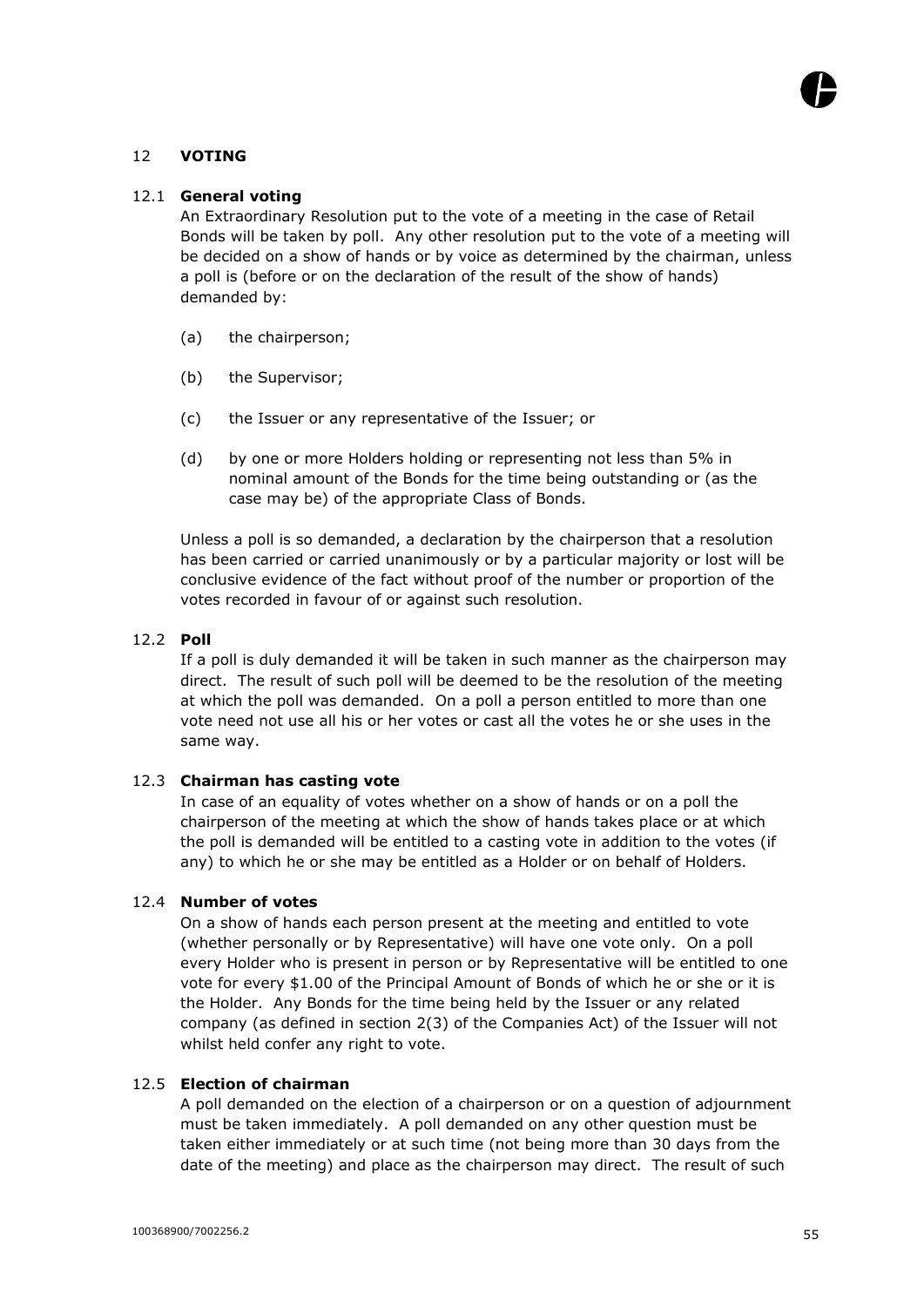## 12 **VOTING**

### 12.1 **General voting**

An Extraordinary Resolution put to the vote of a meeting in the case of Retail Bonds will be taken by poll. Any other resolution put to the vote of a meeting will be decided on a show of hands or by voice as determined by the chairman, unless a poll is (before or on the declaration of the result of the show of hands) demanded by:

(a) the chairperson;

(b) the Supervisor;

(c) the Issuer or any representative of the Issuer; or

(d) by one or more Holders holding or representing not less than 5% in nominal amount of the Bonds for the time being outstanding or (as the case may be) of the appropriate Class of Bonds.

Unless a poll is so demanded, a declaration by the chairperson that a resolution has been carried or carried unanimously or by a particular majority or lost will be conclusive evidence of the fact without proof of the number or proportion of the votes recorded in favour of or against such resolution.

### 12.2 **Poll**

If a poll is duly demanded it will be taken in such manner as the chairperson may direct. The result of such poll will be deemed to be the resolution of the meeting at which the poll was demanded. On a poll a person entitled to more than one vote need not use all his or her votes or cast all the votes he or she uses in the same way.

### 12.3 **Chairman has casting vote**

In case of an equality of votes whether on a show of hands or on a poll the chairperson of the meeting at which the show of hands takes place or at which the poll is demanded will be entitled to a casting vote in addition to the votes (if any) to which he or she may be entitled as a Holder or on behalf of Holders.

### 12.4 **Number of votes**

On a show of hands each person present at the meeting and entitled to vote (whether personally or by Representative) will have one vote only. On a poll every Holder who is present in person or by Representative will be entitled to one vote for every $1.00 of the Principal Amount of Bonds of which he or she or it is the Holder. Any Bonds for the time being held by the Issuer or any related company (as defined in section 2(3) of the Companies Act) of the Issuer will not whilst held confer any right to vote.

### 12.5 **Election of chairman**

A poll demanded on the election of a chairperson or on a question of adjournment must be taken immediately. A poll demanded on any other question must be taken either immediately or at such time (not being more than 30 days from the date of the meeting) and place as the chairperson may direct. The result of such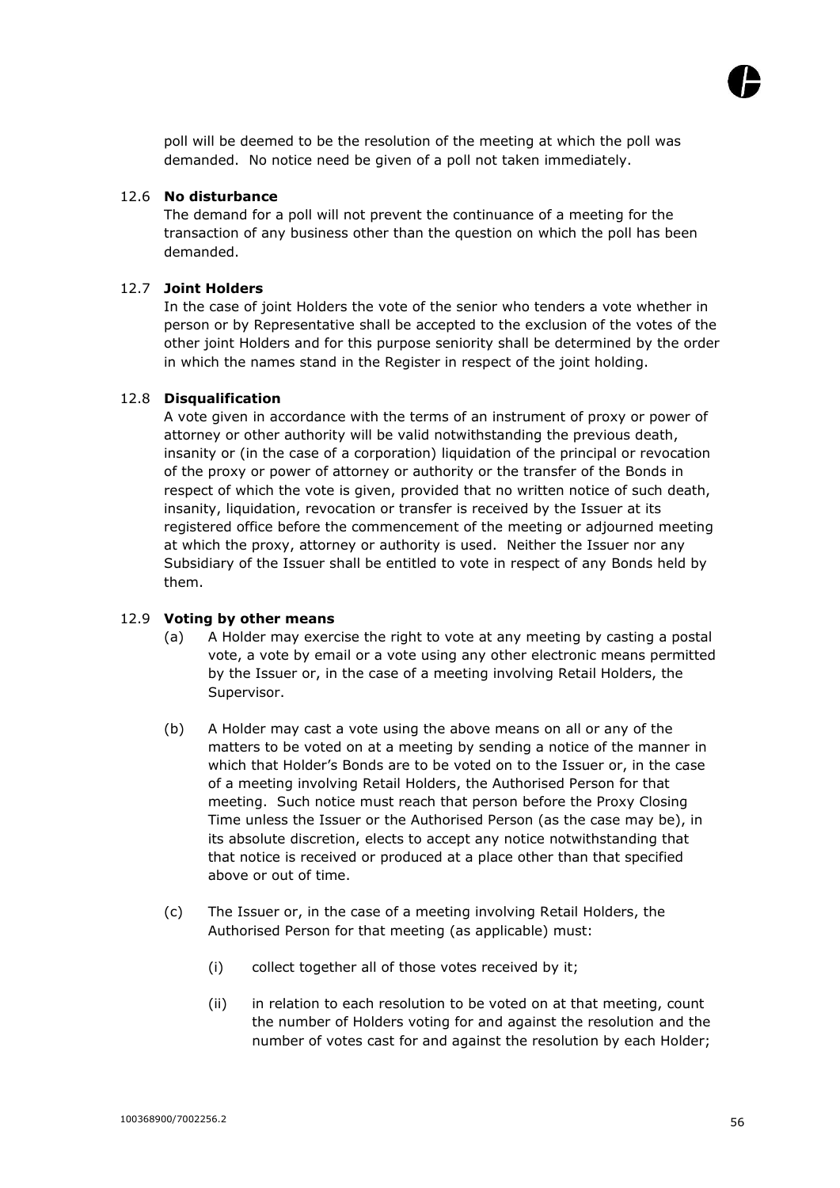poll will be deemed to be the resolution of the meeting at which the poll was demanded. No notice need be given of a poll not taken immediately.

### 12.6 No disturbance

The demand for a poll will not prevent the continuance of a meeting for the transaction of any business other than the question on which the poll has been demanded.

### 12.7 Joint Holders

In the case of joint Holders the vote of the senior who tenders a vote whether in person or by Representative shall be accepted to the exclusion of the votes of the other joint Holders and for this purpose seniority shall be determined by the order in which the names stand in the Register in respect of the joint holding.

### 12.8 Disqualification

A vote given in accordance with the terms of an instrument of proxy or power of attorney or other authority will be valid notwithstanding the previous death, insanity or (in the case of a corporation) liquidation of the principal or revocation of the proxy or power of attorney or authority or the transfer of the Bonds in respect of which the vote is given, provided that no written notice of such death, insanity, liquidation, revocation or transfer is received by the Issuer at its registered office before the commencement of the meeting or adjourned meeting at which the proxy, attorney or authority is used. Neither the Issuer nor any Subsidiary of the Issuer shall be entitled to vote in respect of any Bonds held by them.

### 12.9 Voting by other means

(a) A Holder may exercise the right to vote at any meeting by casting a postal vote, a vote by email or a vote using any other electronic means permitted by the Issuer or, in the case of a meeting involving Retail Holders, the Supervisor.

(b) A Holder may cast a vote using the above means on all or any of the matters to be voted on at a meeting by sending a notice of the manner in which that Holder's Bonds are to be voted on to the Issuer or, in the case of a meeting involving Retail Holders, the Authorised Person for that meeting. Such notice must reach that person before the Proxy Closing Time unless the Issuer or the Authorised Person (as the case may be), in its absolute discretion, elects to accept any notice notwithstanding that that notice is received or produced at a place other than that specified above or out of time.

(c) The Issuer or, in the case of a meeting involving Retail Holders, the Authorised Person for that meeting (as applicable) must:

   (i) collect together all of those votes received by it;

   (ii) in relation to each resolution to be voted on at that meeting, count the number of Holders voting for and against the resolution and the number of votes cast for and against the resolution by each Holder;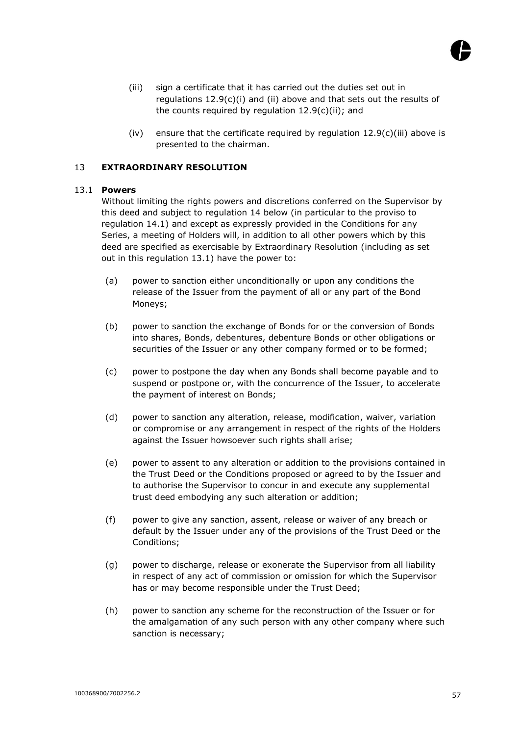(iii) sign a certificate that it has carried out the duties set out in regulations 12.9(c)(i) and (ii) above and that sets out the results of the counts required by regulation 12.9(c)(ii); and

(iv) ensure that the certificate required by regulation 12.9(c)(iii) above is presented to the chairman.

## 13 EXTRAORDINARY RESOLUTION

### 13.1 Powers

Without limiting the rights powers and discretions conferred on the Supervisor by this deed and subject to regulation 14 below (in particular to the proviso to regulation 14.1) and except as expressly provided in the Conditions for any Series, a meeting of Holders will, in addition to all other powers which by this deed are specified as exercisable by Extraordinary Resolution (including as set out in this regulation 13.1) have the power to:

(a) power to sanction either unconditionally or upon any conditions the release of the Issuer from the payment of all or any part of the Bond Moneys;

(b) power to sanction the exchange of Bonds for or the conversion of Bonds into shares, Bonds, debentures, debenture Bonds or other obligations or securities of the Issuer or any other company formed or to be formed;

(c) power to postpone the day when any Bonds shall become payable and to suspend or postpone or, with the concurrence of the Issuer, to accelerate the payment of interest on Bonds;

(d) power to sanction any alteration, release, modification, waiver, variation or compromise or any arrangement in respect of the rights of the Holders against the Issuer howsoever such rights shall arise;

(e) power to assent to any alteration or addition to the provisions contained in the Trust Deed or the Conditions proposed or agreed to by the Issuer and to authorise the Supervisor to concur in and execute any supplemental trust deed embodying any such alteration or addition;

(f) power to give any sanction, assent, release or waiver of any breach or default by the Issuer under any of the provisions of the Trust Deed or the Conditions;

(g) power to discharge, release or exonerate the Supervisor from all liability in respect of any act of commission or omission for which the Supervisor has or may become responsible under the Trust Deed;

(h) power to sanction any scheme for the reconstruction of the Issuer or for the amalgamation of any such person with any other company where such sanction is necessary;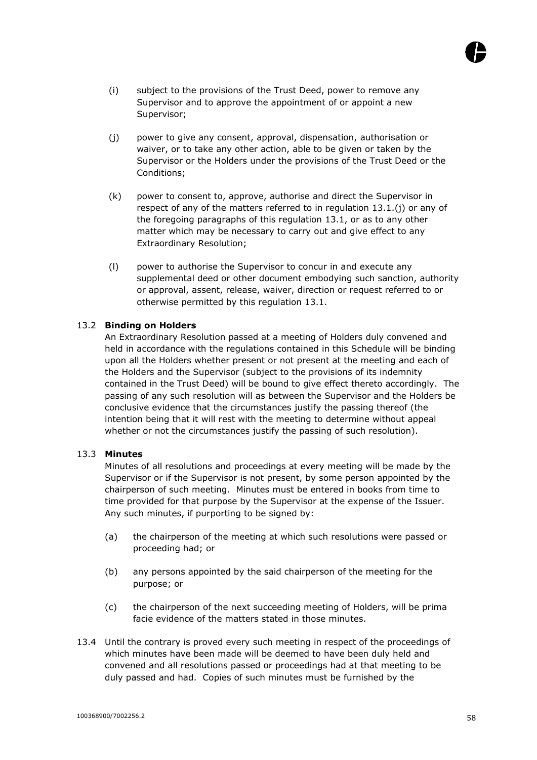(i) subject to the provisions of the Trust Deed, power to remove any Supervisor and to approve the appointment of or appoint a new Supervisor;

(j) power to give any consent, approval, dispensation, authorisation or waiver, or to take any other action, able to be given or taken by the Supervisor or the Holders under the provisions of the Trust Deed or the Conditions;

(k) power to consent to, approve, authorise and direct the Supervisor in respect of any of the matters referred to in regulation 13.1.(j) or any of the foregoing paragraphs of this regulation 13.1, or as to any other matter which may be necessary to carry out and give effect to any Extraordinary Resolution;

(l) power to authorise the Supervisor to concur in and execute any supplemental deed or other document embodying such sanction, authority or approval, assent, release, waiver, direction or request referred to or otherwise permitted by this regulation 13.1.

13.2 **Binding on Holders**

An Extraordinary Resolution passed at a meeting of Holders duly convened and held in accordance with the regulations contained in this Schedule will be binding upon all the Holders whether present or not present at the meeting and each of the Holders and the Supervisor (subject to the provisions of its indemnity contained in the Trust Deed) will be bound to give effect thereto accordingly. The passing of any such resolution will as between the Supervisor and the Holders be conclusive evidence that the circumstances justify the passing thereof (the intention being that it will rest with the meeting to determine without appeal whether or not the circumstances justify the passing of such resolution).

13.3 **Minutes**

Minutes of all resolutions and proceedings at every meeting will be made by the Supervisor or if the Supervisor is not present, by some person appointed by the chairperson of such meeting. Minutes must be entered in books from time to time provided for that purpose by the Supervisor at the expense of the Issuer. Any such minutes, if purporting to be signed by:

(a) the chairperson of the meeting at which such resolutions were passed or proceeding had; or

(b) any persons appointed by the said chairperson of the meeting for the purpose; or

(c) the chairperson of the next succeeding meeting of Holders, will be prima facie evidence of the matters stated in those minutes.

13.4 Until the contrary is proved every such meeting in respect of the proceedings of which minutes have been made will be deemed to have been duly held and convened and all resolutions passed or proceedings had at that meeting to be duly passed and had. Copies of such minutes must be furnished by the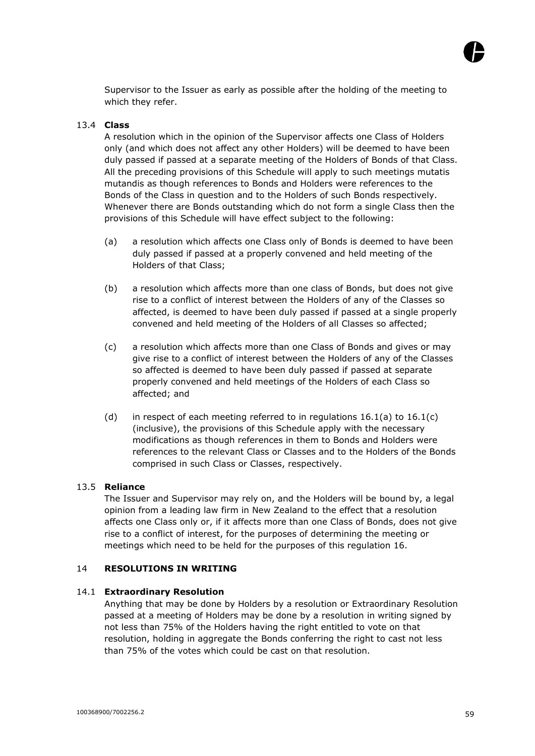Supervisor to the Issuer as early as possible after the holding of the meeting to which they refer.

### 13.4 Class

A resolution which in the opinion of the Supervisor affects one Class of Holders only (and which does not affect any other Holders) will be deemed to have been duly passed if passed at a separate meeting of the Holders of Bonds of that Class. All the preceding provisions of this Schedule will apply to such meetings mutatis mutandis as though references to Bonds and Holders were references to the Bonds of the Class in question and to the Holders of such Bonds respectively. Whenever there are Bonds outstanding which do not form a single Class then the provisions of this Schedule will have effect subject to the following:

(a) a resolution which affects one Class only of Bonds is deemed to have been duly passed if passed at a properly convened and held meeting of the Holders of that Class;

(b) a resolution which affects more than one class of Bonds, but does not give rise to a conflict of interest between the Holders of any of the Classes so affected, is deemed to have been duly passed if passed at a single properly convened and held meeting of the Holders of all Classes so affected;

(c) a resolution which affects more than one Class of Bonds and gives or may give rise to a conflict of interest between the Holders of any of the Classes so affected is deemed to have been duly passed if passed at separate properly convened and held meetings of the Holders of each Class so affected; and

(d) in respect of each meeting referred to in regulations 16.1(a) to 16.1(c) (inclusive), the provisions of this Schedule apply with the necessary modifications as though references in them to Bonds and Holders were references to the relevant Class or Classes and to the Holders of the Bonds comprised in such Class or Classes, respectively.

### 13.5 Reliance

The Issuer and Supervisor may rely on, and the Holders will be bound by, a legal opinion from a leading law firm in New Zealand to the effect that a resolution affects one Class only or, if it affects more than one Class of Bonds, does not give rise to a conflict of interest, for the purposes of determining the meeting or meetings which need to be held for the purposes of this regulation 16.

## 14 RESOLUTIONS IN WRITING

### 14.1 Extraordinary Resolution

Anything that may be done by Holders by a resolution or Extraordinary Resolution passed at a meeting of Holders may be done by a resolution in writing signed by not less than 75% of the Holders having the right entitled to vote on that resolution, holding in aggregate the Bonds conferring the right to cast not less than 75% of the votes which could be cast on that resolution.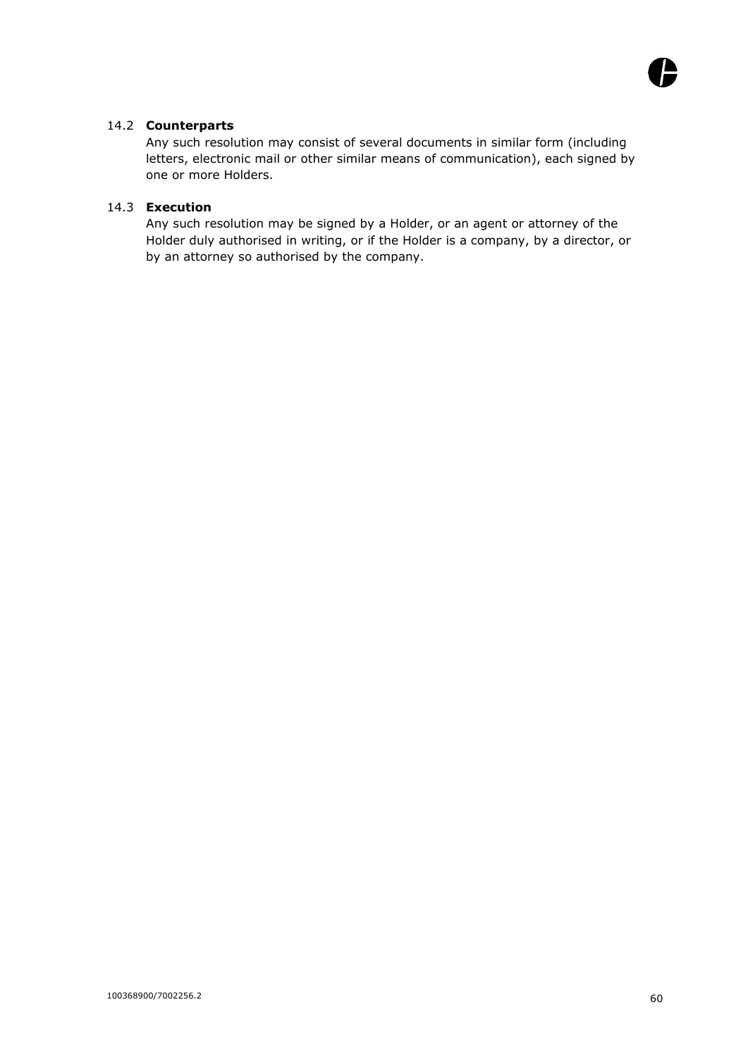### 14.2 **Counterparts**

Any such resolution may consist of several documents in similar form (including letters, electronic mail or other similar means of communication), each signed by one or more Holders.

### 14.3 **Execution**

Any such resolution may be signed by a Holder, or an agent or attorney of the Holder duly authorised in writing, or if the Holder is a company, by a director, or by an attorney so authorised by the company.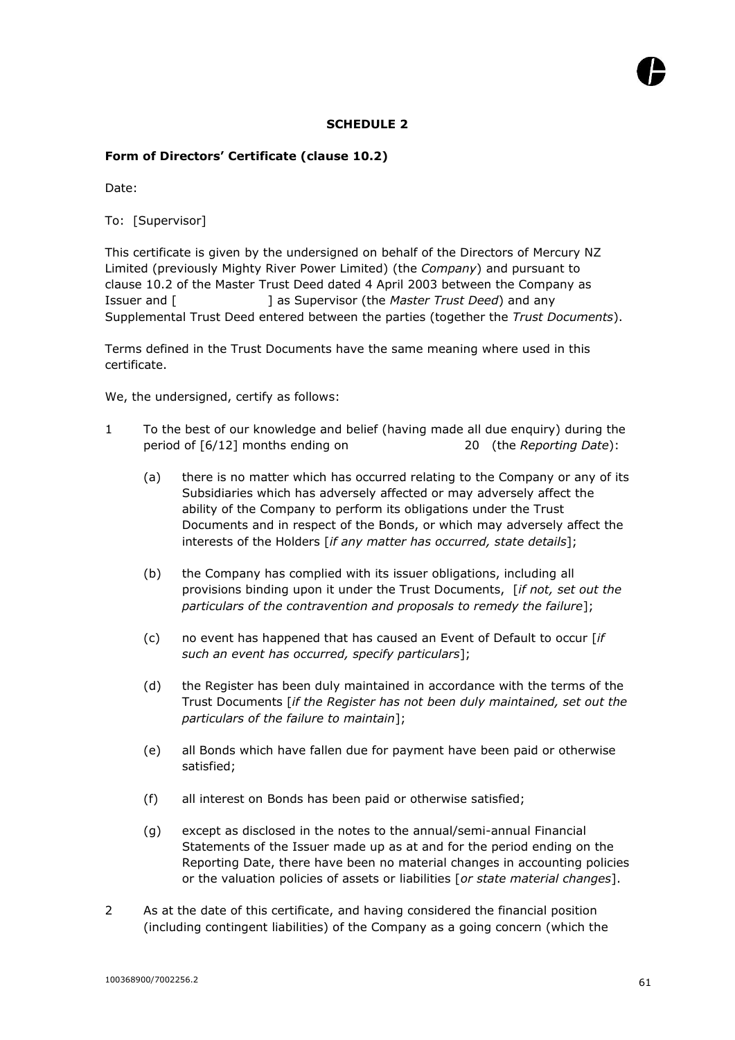## SCHEDULE 2

**Form of Directors' Certificate (clause 10.2)**

Date:

To: [Supervisor]

This certificate is given by the undersigned on behalf of the Directors of Mercury NZ Limited (previously Mighty River Power Limited) (the *Company*) and pursuant to clause 10.2 of the Master Trust Deed dated 4 April 2003 between the Company as Issuer and [ ] as Supervisor (the *Master Trust Deed*) and any Supplemental Trust Deed entered between the parties (together the *Trust Documents*).

Terms defined in the Trust Documents have the same meaning where used in this certificate.

We, the undersigned, certify as follows:

1 To the best of our knowledge and belief (having made all due enquiry) during the period of [6/12] months ending on 20 (the *Reporting Date*):

   (a) there is no matter which has occurred relating to the Company or any of its Subsidiaries which has adversely affected or may adversely affect the ability of the Company to perform its obligations under the Trust Documents and in respect of the Bonds, or which may adversely affect the interests of the Holders [*if any matter has occurred, state details*];

   (b) the Company has complied with its issuer obligations, including all provisions binding upon it under the Trust Documents, [*if not, set out the particulars of the contravention and proposals to remedy the failure*];

   (c) no event has happened that has caused an Event of Default to occur [*if such an event has occurred, specify particulars*];

   (d) the Register has been duly maintained in accordance with the terms of the Trust Documents [*if the Register has not been duly maintained, set out the particulars of the failure to maintain*];

   (e) all Bonds which have fallen due for payment have been paid or otherwise satisfied;

   (f) all interest on Bonds has been paid or otherwise satisfied;

   (g) except as disclosed in the notes to the annual/semi-annual Financial Statements of the Issuer made up as at and for the period ending on the Reporting Date, there have been no material changes in accounting policies or the valuation policies of assets or liabilities [*or state material changes*].

2 As at the date of this certificate, and having considered the financial position (including contingent liabilities) of the Company as a going concern (which the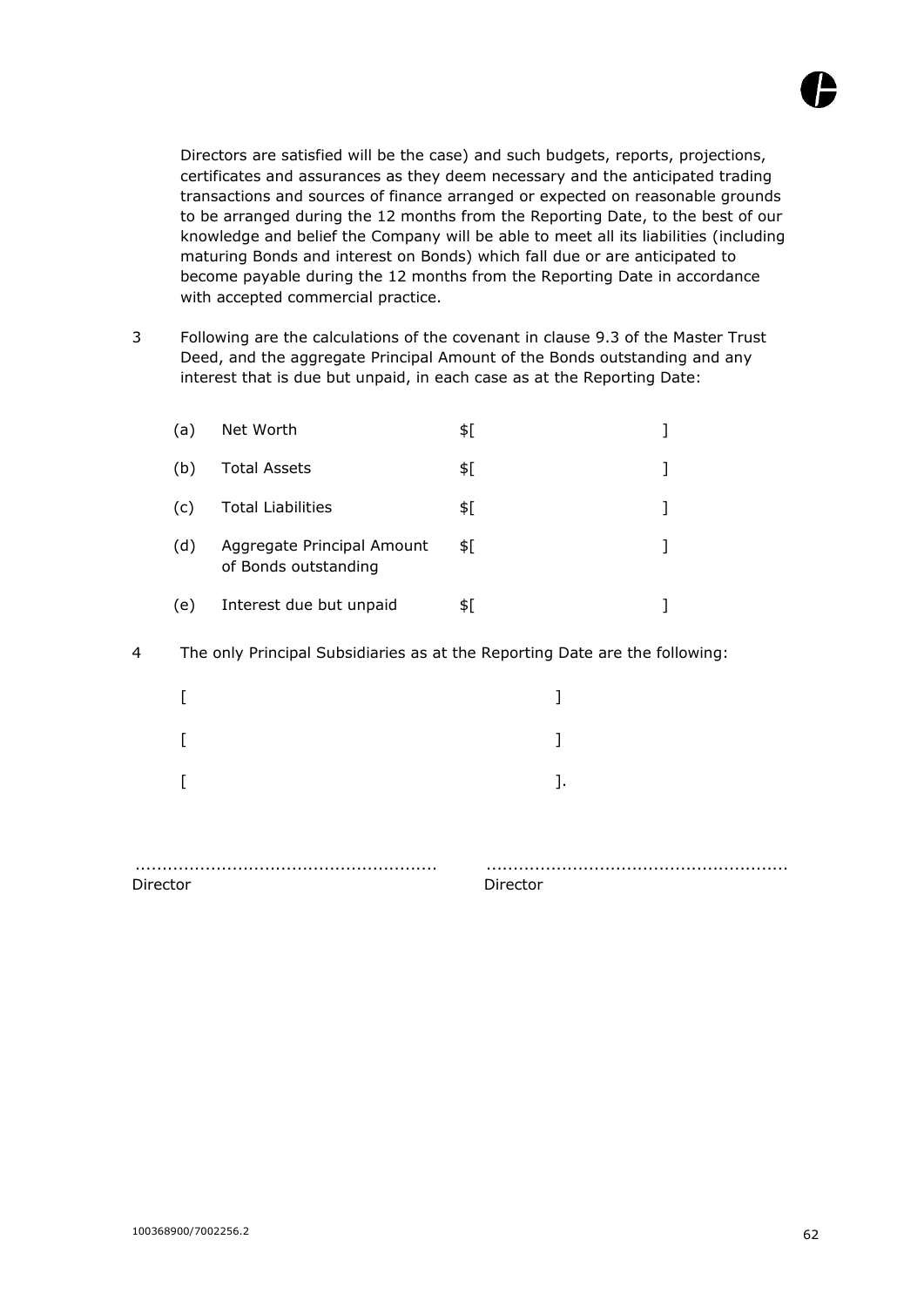Directors are satisfied will be the case) and such budgets, reports, projections, certificates and assurances as they deem necessary and the anticipated trading transactions and sources of finance arranged or expected on reasonable grounds to be arranged during the 12 months from the Reporting Date, to the best of our knowledge and belief the Company will be able to meet all its liabilities (including maturing Bonds and interest on Bonds) which fall due or are anticipated to become payable during the 12 months from the Reporting Date in accordance with accepted commercial practice.

3 Following are the calculations of the covenant in clause 9.3 of the Master Trust Deed, and the aggregate Principal Amount of the Bonds outstanding and any interest that is due but unpaid, in each case as at the Reporting Date:

| | | |
|---|---|---|
| (a) | Net Worth | $[ ] |
| (b) | Total Assets | $[ ] |
| (c) | Total Liabilities | $[ ] |
| (d) | Aggregate Principal Amount of Bonds outstanding | $[ ] |
| (e) | Interest due but unpaid | $[ ] |

4 The only Principal Subsidiaries as at the Reporting Date are the following:

[ ]

[ ]

[ ].

....................................................... Director

....................................................... Director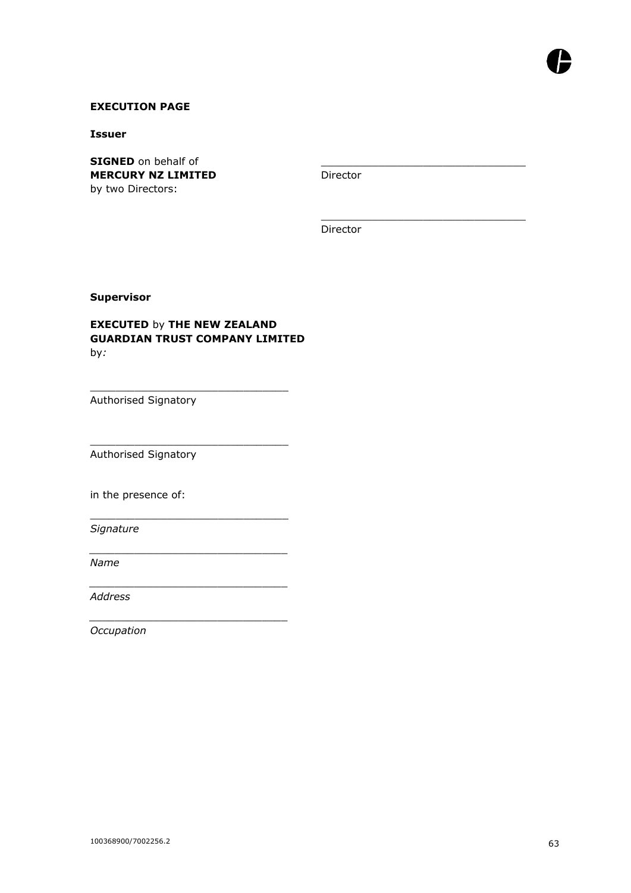**EXECUTION PAGE**

**Issuer**

**SIGNED** on behalf of **MERCURY NZ LIMITED** by two Directors:

\_\_\_\_\_\_\_\_\_\_\_\_\_\_\_\_\_\_\_\_\_\_\_\_\_\_\_\_\_\_\_\_
Director

\_\_\_\_\_\_\_\_\_\_\_\_\_\_\_\_\_\_\_\_\_\_\_\_\_\_\_\_\_\_\_\_
Director

**Supervisor**

**EXECUTED** by **THE NEW ZEALAND GUARDIAN TRUST COMPANY LIMITED** by*:*

\_\_\_\_\_\_\_\_\_\_\_\_\_\_\_\_\_\_\_\_\_\_\_\_\_\_\_\_\_\_\_\_
Authorised Signatory

\_\_\_\_\_\_\_\_\_\_\_\_\_\_\_\_\_\_\_\_\_\_\_\_\_\_\_\_\_\_\_\_
Authorised Signatory

in the presence of:

\_\_\_\_\_\_\_\_\_\_\_\_\_\_\_\_\_\_\_\_\_\_\_\_\_\_\_\_\_\_\_\_
*Signature*

\_\_\_\_\_\_\_\_\_\_\_\_\_\_\_\_\_\_\_\_\_\_\_\_\_\_\_\_\_\_\_\_
*Name*

\_\_\_\_\_\_\_\_\_\_\_\_\_\_\_\_\_\_\_\_\_\_\_\_\_\_\_\_\_\_\_\_
*Address*

\_\_\_\_\_\_\_\_\_\_\_\_\_\_\_\_\_\_\_\_\_\_\_\_\_\_\_\_\_\_\_\_
*Occupation*

100368900/7002256.2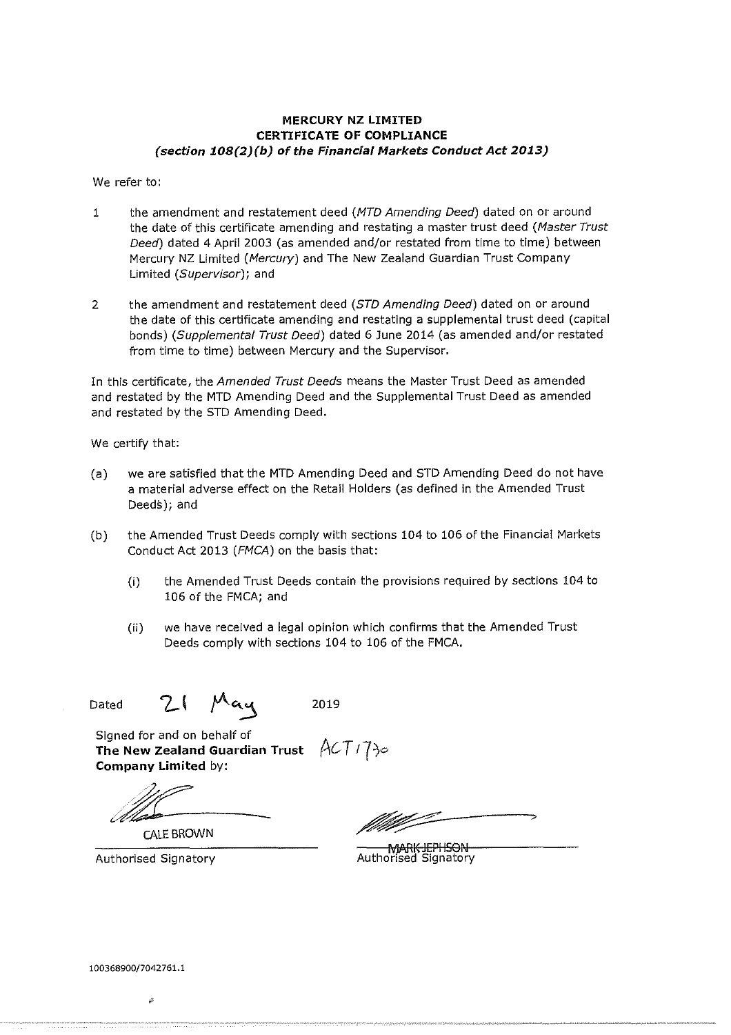**MERCURY NZ LIMITED**
**CERTIFICATE OF COMPLIANCE**
***(section 108(2)(b) of the Financial Markets Conduct Act 2013)***

We refer to:

1 the amendment and restatement deed (*MTD Amending Deed*) dated on or around the date of this certificate amending and restating a master trust deed (*Master Trust Deed*) dated 4 April 2003 (as amended and/or restated from time to time) between Mercury NZ Limited (*Mercury*) and The New Zealand Guardian Trust Company Limited (*Supervisor*); and

2 the amendment and restatement deed (*STD Amending Deed*) dated on or around the date of this certificate amending and restating a supplemental trust deed (capital bonds) (*Supplemental Trust Deed*) dated 6 June 2014 (as amended and/or restated from time to time) between Mercury and the Supervisor.

In this certificate, the *Amended Trust Deeds* means the Master Trust Deed as amended and restated by the MTD Amending Deed and the Supplemental Trust Deed as amended and restated by the STD Amending Deed.

We certify that:

(a) we are satisfied that the MTD Amending Deed and STD Amending Deed do not have a material adverse effect on the Retail Holders (as defined in the Amended Trust Deeds); and

(b) the Amended Trust Deeds comply with sections 104 to 106 of the Financial Markets Conduct Act 2013 (*FMCA*) on the basis that:

(i) the Amended Trust Deeds contain the provisions required by sections 104 to 106 of the FMCA; and

(ii) we have received a legal opinion which confirms that the Amended Trust Deeds comply with sections 104 to 106 of the FMCA.

Dated 21 May 2019

Signed for and on behalf of
**The New Zealand Guardian Trust Company Limited** by: ACT 1730

CALE BROWN
Authorised Signatory

MARK JEPHSON
Authorised Signatory

100368900/7042761.1